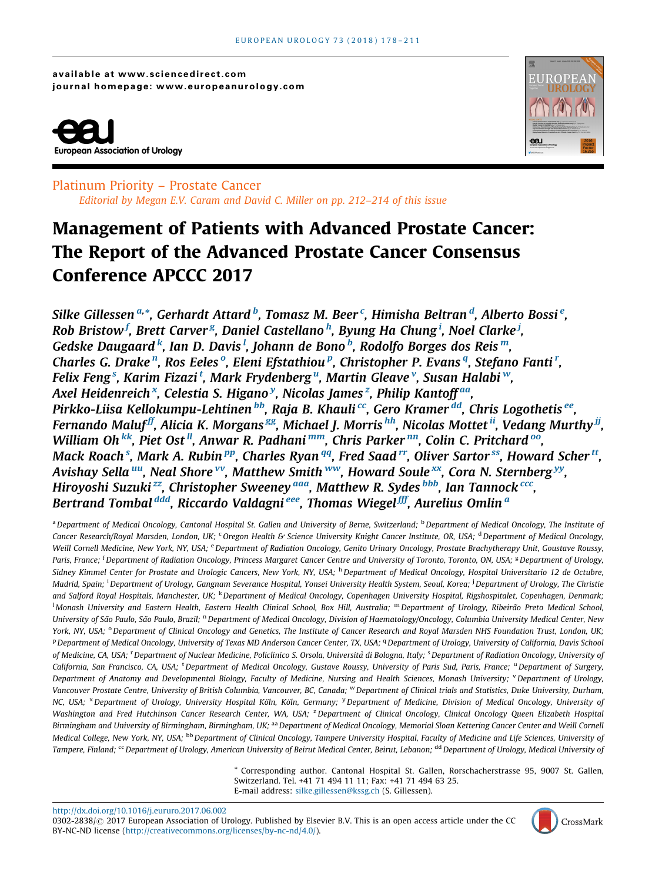available at www.sciencedirect.com
journal homepage: www.europeanurology.com

European Association of Urology

Platinum Priority – Prostate Cancer

*Editorial by Megan E.V. Caram and David C. Miller on pp. 212–214 of this issue*

# Management of Patients with Advanced Prostate Cancer: The Report of the Advanced Prostate Cancer Consensus Conference APCCC 2017

*Silke Gillessen [a,*], Gerhardt Attard [b], Tomasz M. Beer [c], Himisha Beltran [d], Alberto Bossi [e], Rob Bristow [f], Brett Carver [g], Daniel Castellano [h], Byung Ha Chung [i], Noel Clarke [j], Gedske Daugaard [k], Ian D. Davis [l], Johann de Bono [b], Rodolfo Borges dos Reis [m], Charles G. Drake [n], Ros Eeles [o], Eleni Efstathiou [p], Christopher P. Evans [q], Stefano Fanti [r], Felix Feng [s], Karim Fizazi [t], Mark Frydenberg [u], Martin Gleave [v], Susan Halabi [w], Axel Heidenreich [x], Celestia S. Higano [y], Nicolas James [z], Philip Kantoff [aa], Pirkko-Liisa Kellokumpu-Lehtinen [bb], Raja B. Khauli [cc], Gero Kramer [dd], Chris Logothetis [ee], Fernando Maluf [ff], Alicia K. Morgans [gg], Michael J. Morris [hh], Nicolas Mottet [ii], Vedang Murthy [jj], William Oh [kk], Piet Ost [ll], Anwar R. Padhani [mm], Chris Parker [nn], Colin C. Pritchard [oo], Mack Roach [s], Mark A. Rubin [pp], Charles Ryan [qq], Fred Saad [rr], Oliver Sartor [ss], Howard Scher [tt], Avishay Sella [uu], Neal Shore [vv], Matthew Smith [ww], Howard Soule [xx], Cora N. Sternberg [yy], Hiroyoshi Suzuki [zz], Christopher Sweeney [aaa], Matthew R. Sydes [bbb], Ian Tannock [ccc], Bertrand Tombal [ddd], Riccardo Valdagni [eee], Thomas Wiegel [fff], Aurelius Omlin [a]*

[a] Department of Medical Oncology, Cantonal Hospital St. Gallen and University of Berne, Switzerland; [b] Department of Medical Oncology, The Institute of Cancer Research/Royal Marsden, London, UK; [c] Oregon Health & Science University Knight Cancer Institute, OR, USA; [d] Department of Medical Oncology, Weill Cornell Medicine, New York, NY, USA; [e] Department of Radiation Oncology, Genito Urinary Oncology, Prostate Brachytherapy Unit, Goustave Roussy, Paris, France; [f] Department of Radiation Oncology, Princess Margaret Cancer Centre and University of Toronto, Toronto, ON, USA; [g] Department of Urology, Sidney Kimmel Center for Prostate and Urologic Cancers, New York, NY, USA; [h] Department of Medical Oncology, Hospital Universitario 12 de Octubre, Madrid, Spain; [i] Department of Urology, Gangnam Severance Hospital, Yonsei University Health System, Seoul, Korea; [j] Department of Urology, The Christie and Salford Royal Hospitals, Manchester, UK; [k] Department of Medical Oncology, Copenhagen University Hospital, Rigshospitalet, Copenhagen, Denmark; [l] Monash University and Eastern Health, Eastern Health Clinical School, Box Hill, Australia; [m] Department of Urology, Ribeirão Preto Medical School, University of São Paulo, São Paulo, Brazil; [n] Department of Medical Oncology, Division of Haematology/Oncology, Columbia University Medical Center, New York, NY, USA; [o] Department of Clinical Oncology and Genetics, The Institute of Cancer Research and Royal Marsden NHS Foundation Trust, London, UK; [p] Department of Medical Oncology, University of Texas MD Anderson Cancer Center, TX, USA; [q] Department of Urology, University of California, Davis School of Medicine, CA, USA; [r] Department of Nuclear Medicine, Policlinico S. Orsola, Università di Bologna, Italy; [s] Department of Radiation Oncology, University of California, San Francisco, CA, USA; [t] Department of Medical Oncology, Gustave Roussy, University of Paris Sud, Paris, France; [u] Department of Surgery, Department of Anatomy and Developmental Biology, Faculty of Medicine, Nursing and Health Sciences, Monash University; [v] Department of Urology, Vancouver Prostate Centre, University of British Columbia, Vancouver, BC, Canada; [w] Department of Clinical trials and Statistics, Duke University, Durham, NC, USA; [x] Department of Urology, University Hospital Köln, Köln, Germany; [y] Department of Medicine, Division of Medical Oncology, University of Washington and Fred Hutchinson Cancer Research Center, WA, USA; [z] Department of Clinical Oncology, Clinical Oncology Queen Elizabeth Hospital Birmingham and University of Birmingham, Birmingham, UK; [aa] Department of Medical Oncology, Memorial Sloan Kettering Cancer Center and Weill Cornell Medical College, New York, NY, USA; [bb] Department of Clinical Oncology, Tampere University Hospital, Faculty of Medicine and Life Sciences, University of Tampere, Finland; [cc] Department of Urology, American University of Beirut Medical Center, Beirut, Lebanon; [dd] Department of Urology, Medical University of

\* Corresponding author. Cantonal Hospital St. Gallen, Rorschacherstrasse 95, 9007 St. Gallen, Switzerland. Tel. +41 71 494 11 11; Fax: +41 71 494 63 25.
E-mail address: silke.gillessen@kssg.ch (S. Gillessen).

http://dx.doi.org/10.1016/j.eururo.2017.06.002
0302-2838/© 2017 European Association of Urology. Published by Elsevier B.V. This is an open access article under the CC BY-NC-ND license (http://creativecommons.org/licenses/by-nc-nd/4.0/).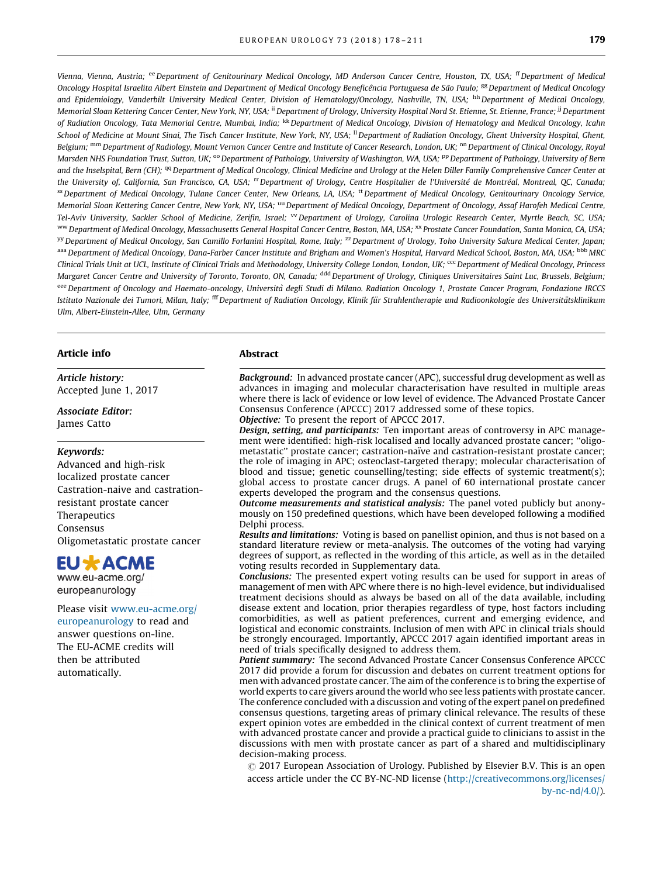Vienna, Vienna, Austria; [ee] Department of Genitourinary Medical Oncology, MD Anderson Cancer Centre, Houston, TX, USA; [ff] Department of Medical Oncology Hospital Israelita Albert Einstein and Department of Medical Oncology Beneficência Portuguesa de São Paulo; [gg] Department of Medical Oncology and Epidemiology, Vanderbilt University Medical Center, Division of Hematology/Oncology, Nashville, TN, USA; [hh] Department of Medical Oncology, Memorial Sloan Kettering Cancer Center, New York, NY, USA; [ii] Department of Urology, University Hospital Nord St. Etienne, St. Etienne, France; [jj] Department of Radiation Oncology, Tata Memorial Centre, Mumbai, India; [kk] Department of Medical Oncology, Division of Hematology and Medical Oncology, Icahn School of Medicine at Mount Sinai, The Tisch Cancer Institute, New York, NY, USA; [ll] Department of Radiation Oncology, Ghent University Hospital, Ghent, Belgium; [mm] Department of Radiology, Mount Vernon Cancer Centre and Institute of Cancer Research, London, UK; [nn] Department of Clinical Oncology, Royal Marsden NHS Foundation Trust, Sutton, UK; [oo] Department of Pathology, University of Washington, WA, USA; [pp] Department of Pathology, University of Bern and the Inselspital, Bern (CH); [qq] Department of Medical Oncology, Clinical Medicine and Urology at the Helen Diller Family Comprehensive Cancer Center at the University of, California, San Francisco, CA, USA; [rr] Department of Urology, Centre Hospitalier de l'Université de Montréal, Montreal, QC, Canada; [ss] Department of Medical Oncology, Tulane Cancer Center, New Orleans, LA, USA; [tt] Department of Medical Oncology, Genitourinary Oncology Service, Memorial Sloan Kettering Cancer Centre, New York, NY, USA; [uu] Department of Medical Oncology, Department of Oncology, Assaf Harofeh Medical Centre, Tel-Aviv University, Sackler School of Medicine, Zerifin, Israel; [vv] Department of Urology, Carolina Urologic Research Center, Myrtle Beach, SC, USA; [ww] Department of Medical Oncology, Massachusetts General Hospital Cancer Centre, Boston, MA, USA; [xx] Prostate Cancer Foundation, Santa Monica, CA, USA; [yy] Department of Medical Oncology, San Camillo Forlanini Hospital, Rome, Italy; [zz] Department of Urology, Toho University Sakura Medical Center, Japan; [aaa] Department of Medical Oncology, Dana-Farber Cancer Institute and Brigham and Women's Hospital, Harvard Medical School, Boston, MA, USA; [bbb] MRC Clinical Trials Unit at UCL, Institute of Clinical Trials and Methodology, University College London, London, UK; [ccc] Department of Medical Oncology, Princess Margaret Cancer Centre and University of Toronto, Toronto, ON, Canada; [ddd] Department of Urology, Cliniques Universitaires Saint Luc, Brussels, Belgium; [eee] Department of Oncology and Haemato-oncology, Università degli Studi di Milano. Radiation Oncology 1, Prostate Cancer Program, Fondazione IRCCS Istituto Nazionale dei Tumori, Milan, Italy; [fff] Department of Radiation Oncology, Klinik für Strahlentherapie und Radioonkologie des Universitätsklinikum Ulm, Albert-Einstein-Allee, Ulm, Germany

## Article info

*Article history:*
Accepted June 1, 2017

*Associate Editor:*
James Catto

*Keywords:*
Advanced and high-risk localized prostate cancer
Castration-naive and castration-resistant prostate cancer
Therapeutics
Consensus
Oligometastatic prostate cancer

EU ACME
www.eu-acme.org/europeanurology

Please visit www.eu-acme.org/europeanurology to read and answer questions on-line. The EU-ACME credits will then be attributed automatically.

## Abstract

***Background:*** In advanced prostate cancer (APC), successful drug development as well as advances in imaging and molecular characterisation have resulted in multiple areas where there is lack of evidence or low level of evidence. The Advanced Prostate Cancer Consensus Conference (APCCC) 2017 addressed some of these topics.

***Objective:*** To present the report of APCCC 2017.

***Design, setting, and participants:*** Ten important areas of controversy in APC management were identified: high-risk localised and locally advanced prostate cancer; "oligometastatic" prostate cancer; castration-naïve and castration-resistant prostate cancer; the role of imaging in APC; osteoclast-targeted therapy; molecular characterisation of blood and tissue; genetic counselling/testing; side effects of systemic treatment(s); global access to prostate cancer drugs. A panel of 60 international prostate cancer experts developed the program and the consensus questions.

***Outcome measurements and statistical analysis:*** The panel voted publicly but anonymously on 150 predefined questions, which have been developed following a modified Delphi process.

***Results and limitations:*** Voting is based on panellist opinion, and thus is not based on a standard literature review or meta-analysis. The outcomes of the voting had varying degrees of support, as reflected in the wording of this article, as well as in the detailed voting results recorded in Supplementary data.

***Conclusions:*** The presented expert voting results can be used for support in areas of management of men with APC where there is no high-level evidence, but individualised treatment decisions should as always be based on all of the data available, including disease extent and location, prior therapies regardless of type, host factors including comorbidities, as well as patient preferences, current and emerging evidence, and logistical and economic constraints. Inclusion of men with APC in clinical trials should be strongly encouraged. Importantly, APCCC 2017 again identified important areas in need of trials specifically designed to address them.

***Patient summary:*** The second Advanced Prostate Cancer Consensus Conference APCCC 2017 did provide a forum for discussion and debates on current treatment options for men with advanced prostate cancer. The aim of the conference is to bring the expertise of world experts to care givers around the world who see less patients with prostate cancer. The conference concluded with a discussion and voting of the expert panel on predefined consensus questions, targeting areas of primary clinical relevance. The results of these expert opinion votes are embedded in the clinical context of current treatment of men with advanced prostate cancer and provide a practical guide to clinicians to assist in the discussions with men with prostate cancer as part of a shared and multidisciplinary decision-making process.

© 2017 European Association of Urology. Published by Elsevier B.V. This is an open access article under the CC BY-NC-ND license (http://creativecommons.org/licenses/by-nc-nd/4.0/).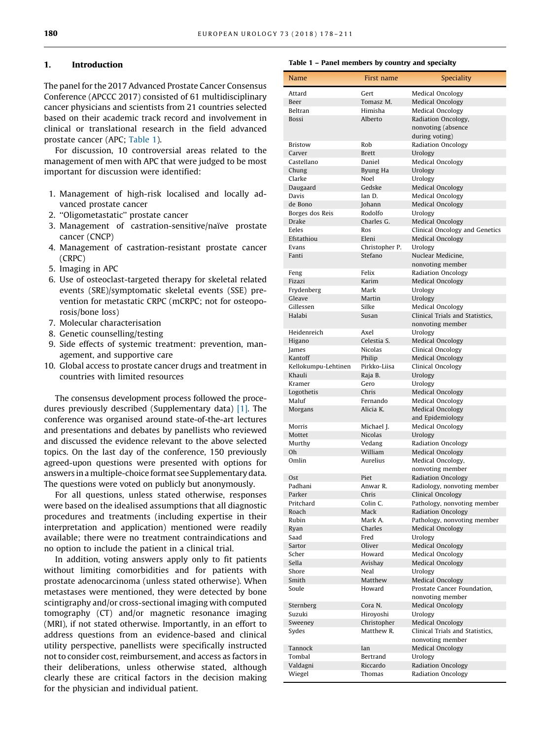## 1. Introduction

The panel for the 2017 Advanced Prostate Cancer Consensus Conference (APCCC 2017) consisted of 61 multidisciplinary cancer physicians and scientists from 21 countries selected based on their academic track record and involvement in clinical or translational research in the field advanced prostate cancer (APC; Table 1).

For discussion, 10 controversial areas related to the management of men with APC that were judged to be most important for discussion were identified:

1. Management of high-risk localised and locally advanced prostate cancer
2. "Oligometastatic" prostate cancer
3. Management of castration-sensitive/naïve prostate cancer (CNCP)
4. Management of castration-resistant prostate cancer (CRPC)
5. Imaging in APC
6. Use of osteoclast-targeted therapy for skeletal related events (SRE)/symptomatic skeletal events (SSE) prevention for metastatic CRPC (mCRPC; not for osteoporosis/bone loss)
7. Molecular characterisation
8. Genetic counselling/testing
9. Side effects of systemic treatment: prevention, management, and supportive care
10. Global access to prostate cancer drugs and treatment in countries with limited resources

The consensus development process followed the procedures previously described (Supplementary data) [1]. The conference was organised around state-of-the-art lectures and presentations and debates by panellists who reviewed and discussed the evidence relevant to the above selected topics. On the last day of the conference, 150 previously agreed-upon questions were presented with options for answers in a multiple-choice format see Supplementary data. The questions were voted on publicly but anonymously.

For all questions, unless stated otherwise, responses were based on the idealised assumptions that all diagnostic procedures and treatments (including expertise in their interpretation and application) mentioned were readily available; there were no treatment contraindications and no option to include the patient in a clinical trial.

In addition, voting answers apply only to fit patients without limiting comorbidities and for patients with prostate adenocarcinoma (unless stated otherwise). When metastases were mentioned, they were detected by bone scintigraphy and/or cross-sectional imaging with computed tomography (CT) and/or magnetic resonance imaging (MRI), if not stated otherwise. Importantly, in an effort to address questions from an evidence-based and clinical utility perspective, panellists were specifically instructed not to consider cost, reimbursement, and access as factors in their deliberations, unless otherwise stated, although clearly these are critical factors in the decision making for the physician and individual patient.

**Table 1 – Panel members by country and specialty**

| Name | First name | Speciality |
|---|---|---|
| Attard | Gert | Medical Oncology |
| Beer | Tomasz M. | Medical Oncology |
| Beltran | Himisha | Medical Oncology |
| Bossi | Alberto | Radiation Oncology, nonvoting (absence during voting) |
| Bristow | Rob | Radiation Oncology |
| Carver | Brett | Urology |
| Castellano | Daniel | Medical Oncology |
| Chung | Byung Ha | Urology |
| Clarke | Noel | Urology |
| Daugaard | Gedske | Medical Oncology |
| Davis | Ian D. | Medical Oncology |
| de Bono | Johann | Medical Oncology |
| Borges dos Reis | Rodolfo | Urology |
| Drake | Charles G. | Medical Oncology |
| Eeles | Ros | Clinical Oncology and Genetics |
| Efstathiou | Eleni | Medical Oncology |
| Evans | Christopher P. | Urology |
| Fanti | Stefano | Nuclear Medicine, nonvoting member |
| Feng | Felix | Radiation Oncology |
| Fizazi | Karim | Medical Oncology |
| Frydenberg | Mark | Urology |
| Gleave | Martin | Urology |
| Gillessen | Silke | Medical Oncology |
| Halabi | Susan | Clinical Trials and Statistics, nonvoting member |
| Heidenreich | Axel | Urology |
| Higano | Celestia S. | Medical Oncology |
| James | Nicolas | Clinical Oncology |
| Kantoff | Philip | Medical Oncology |
| Kellokumpu-Lehtinen | Pirkko-Liisa | Clinical Oncology |
| Khauli | Raja B. | Urology |
| Kramer | Gero | Urology |
| Logothetis | Chris | Medical Oncology |
| Maluf | Fernando | Medical Oncology |
| Morgans | Alicia K. | Medical Oncology and Epidemiology |
| Morris | Michael J. | Medical Oncology |
| Mottet | Nicolas | Urology |
| Murthy | Vedang | Radiation Oncology |
| Oh | William | Medical Oncology |
| Omlin | Aurelius | Medical Oncology, nonvoting member |
| Ost | Piet | Radiation Oncology |
| Padhani | Anwar R. | Radiology, nonvoting member |
| Parker | Chris | Clinical Oncology |
| Pritchard | Colin C. | Pathology, nonvoting member |
| Roach | Mack | Radiation Oncology |
| Rubin | Mark A. | Pathology, nonvoting member |
| Ryan | Charles | Medical Oncology |
| Saad | Fred | Urology |
| Sartor | Oliver | Medical Oncology |
| Scher | Howard | Medical Oncology |
| Sella | Avishay | Medical Oncology |
| Shore | Neal | Urology |
| Smith | Matthew | Medical Oncology |
| Soule | Howard | Prostate Cancer Foundation, nonvoting member |
| Sternberg | Cora N. | Medical Oncology |
| Suzuki | Hiroyoshi | Urology |
| Sweeney | Christopher | Medical Oncology |
| Sydes | Matthew R. | Clinical Trials and Statistics, nonvoting member |
| Tannock | Ian | Medical Oncology |
| Tombal | Bertrand | Urology |
| Valdagni | Riccardo | Radiation Oncology |
| Wiegel | Thomas | Radiation Oncology |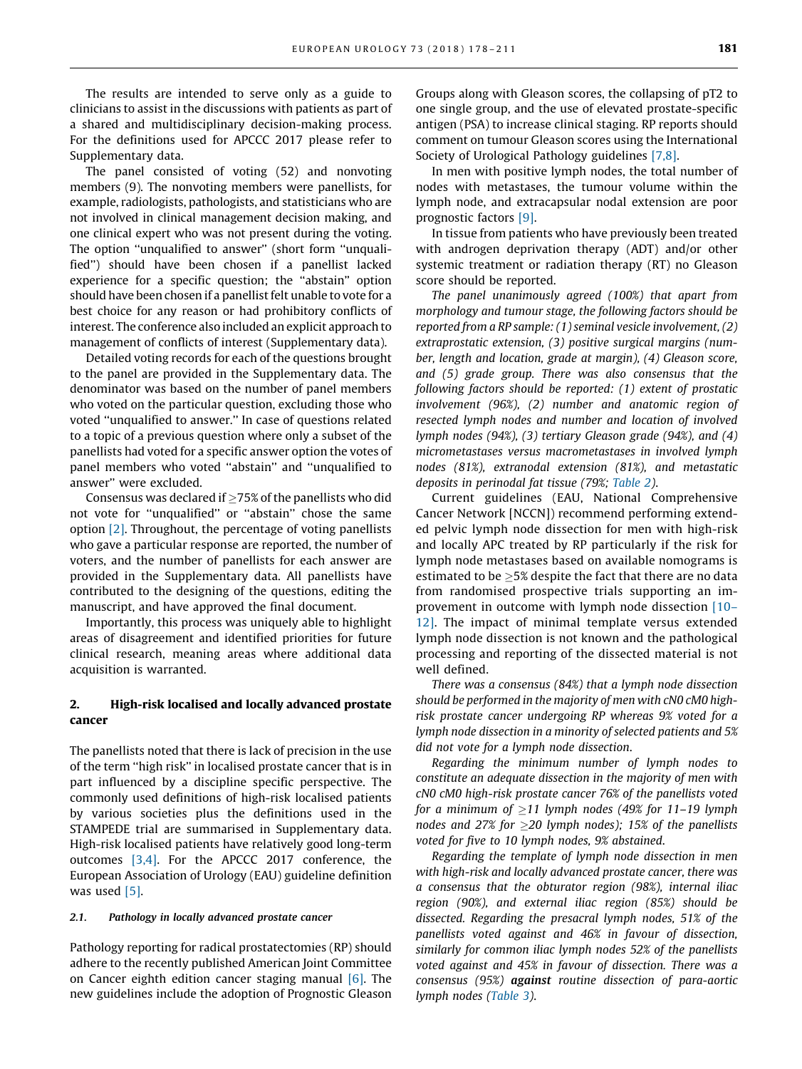The results are intended to serve only as a guide to clinicians to assist in the discussions with patients as part of a shared and multidisciplinary decision-making process. For the definitions used for APCCC 2017 please refer to Supplementary data.

The panel consisted of voting (52) and nonvoting members (9). The nonvoting members were panellists, for example, radiologists, pathologists, and statisticians who are not involved in clinical management decision making, and one clinical expert who was not present during the voting. The option "unqualified to answer" (short form "unqualified") should have been chosen if a panellist lacked experience for a specific question; the "abstain" option should have been chosen if a panellist felt unable to vote for a best choice for any reason or had prohibitory conflicts of interest. The conference also included an explicit approach to management of conflicts of interest (Supplementary data).

Detailed voting records for each of the questions brought to the panel are provided in the Supplementary data. The denominator was based on the number of panel members who voted on the particular question, excluding those who voted "unqualified to answer." In case of questions related to a topic of a previous question where only a subset of the panellists had voted for a specific answer option the votes of panel members who voted "abstain" and "unqualified to answer" were excluded.

Consensus was declared if ≥75% of the panellists who did not vote for "unqualified" or "abstain" chose the same option [2]. Throughout, the percentage of voting panellists who gave a particular response are reported, the number of voters, and the number of panellists for each answer are provided in the Supplementary data. All panellists have contributed to the designing of the questions, editing the manuscript, and have approved the final document.

Importantly, this process was uniquely able to highlight areas of disagreement and identified priorities for future clinical research, meaning areas where additional data acquisition is warranted.

## 2. High-risk localised and locally advanced prostate cancer

The panellists noted that there is lack of precision in the use of the term "high risk" in localised prostate cancer that is in part influenced by a discipline specific perspective. The commonly used definitions of high-risk localised patients by various societies plus the definitions used in the STAMPEDE trial are summarised in Supplementary data. High-risk localised patients have relatively good long-term outcomes [3,4]. For the APCCC 2017 conference, the European Association of Urology (EAU) guideline definition was used [5].

### 2.1. Pathology in locally advanced prostate cancer

Pathology reporting for radical prostatectomies (RP) should adhere to the recently published American Joint Committee on Cancer eighth edition cancer staging manual [6]. The new guidelines include the adoption of Prognostic Gleason Groups along with Gleason scores, the collapsing of pT2 to one single group, and the use of elevated prostate-specific antigen (PSA) to increase clinical staging. RP reports should comment on tumour Gleason scores using the International Society of Urological Pathology guidelines [7,8].

In men with positive lymph nodes, the total number of nodes with metastases, the tumour volume within the lymph node, and extracapsular nodal extension are poor prognostic factors [9].

In tissue from patients who have previously been treated with androgen deprivation therapy (ADT) and/or other systemic treatment or radiation therapy (RT) no Gleason score should be reported.

*The panel unanimously agreed (100%) that apart from morphology and tumour stage, the following factors should be reported from a RP sample: (1) seminal vesicle involvement, (2) extraprostatic extension, (3) positive surgical margins (number, length and location, grade at margin), (4) Gleason score, and (5) grade group. There was also consensus that the following factors should be reported: (1) extent of prostatic involvement (96%), (2) number and anatomic region of resected lymph nodes and number and location of involved lymph nodes (94%), (3) tertiary Gleason grade (94%), and (4) micrometastases versus macrometastases in involved lymph nodes (81%), extranodal extension (81%), and metastatic deposits in perinodal fat tissue (79%; Table 2).*

Current guidelines (EAU, National Comprehensive Cancer Network [NCCN]) recommend performing extended pelvic lymph node dissection for men with high-risk and locally APC treated by RP particularly if the risk for lymph node metastases based on available nomograms is estimated to be ≥5% despite the fact that there are no data from randomised prospective trials supporting an improvement in outcome with lymph node dissection [10–12]. The impact of minimal template versus extended lymph node dissection is not known and the pathological processing and reporting of the dissected material is not well defined.

*There was a consensus (84%) that a lymph node dissection should be performed in the majority of men with cN0 cM0 high-risk prostate cancer undergoing RP whereas 9% voted for a lymph node dissection in a minority of selected patients and 5% did not vote for a lymph node dissection.*

*Regarding the minimum number of lymph nodes to constitute an adequate dissection in the majority of men with cN0 cM0 high-risk prostate cancer 76% of the panellists voted for a minimum of ≥11 lymph nodes (49% for 11–19 lymph nodes and 27% for ≥20 lymph nodes); 15% of the panellists voted for five to 10 lymph nodes, 9% abstained.*

*Regarding the template of lymph node dissection in men with high-risk and locally advanced prostate cancer, there was a consensus that the obturator region (98%), internal iliac region (90%), and external iliac region (85%) should be dissected. Regarding the presacral lymph nodes, 51% of the panellists voted against and 46% in favour of dissection, similarly for common iliac lymph nodes 52% of the panellists voted against and 45% in favour of dissection. There was a consensus (95%)* ***against*** *routine dissection of para-aortic lymph nodes (Table 3).*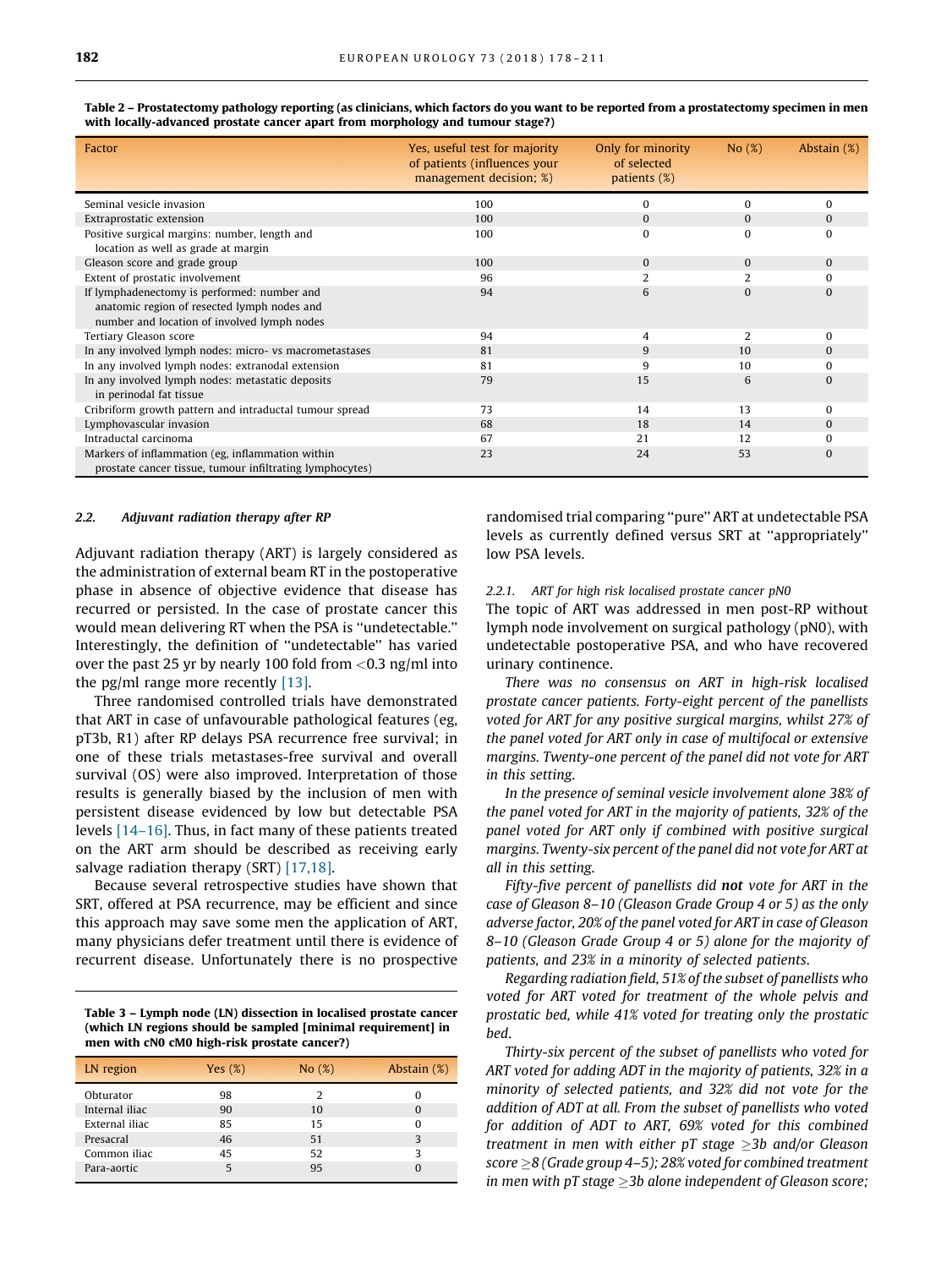**Table 2 – Prostatectomy pathology reporting (as clinicians, which factors do you want to be reported from a prostatectomy specimen in men with locally-advanced prostate cancer apart from morphology and tumour stage?)**

| Factor | Yes, useful test for majority of patients (influences your management decision; %) | Only for minority of selected patients (%) | No (%) | Abstain (%) |
|---|---|---|---|---|
| Seminal vesicle invasion | 100 | 0 | 0 | 0 |
| Extraprostatic extension | 100 | 0 | 0 | 0 |
| Positive surgical margins: number, length and location as well as grade at margin | 100 | 0 | 0 | 0 |
| Gleason score and grade group | 100 | 0 | 0 | 0 |
| Extent of prostatic involvement | 96 | 2 | 2 | 0 |
| If lymphadenectomy is performed: number and anatomic region of resected lymph nodes and number and location of involved lymph nodes | 94 | 6 | 0 | 0 |
| Tertiary Gleason score | 94 | 4 | 2 | 0 |
| In any involved lymph nodes: micro- vs macrometastases | 81 | 9 | 10 | 0 |
| In any involved lymph nodes: extranodal extension | 81 | 9 | 10 | 0 |
| In any involved lymph nodes: metastatic deposits in perinodal fat tissue | 79 | 15 | 6 | 0 |
| Cribriform growth pattern and intraductal tumour spread | 73 | 14 | 13 | 0 |
| Lymphovascular invasion | 68 | 18 | 14 | 0 |
| Intraductal carcinoma | 67 | 21 | 12 | 0 |
| Markers of inflammation (eg, inflammation within prostate cancer tissue, tumour infiltrating lymphocytes) | 23 | 24 | 53 | 0 |

### 2.2. Adjuvant radiation therapy after RP

Adjuvant radiation therapy (ART) is largely considered as the administration of external beam RT in the postoperative phase in absence of objective evidence that disease has recurred or persisted. In the case of prostate cancer this would mean delivering RT when the PSA is "undetectable." Interestingly, the definition of "undetectable" has varied over the past 25 yr by nearly 100 fold from <0.3 ng/ml into the pg/ml range more recently [13].

Three randomised controlled trials have demonstrated that ART in case of unfavourable pathological features (eg, pT3b, R1) after RP delays PSA recurrence free survival; in one of these trials metastases-free survival and overall survival (OS) were also improved. Interpretation of those results is generally biased by the inclusion of men with persistent disease evidenced by low but detectable PSA levels [14–16]. Thus, in fact many of these patients treated on the ART arm should be described as receiving early salvage radiation therapy (SRT) [17,18].

Because several retrospective studies have shown that SRT, offered at PSA recurrence, may be efficient and since this approach may save some men the application of ART, many physicians defer treatment until there is evidence of recurrent disease. Unfortunately there is no prospective randomised trial comparing "pure" ART at undetectable PSA levels as currently defined versus SRT at "appropriately" low PSA levels.

**Table 3 – Lymph node (LN) dissection in localised prostate cancer (which LN regions should be sampled [minimal requirement] in men with cN0 cM0 high-risk prostate cancer?)**

| LN region | Yes (%) | No (%) | Abstain (%) |
|---|---|---|---|
| Obturator | 98 | 2 | 0 |
| Internal iliac | 90 | 10 | 0 |
| External iliac | 85 | 15 | 0 |
| Presacral | 46 | 51 | 3 |
| Common iliac | 45 | 52 | 3 |
| Para-aortic | 5 | 95 | 0 |

#### 2.2.1. ART for high risk localised prostate cancer pN0

The topic of ART was addressed in men post-RP without lymph node involvement on surgical pathology (pN0), with undetectable postoperative PSA, and who have recovered urinary continence.

*There was no consensus on ART in high-risk localised prostate cancer patients. Forty-eight percent of the panellists voted for ART for any positive surgical margins, whilst 27% of the panel voted for ART only in case of multifocal or extensive margins. Twenty-one percent of the panel did not vote for ART in this setting.*

*In the presence of seminal vesicle involvement alone 38% of the panel voted for ART in the majority of patients, 32% of the panel voted for ART only if combined with positive surgical margins. Twenty-six percent of the panel did not vote for ART at all in this setting.*

*Fifty-five percent of panellists did **not** vote for ART in the case of Gleason 8–10 (Gleason Grade Group 4 or 5) as the only adverse factor, 20% of the panel voted for ART in case of Gleason 8–10 (Gleason Grade Group 4 or 5) alone for the majority of patients, and 23% in a minority of selected patients.*

*Regarding radiation field, 51% of the subset of panellists who voted for ART voted for treatment of the whole pelvis and prostatic bed, while 41% voted for treating only the prostatic bed.*

*Thirty-six percent of the subset of panellists who voted for ART voted for adding ADT in the majority of patients, 32% in a minority of selected patients, and 32% did not vote for the addition of ADT at all. From the subset of panellists who voted for addition of ADT to ART, 69% voted for this combined treatment in men with either pT stage ≥3b and/or Gleason score ≥8 (Grade group 4–5); 28% voted for combined treatment in men with pT stage ≥3b alone independent of Gleason score;*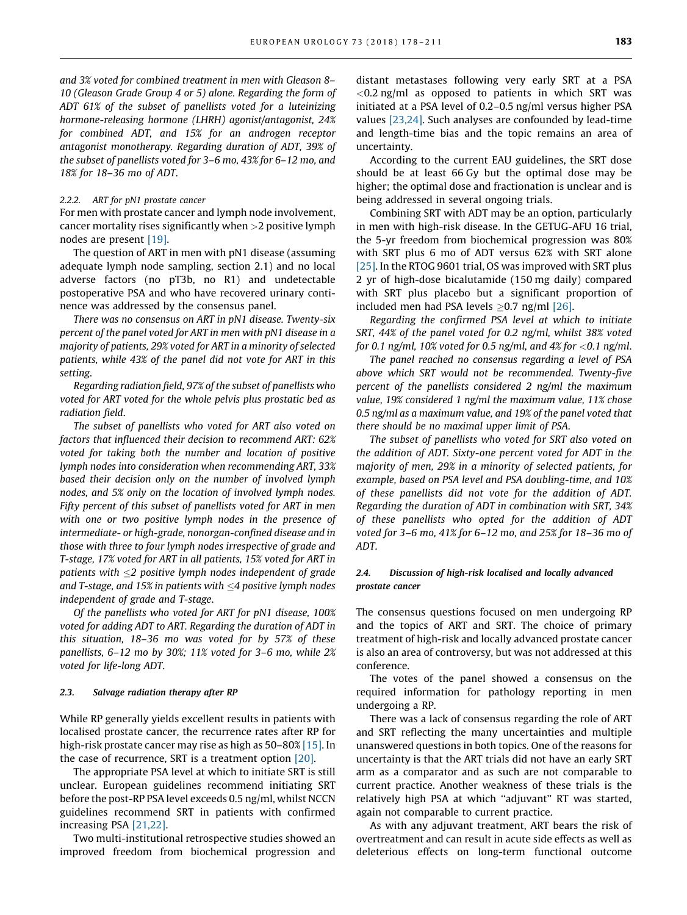*and 3% voted for combined treatment in men with Gleason 8–10 (Gleason Grade Group 4 or 5) alone. Regarding the form of ADT 61% of the subset of panellists voted for a luteinizing hormone-releasing hormone (LHRH) agonist/antagonist, 24% for combined ADT, and 15% for an androgen receptor antagonist monotherapy. Regarding duration of ADT, 39% of the subset of panellists voted for 3–6 mo, 43% for 6–12 mo, and 18% for 18–36 mo of ADT.*

#### 2.2.2. ART for pN1 prostate cancer

For men with prostate cancer and lymph node involvement, cancer mortality rises significantly when >2 positive lymph nodes are present [19].

The question of ART in men with pN1 disease (assuming adequate lymph node sampling, section 2.1) and no local adverse factors (no pT3b, no R1) and undetectable postoperative PSA and who have recovered urinary continence was addressed by the consensus panel.

*There was no consensus on ART in pN1 disease. Twenty-six percent of the panel voted for ART in men with pN1 disease in a majority of patients, 29% voted for ART in a minority of selected patients, while 43% of the panel did not vote for ART in this setting.*

*Regarding radiation field, 97% of the subset of panellists who voted for ART voted for the whole pelvis plus prostatic bed as radiation field.*

*The subset of panellists who voted for ART also voted on factors that influenced their decision to recommend ART: 62% voted for taking both the number and location of positive lymph nodes into consideration when recommending ART, 33% based their decision only on the number of involved lymph nodes, and 5% only on the location of involved lymph nodes. Fifty percent of this subset of panellists voted for ART in men with one or two positive lymph nodes in the presence of intermediate- or high-grade, nonorgan-confined disease and in those with three to four lymph nodes irrespective of grade and T-stage, 17% voted for ART in all patients, 15% voted for ART in patients with ≤2 positive lymph nodes independent of grade and T-stage, and 15% in patients with ≤4 positive lymph nodes independent of grade and T-stage.*

*Of the panellists who voted for ART for pN1 disease, 100% voted for adding ADT to ART. Regarding the duration of ADT in this situation, 18–36 mo was voted for by 57% of these panellists, 6–12 mo by 30%; 11% voted for 3–6 mo, while 2% voted for life-long ADT.*

### 2.3. Salvage radiation therapy after RP

While RP generally yields excellent results in patients with localised prostate cancer, the recurrence rates after RP for high-risk prostate cancer may rise as high as 50–80% [15]. In the case of recurrence, SRT is a treatment option [20].

The appropriate PSA level at which to initiate SRT is still unclear. European guidelines recommend initiating SRT before the post-RP PSA level exceeds 0.5 ng/ml, whilst NCCN guidelines recommend SRT in patients with confirmed increasing PSA [21,22].

Two multi-institutional retrospective studies showed an improved freedom from biochemical progression and distant metastases following very early SRT at a PSA <0.2 ng/ml as opposed to patients in which SRT was initiated at a PSA level of 0.2–0.5 ng/ml versus higher PSA values [23,24]. Such analyses are confounded by lead-time and length-time bias and the topic remains an area of uncertainty.

According to the current EAU guidelines, the SRT dose should be at least 66 Gy but the optimal dose may be higher; the optimal dose and fractionation is unclear and is being addressed in several ongoing trials.

Combining SRT with ADT may be an option, particularly in men with high-risk disease. In the GETUG-AFU 16 trial, the 5-yr freedom from biochemical progression was 80% with SRT plus 6 mo of ADT versus 62% with SRT alone [25]. In the RTOG 9601 trial, OS was improved with SRT plus 2 yr of high-dose bicalutamide (150 mg daily) compared with SRT plus placebo but a significant proportion of included men had PSA levels ≥0.7 ng/ml [26].

*Regarding the confirmed PSA level at which to initiate SRT, 44% of the panel voted for 0.2 ng/ml, whilst 38% voted for 0.1 ng/ml, 10% voted for 0.5 ng/ml, and 4% for <0.1 ng/ml.*

*The panel reached no consensus regarding a level of PSA above which SRT would not be recommended. Twenty-five percent of the panellists considered 2 ng/ml the maximum value, 19% considered 1 ng/ml the maximum value, 11% chose 0.5 ng/ml as a maximum value, and 19% of the panel voted that there should be no maximal upper limit of PSA.*

*The subset of panellists who voted for SRT also voted on the addition of ADT. Sixty-one percent voted for ADT in the majority of men, 29% in a minority of selected patients, for example, based on PSA level and PSA doubling-time, and 10% of these panellists did not vote for the addition of ADT. Regarding the duration of ADT in combination with SRT, 34% of these panellists who opted for the addition of ADT voted for 3–6 mo, 41% for 6–12 mo, and 25% for 18–36 mo of ADT.*

### 2.4. Discussion of high-risk localised and locally advanced prostate cancer

The consensus questions focused on men undergoing RP and the topics of ART and SRT. The choice of primary treatment of high-risk and locally advanced prostate cancer is also an area of controversy, but was not addressed at this conference.

The votes of the panel showed a consensus on the required information for pathology reporting in men undergoing a RP.

There was a lack of consensus regarding the role of ART and SRT reflecting the many uncertainties and multiple unanswered questions in both topics. One of the reasons for uncertainty is that the ART trials did not have an early SRT arm as a comparator and as such are not comparable to current practice. Another weakness of these trials is the relatively high PSA at which "adjuvant" RT was started, again not comparable to current practice.

As with any adjuvant treatment, ART bears the risk of overtreatment and can result in acute side effects as well as deleterious effects on long-term functional outcome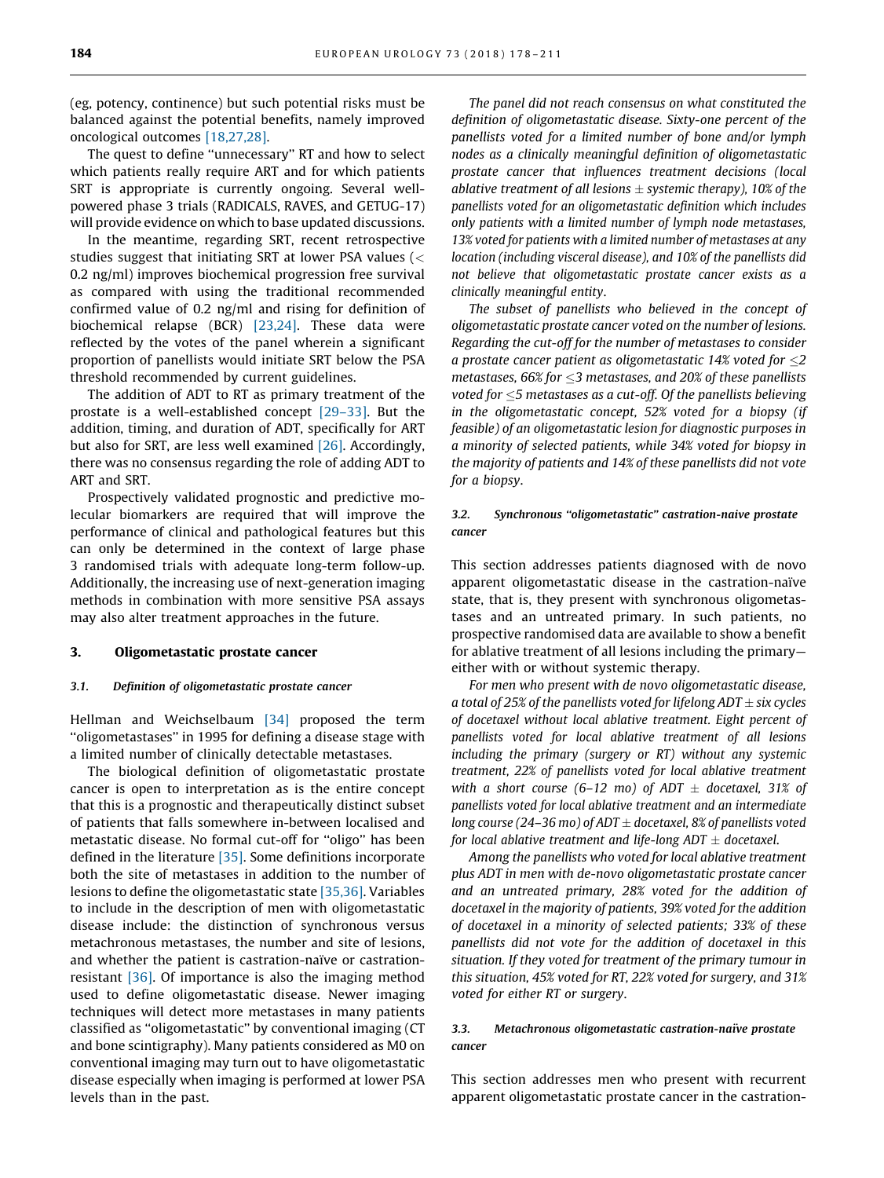(eg, potency, continence) but such potential risks must be balanced against the potential benefits, namely improved oncological outcomes [18,27,28].

The quest to define "unnecessary" RT and how to select which patients really require ART and for which patients SRT is appropriate is currently ongoing. Several well-powered phase 3 trials (RADICALS, RAVES, and GETUG-17) will provide evidence on which to base updated discussions.

In the meantime, regarding SRT, recent retrospective studies suggest that initiating SRT at lower PSA values (< 0.2 ng/ml) improves biochemical progression free survival as compared with using the traditional recommended confirmed value of 0.2 ng/ml and rising for definition of biochemical relapse (BCR) [23,24]. These data were reflected by the votes of the panel wherein a significant proportion of panellists would initiate SRT below the PSA threshold recommended by current guidelines.

The addition of ADT to RT as primary treatment of the prostate is a well-established concept [29–33]. But the addition, timing, and duration of ADT, specifically for ART but also for SRT, are less well examined [26]. Accordingly, there was no consensus regarding the role of adding ADT to ART and SRT.

Prospectively validated prognostic and predictive molecular biomarkers are required that will improve the performance of clinical and pathological features but this can only be determined in the context of large phase 3 randomised trials with adequate long-term follow-up. Additionally, the increasing use of next-generation imaging methods in combination with more sensitive PSA assays may also alter treatment approaches in the future.

## 3. Oligometastatic prostate cancer

### 3.1. Definition of oligometastatic prostate cancer

Hellman and Weichselbaum [34] proposed the term "oligometastases" in 1995 for defining a disease stage with a limited number of clinically detectable metastases.

The biological definition of oligometastatic prostate cancer is open to interpretation as is the entire concept that this is a prognostic and therapeutically distinct subset of patients that falls somewhere in-between localised and metastatic disease. No formal cut-off for "oligo" has been defined in the literature [35]. Some definitions incorporate both the site of metastases in addition to the number of lesions to define the oligometastatic state [35,36]. Variables to include in the description of men with oligometastatic disease include: the distinction of synchronous versus metachronous metastases, the number and site of lesions, and whether the patient is castration-naïve or castration-resistant [36]. Of importance is also the imaging method used to define oligometastatic disease. Newer imaging techniques will detect more metastases in many patients classified as "oligometastatic" by conventional imaging (CT and bone scintigraphy). Many patients considered as M0 on conventional imaging may turn out to have oligometastatic disease especially when imaging is performed at lower PSA levels than in the past.

*The panel did not reach consensus on what constituted the definition of oligometastatic disease. Sixty-one percent of the panellists voted for a limited number of bone and/or lymph nodes as a clinically meaningful definition of oligometastatic prostate cancer that influences treatment decisions (local ablative treatment of all lesions ± systemic therapy), 10% of the panellists voted for an oligometastatic definition which includes only patients with a limited number of lymph node metastases, 13% voted for patients with a limited number of metastases at any location (including visceral disease), and 10% of the panellists did not believe that oligometastatic prostate cancer exists as a clinically meaningful entity.*

*The subset of panellists who believed in the concept of oligometastatic prostate cancer voted on the number of lesions. Regarding the cut-off for the number of metastases to consider a prostate cancer patient as oligometastatic 14% voted for ≤2 metastases, 66% for ≤3 metastases, and 20% of these panellists voted for ≤5 metastases as a cut-off. Of the panellists believing in the oligometastatic concept, 52% voted for a biopsy (if feasible) of an oligometastatic lesion for diagnostic purposes in a minority of selected patients, while 34% voted for biopsy in the majority of patients and 14% of these panellists did not vote for a biopsy.*

### 3.2. Synchronous "oligometastatic" castration-naive prostate cancer

This section addresses patients diagnosed with de novo apparent oligometastatic disease in the castration-naïve state, that is, they present with synchronous oligometastases and an untreated primary. In such patients, no prospective randomised data are available to show a benefit for ablative treatment of all lesions including the primary—either with or without systemic therapy.

*For men who present with de novo oligometastatic disease, a total of 25% of the panellists voted for lifelong ADT ± six cycles of docetaxel without local ablative treatment. Eight percent of panellists voted for local ablative treatment of all lesions including the primary (surgery or RT) without any systemic treatment, 22% of panellists voted for local ablative treatment with a short course (6–12 mo) of ADT ± docetaxel, 31% of panellists voted for local ablative treatment and an intermediate long course (24–36 mo) of ADT ± docetaxel, 8% of panellists voted for local ablative treatment and life-long ADT ± docetaxel.*

*Among the panellists who voted for local ablative treatment plus ADT in men with de-novo oligometastatic prostate cancer and an untreated primary, 28% voted for the addition of docetaxel in the majority of patients, 39% voted for the addition of docetaxel in a minority of selected patients; 33% of these panellists did not vote for the addition of docetaxel in this situation. If they voted for treatment of the primary tumour in this situation, 45% voted for RT, 22% voted for surgery, and 31% voted for either RT or surgery.*

### 3.3. Metachronous oligometastatic castration-naïve prostate cancer

This section addresses men who present with recurrent apparent oligometastatic prostate cancer in the castration-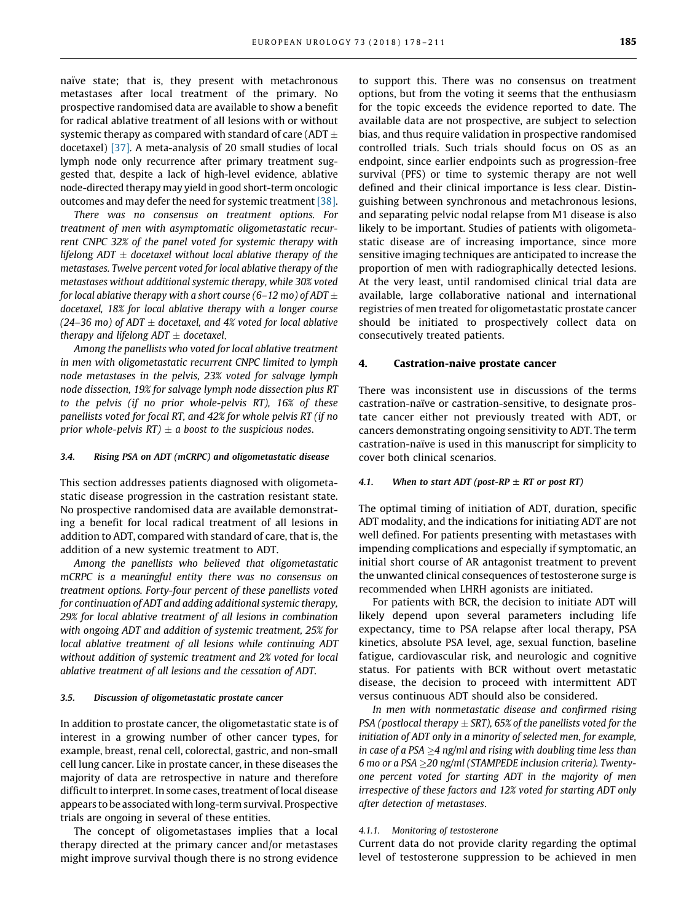naïve state; that is, they present with metachronous metastases after local treatment of the primary. No prospective randomised data are available to show a benefit for radical ablative treatment of all lesions with or without systemic therapy as compared with standard of care (ADT ± docetaxel) [37]. A meta-analysis of 20 small studies of local lymph node only recurrence after primary treatment suggested that, despite a lack of high-level evidence, ablative node-directed therapy may yield in good short-term oncologic outcomes and may defer the need for systemic treatment [38].

*There was no consensus on treatment options. For treatment of men with asymptomatic oligometastatic recurrent CNPC 32% of the panel voted for systemic therapy with lifelong ADT ± docetaxel without local ablative therapy of the metastases. Twelve percent voted for local ablative therapy of the metastases without additional systemic therapy, while 30% voted for local ablative therapy with a short course (6–12 mo) of ADT ± docetaxel, 18% for local ablative therapy with a longer course (24–36 mo) of ADT ± docetaxel, and 4% voted for local ablative therapy and lifelong ADT ± docetaxel.*

*Among the panellists who voted for local ablative treatment in men with oligometastatic recurrent CNPC limited to lymph node metastases in the pelvis, 23% voted for salvage lymph node dissection, 19% for salvage lymph node dissection plus RT to the pelvis (if no prior whole-pelvis RT), 16% of these panellists voted for focal RT, and 42% for whole pelvis RT (if no prior whole-pelvis RT) ± a boost to the suspicious nodes.*

### 3.4. Rising PSA on ADT (mCRPC) and oligometastatic disease

This section addresses patients diagnosed with oligometastatic disease progression in the castration resistant state. No prospective randomised data are available demonstrating a benefit for local radical treatment of all lesions in addition to ADT, compared with standard of care, that is, the addition of a new systemic treatment to ADT.

*Among the panellists who believed that oligometastatic mCRPC is a meaningful entity there was no consensus on treatment options. Forty-four percent of these panellists voted for continuation of ADT and adding additional systemic therapy, 29% for local ablative treatment of all lesions in combination with ongoing ADT and addition of systemic treatment, 25% for local ablative treatment of all lesions while continuing ADT without addition of systemic treatment and 2% voted for local ablative treatment of all lesions and the cessation of ADT.*

### 3.5. Discussion of oligometastatic prostate cancer

In addition to prostate cancer, the oligometastatic state is of interest in a growing number of other cancer types, for example, breast, renal cell, colorectal, gastric, and non-small cell lung cancer. Like in prostate cancer, in these diseases the majority of data are retrospective in nature and therefore difficult to interpret. In some cases, treatment of local disease appears to be associated with long-term survival. Prospective trials are ongoing in several of these entities.

The concept of oligometastases implies that a local therapy directed at the primary cancer and/or metastases might improve survival though there is no strong evidence to support this. There was no consensus on treatment options, but from the voting it seems that the enthusiasm for the topic exceeds the evidence reported to date. The available data are not prospective, are subject to selection bias, and thus require validation in prospective randomised controlled trials. Such trials should focus on OS as an endpoint, since earlier endpoints such as progression-free survival (PFS) or time to systemic therapy are not well defined and their clinical importance is less clear. Distinguishing between synchronous and metachronous lesions, and separating pelvic nodal relapse from M1 disease is also likely to be important. Studies of patients with oligometastatic disease are of increasing importance, since more sensitive imaging techniques are anticipated to increase the proportion of men with radiographically detected lesions. At the very least, until randomised clinical trial data are available, large collaborative national and international registries of men treated for oligometastatic prostate cancer should be initiated to prospectively collect data on consecutively treated patients.

## 4. Castration-naive prostate cancer

There was inconsistent use in discussions of the terms castration-naïve or castration-sensitive, to designate prostate cancer either not previously treated with ADT, or cancers demonstrating ongoing sensitivity to ADT. The term castration-naïve is used in this manuscript for simplicity to cover both clinical scenarios.

### 4.1. When to start ADT (post-RP ± RT or post RT)

The optimal timing of initiation of ADT, duration, specific ADT modality, and the indications for initiating ADT are not well defined. For patients presenting with metastases with impending complications and especially if symptomatic, an initial short course of AR antagonist treatment to prevent the unwanted clinical consequences of testosterone surge is recommended when LHRH agonists are initiated.

For patients with BCR, the decision to initiate ADT will likely depend upon several parameters including life expectancy, time to PSA relapse after local therapy, PSA kinetics, absolute PSA level, age, sexual function, baseline fatigue, cardiovascular risk, and neurologic and cognitive status. For patients with BCR without overt metastatic disease, the decision to proceed with intermittent ADT versus continuous ADT should also be considered.

*In men with nonmetastatic disease and confirmed rising PSA (postlocal therapy ± SRT), 65% of the panellists voted for the initiation of ADT only in a minority of selected men, for example, in case of a PSA ≥4 ng/ml and rising with doubling time less than 6 mo or a PSA ≥20 ng/ml (STAMPEDE inclusion criteria). Twenty-one percent voted for starting ADT in the majority of men irrespective of these factors and 12% voted for starting ADT only after detection of metastases.*

#### 4.1.1. Monitoring of testosterone

Current data do not provide clarity regarding the optimal level of testosterone suppression to be achieved in men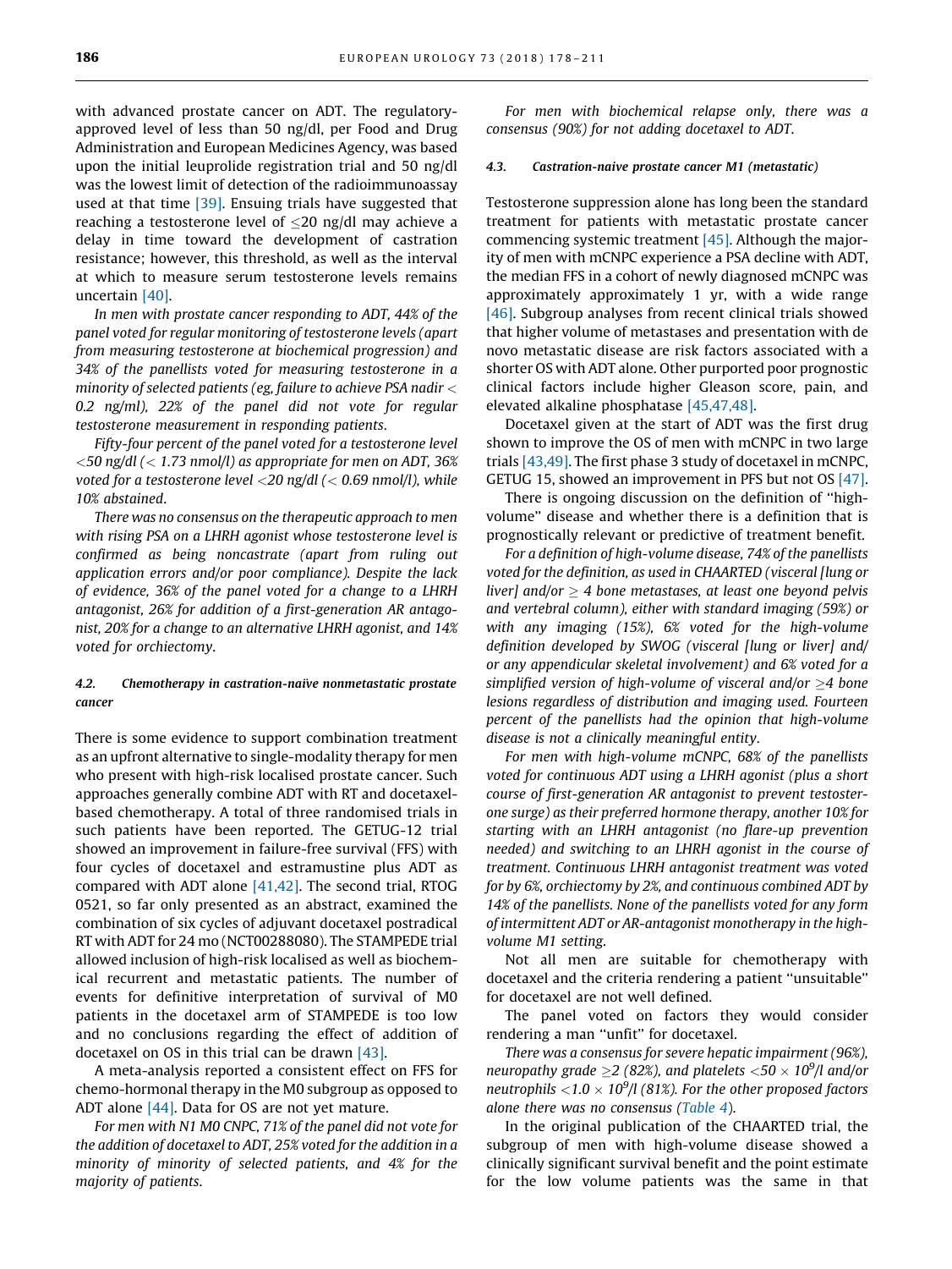with advanced prostate cancer on ADT. The regulatory-approved level of less than 50 ng/dl, per Food and Drug Administration and European Medicines Agency, was based upon the initial leuprolide registration trial and 50 ng/dl was the lowest limit of detection of the radioimmunoassay used at that time [39]. Ensuing trials have suggested that reaching a testosterone level of ≤20 ng/dl may achieve a delay in time toward the development of castration resistance; however, this threshold, as well as the interval at which to measure serum testosterone levels remains uncertain [40].

*In men with prostate cancer responding to ADT, 44% of the panel voted for regular monitoring of testosterone levels (apart from measuring testosterone at biochemical progression) and 34% of the panellists voted for measuring testosterone in a minority of selected patients (eg, failure to achieve PSA nadir < 0.2 ng/ml), 22% of the panel did not vote for regular testosterone measurement in responding patients.*

*Fifty-four percent of the panel voted for a testosterone level <50 ng/dl (< 1.73 nmol/l) as appropriate for men on ADT, 36% voted for a testosterone level <20 ng/dl (< 0.69 nmol/l), while 10% abstained.*

*There was no consensus on the therapeutic approach to men with rising PSA on a LHRH agonist whose testosterone level is confirmed as being noncastrate (apart from ruling out application errors and/or poor compliance). Despite the lack of evidence, 36% of the panel voted for a change to a LHRH antagonist, 26% for addition of a first-generation AR antagonist, 20% for a change to an alternative LHRH agonist, and 14% voted for orchiectomy.*

### 4.2. Chemotherapy in castration-naive nonmetastatic prostate cancer

There is some evidence to support combination treatment as an upfront alternative to single-modality therapy for men who present with high-risk localised prostate cancer. Such approaches generally combine ADT with RT and docetaxel-based chemotherapy. A total of three randomised trials in such patients have been reported. The GETUG-12 trial showed an improvement in failure-free survival (FFS) with four cycles of docetaxel and estramustine plus ADT as compared with ADT alone [41,42]. The second trial, RTOG 0521, so far only presented as an abstract, examined the combination of six cycles of adjuvant docetaxel postradical RT with ADT for 24 mo (NCT00288080). The STAMPEDE trial allowed inclusion of high-risk localised as well as biochemical recurrent and metastatic patients. The number of events for definitive interpretation of survival of M0 patients in the docetaxel arm of STAMPEDE is too low and no conclusions regarding the effect of addition of docetaxel on OS in this trial can be drawn [43].

A meta-analysis reported a consistent effect on FFS for chemo-hormonal therapy in the M0 subgroup as opposed to ADT alone [44]. Data for OS are not yet mature.

*For men with N1 M0 CNPC, 71% of the panel did not vote for the addition of docetaxel to ADT, 25% voted for the addition in a minority of minority of selected patients, and 4% for the majority of patients.*

*For men with biochemical relapse only, there was a consensus (90%) for not adding docetaxel to ADT.*

### 4.3. Castration-naive prostate cancer M1 (metastatic)

Testosterone suppression alone has long been the standard treatment for patients with metastatic prostate cancer commencing systemic treatment [45]. Although the majority of men with mCNPC experience a PSA decline with ADT, the median FFS in a cohort of newly diagnosed mCNPC was approximately approximately 1 yr, with a wide range [46]. Subgroup analyses from recent clinical trials showed that higher volume of metastases and presentation with de novo metastatic disease are risk factors associated with a shorter OS with ADT alone. Other purported poor prognostic clinical factors include higher Gleason score, pain, and elevated alkaline phosphatase [45,47,48].

Docetaxel given at the start of ADT was the first drug shown to improve the OS of men with mCNPC in two large trials [43,49]. The first phase 3 study of docetaxel in mCNPC, GETUG 15, showed an improvement in PFS but not OS [47].

There is ongoing discussion on the definition of "high-volume" disease and whether there is a definition that is prognostically relevant or predictive of treatment benefit.

*For a definition of high-volume disease, 74% of the panellists voted for the definition, as used in CHAARTED (visceral [lung or liver] and/or ≥ 4 bone metastases, at least one beyond pelvis and vertebral column), either with standard imaging (59%) or with any imaging (15%), 6% voted for the high-volume definition developed by SWOG (visceral [lung or liver] and/or any appendicular skeletal involvement) and 6% voted for a simplified version of high-volume of visceral and/or ≥4 bone lesions regardless of distribution and imaging used. Fourteen percent of the panellists had the opinion that high-volume disease is not a clinically meaningful entity.*

*For men with high-volume mCNPC, 68% of the panellists voted for continuous ADT using a LHRH agonist (plus a short course of first-generation AR antagonist to prevent testosterone surge) as their preferred hormone therapy, another 10% for starting with an LHRH antagonist (no flare-up prevention needed) and switching to an LHRH agonist in the course of treatment. Continuous LHRH antagonist treatment was voted for by 6%, orchiectomy by 2%, and continuous combined ADT by 14% of the panellists. None of the panellists voted for any form of intermittent ADT or AR-antagonist monotherapy in the high-volume M1 setting.*

Not all men are suitable for chemotherapy with docetaxel and the criteria rendering a patient "unsuitable" for docetaxel are not well defined.

The panel voted on factors they would consider rendering a man "unfit" for docetaxel.

*There was a consensus for severe hepatic impairment (96%), neuropathy grade ≥2 (82%), and platelets $<50 \times 10^9$/l and/or neutrophils $<1.0 \times 10^9$/l (81%). For the other proposed factors alone there was no consensus (Table 4).*

In the original publication of the CHAARTED trial, the subgroup of men with high-volume disease showed a clinically significant survival benefit and the point estimate for the low volume patients was the same in that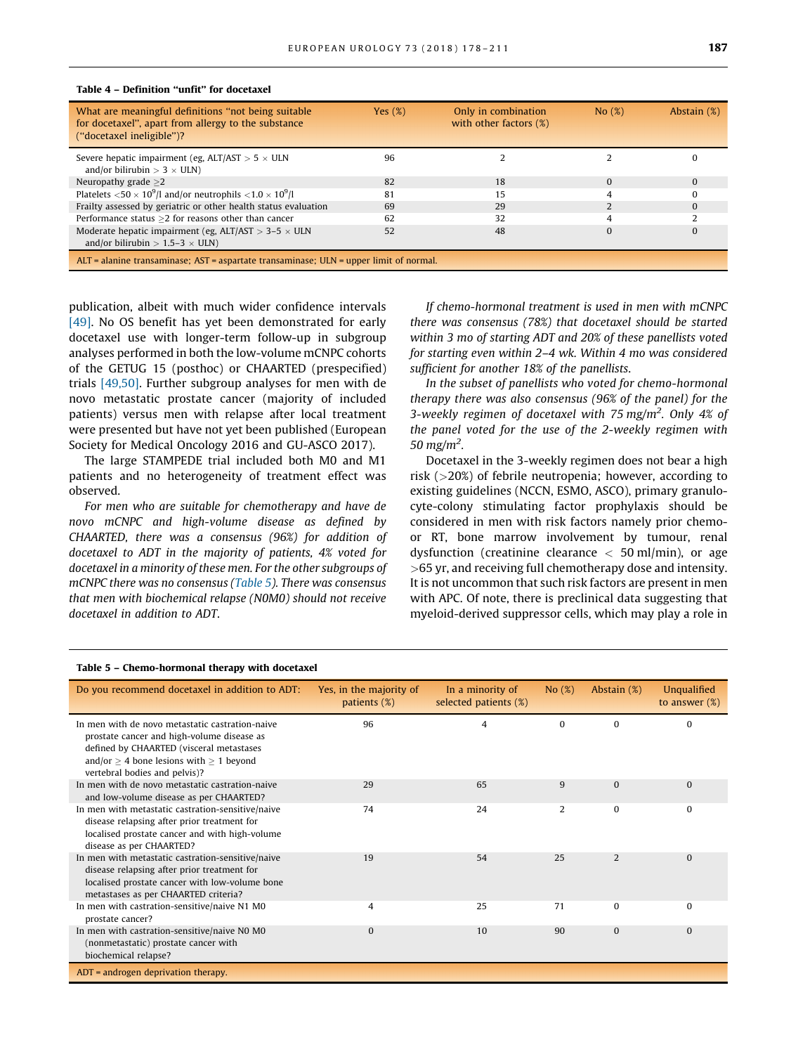**Table 4 – Definition "unfit" for docetaxel**

| What are meaningful definitions "not being suitable for docetaxel", apart from allergy to the substance ("docetaxel ineligible")? | Yes (%) | Only in combination with other factors (%) | No (%) | Abstain (%) |
|---|---|---|---|---|
| Severe hepatic impairment (eg, ALT/AST > 5 × ULN and/or bilirubin > 3 × ULN) | 96 | 2 | 2 | 0 |
| Neuropathy grade ≥2 | 82 | 18 | 0 | 0 |
| Platelets $<50 \times 10^9$/l and/or neutrophils $<1.0 \times 10^9$/l | 81 | 15 | 4 | 0 |
| Frailty assessed by geriatric or other health status evaluation | 69 | 29 | 2 | 0 |
| Performance status ≥2 for reasons other than cancer | 62 | 32 | 4 | 2 |
| Moderate hepatic impairment (eg, ALT/AST > 3–5 × ULN and/or bilirubin > 1.5–3 × ULN) | 52 | 48 | 0 | 0 |

ALT = alanine transaminase; AST = aspartate transaminase; ULN = upper limit of normal.

publication, albeit with much wider confidence intervals [49]. No OS benefit has yet been demonstrated for early docetaxel use with longer-term follow-up in subgroup analyses performed in both the low-volume mCNPC cohorts of the GETUG 15 (posthoc) or CHAARTED (prespecified) trials [49,50]. Further subgroup analyses for men with de novo metastatic prostate cancer (majority of included patients) versus men with relapse after local treatment were presented but have not yet been published (European Society for Medical Oncology 2016 and GU-ASCO 2017).

The large STAMPEDE trial included both M0 and M1 patients and no heterogeneity of treatment effect was observed.

*For men who are suitable for chemotherapy and have de novo mCNPC and high-volume disease as defined by CHAARTED, there was a consensus (96%) for addition of docetaxel to ADT in the majority of patients, 4% voted for docetaxel in a minority of these men. For the other subgroups of mCNPC there was no consensus (Table 5). There was consensus that men with biochemical relapse (N0M0) should not receive docetaxel in addition to ADT.*

*If chemo-hormonal treatment is used in men with mCNPC there was consensus (78%) that docetaxel should be started within 3 mo of starting ADT and 20% of these panellists voted for starting even within 2–4 wk. Within 4 mo was considered sufficient for another 18% of the panellists.*

*In the subset of panellists who voted for chemo-hormonal therapy there was also consensus (96% of the panel) for the 3-weekly regimen of docetaxel with 75 mg/m². Only 4% of the panel voted for the use of the 2-weekly regimen with 50 mg/m².*

Docetaxel in the 3-weekly regimen does not bear a high risk (>20%) of febrile neutropenia; however, according to existing guidelines (NCCN, ESMO, ASCO), primary granulocyte-colony stimulating factor prophylaxis should be considered in men with risk factors namely prior chemo- or RT, bone marrow involvement by tumour, renal dysfunction (creatinine clearance < 50 ml/min), or age >65 yr, and receiving full chemotherapy dose and intensity. It is not uncommon that such risk factors are present in men with APC. Of note, there is preclinical data suggesting that myeloid-derived suppressor cells, which may play a role in

**Table 5 – Chemo-hormonal therapy with docetaxel**

| Do you recommend docetaxel in addition to ADT: | Yes, in the majority of patients (%) | In a minority of selected patients (%) | No (%) | Abstain (%) | Unqualified to answer (%) |
|---|---|---|---|---|---|
| In men with de novo metastatic castration-naive prostate cancer and high-volume disease as defined by CHAARTED (visceral metastases and/or ≥ 4 bone lesions with ≥ 1 beyond vertebral bodies and pelvis)? | 96 | 4 | 0 | 0 | 0 |
| In men with de novo metastatic castration-naive and low-volume disease as per CHAARTED? | 29 | 65 | 9 | 0 | 0 |
| In men with metastatic castration-sensitive/naive disease relapsing after prior treatment for localised prostate cancer and with high-volume disease as per CHAARTED? | 74 | 24 | 2 | 0 | 0 |
| In men with metastatic castration-sensitive/naive disease relapsing after prior treatment for localised prostate cancer with low-volume bone metastases as per CHAARTED criteria? | 19 | 54 | 25 | 2 | 0 |
| In men with castration-sensitive/naive N1 M0 prostate cancer? | 4 | 25 | 71 | 0 | 0 |
| In men with castration-sensitive/naive N0 M0 (nonmetastatic) prostate cancer with biochemical relapse? | 0 | 10 | 90 | 0 | 0 |

ADT = androgen deprivation therapy.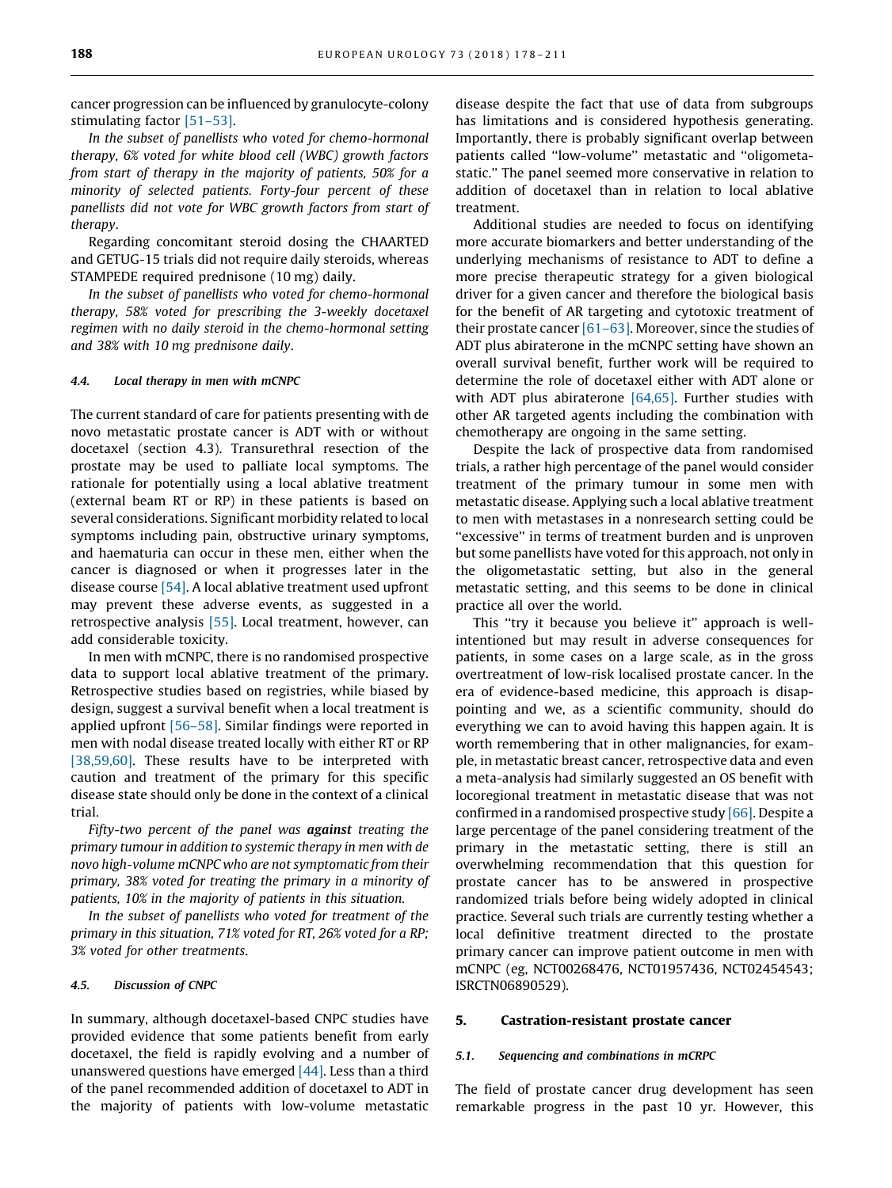cancer progression can be influenced by granulocyte-colony stimulating factor [51–53].

*In the subset of panellists who voted for chemo-hormonal therapy, 6% voted for white blood cell (WBC) growth factors from start of therapy in the majority of patients, 50% for a minority of selected patients. Forty-four percent of these panellists did not vote for WBC growth factors from start of therapy.*

Regarding concomitant steroid dosing the CHAARTED and GETUG-15 trials did not require daily steroids, whereas STAMPEDE required prednisone (10 mg) daily.

*In the subset of panellists who voted for chemo-hormonal therapy, 58% voted for prescribing the 3-weekly docetaxel regimen with no daily steroid in the chemo-hormonal setting and 38% with 10 mg prednisone daily.*

#### 4.4. Local therapy in men with mCNPC

The current standard of care for patients presenting with de novo metastatic prostate cancer is ADT with or without docetaxel (section 4.3). Transurethral resection of the prostate may be used to palliate local symptoms. The rationale for potentially using a local ablative treatment (external beam RT or RP) in these patients is based on several considerations. Significant morbidity related to local symptoms including pain, obstructive urinary symptoms, and haematuria can occur in these men, either when the cancer is diagnosed or when it progresses later in the disease course [54]. A local ablative treatment used upfront may prevent these adverse events, as suggested in a retrospective analysis [55]. Local treatment, however, can add considerable toxicity.

In men with mCNPC, there is no randomised prospective data to support local ablative treatment of the primary. Retrospective studies based on registries, while biased by design, suggest a survival benefit when a local treatment is applied upfront [56–58]. Similar findings were reported in men with nodal disease treated locally with either RT or RP [38,59,60]. These results have to be interpreted with caution and treatment of the primary for this specific disease state should only be done in the context of a clinical trial.

*Fifty-two percent of the panel was* ***against*** *treating the primary tumour in addition to systemic therapy in men with de novo high-volume mCNPC who are not symptomatic from their primary, 38% voted for treating the primary in a minority of patients, 10% in the majority of patients in this situation.*

*In the subset of panellists who voted for treatment of the primary in this situation, 71% voted for RT, 26% voted for a RP; 3% voted for other treatments.*

#### 4.5. Discussion of CNPC

In summary, although docetaxel-based CNPC studies have provided evidence that some patients benefit from early docetaxel, the field is rapidly evolving and a number of unanswered questions have emerged [44]. Less than a third of the panel recommended addition of docetaxel to ADT in the majority of patients with low-volume metastatic disease despite the fact that use of data from subgroups has limitations and is considered hypothesis generating. Importantly, there is probably significant overlap between patients called "low-volume" metastatic and "oligometastatic." The panel seemed more conservative in relation to addition of docetaxel than in relation to local ablative treatment.

Additional studies are needed to focus on identifying more accurate biomarkers and better understanding of the underlying mechanisms of resistance to ADT to define a more precise therapeutic strategy for a given biological driver for a given cancer and therefore the biological basis for the benefit of AR targeting and cytotoxic treatment of their prostate cancer [61–63]. Moreover, since the studies of ADT plus abiraterone in the mCNPC setting have shown an overall survival benefit, further work will be required to determine the role of docetaxel either with ADT alone or with ADT plus abiraterone [64,65]. Further studies with other AR targeted agents including the combination with chemotherapy are ongoing in the same setting.

Despite the lack of prospective data from randomised trials, a rather high percentage of the panel would consider treatment of the primary tumour in some men with metastatic disease. Applying such a local ablative treatment to men with metastases in a nonresearch setting could be "excessive" in terms of treatment burden and is unproven but some panellists have voted for this approach, not only in the oligometastatic setting, but also in the general metastatic setting, and this seems to be done in clinical practice all over the world.

This "try it because you believe it" approach is well-intentioned but may result in adverse consequences for patients, in some cases on a large scale, as in the gross overtreatment of low-risk localised prostate cancer. In the era of evidence-based medicine, this approach is disappointing and we, as a scientific community, should do everything we can to avoid having this happen again. It is worth remembering that in other malignancies, for example, in metastatic breast cancer, retrospective data and even a meta-analysis had similarly suggested an OS benefit with locoregional treatment in metastatic disease that was not confirmed in a randomised prospective study [66]. Despite a large percentage of the panel considering treatment of the primary in the metastatic setting, there is still an overwhelming recommendation that this question for prostate cancer has to be answered in prospective randomized trials before being widely adopted in clinical practice. Several such trials are currently testing whether a local definitive treatment directed to the prostate primary cancer can improve patient outcome in men with mCNPC (eg, NCT00268476, NCT01957436, NCT02454543; ISRCTN06890529).

## 5. Castration-resistant prostate cancer

#### 5.1. Sequencing and combinations in mCRPC

The field of prostate cancer drug development has seen remarkable progress in the past 10 yr. However, this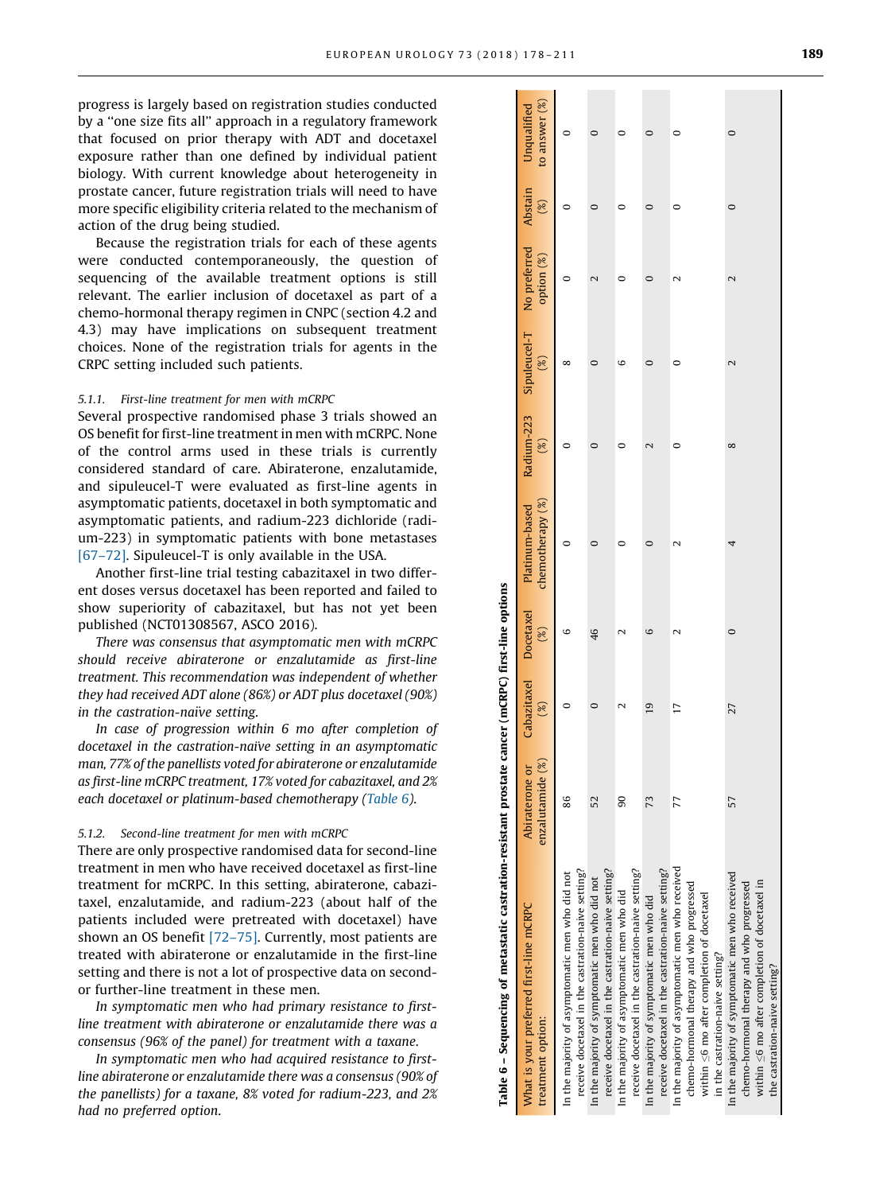progress is largely based on registration studies conducted by a "one size fits all" approach in a regulatory framework that focused on prior therapy with ADT and docetaxel exposure rather than one defined by individual patient biology. With current knowledge about heterogeneity in prostate cancer, future registration trials will need to have more specific eligibility criteria related to the mechanism of action of the drug being studied.

Because the registration trials for each of these agents were conducted contemporaneously, the question of sequencing of the available treatment options is still relevant. The earlier inclusion of docetaxel as part of a chemo-hormonal therapy regimen in CNPC (section 4.2 and 4.3) may have implications on subsequent treatment choices. None of the registration trials for agents in the CRPC setting included such patients.

### 5.1.1. First-line treatment for men with mCRPC

Several prospective randomised phase 3 trials showed an OS benefit for first-line treatment in men with mCRPC. None of the control arms used in these trials is currently considered standard of care. Abiraterone, enzalutamide, and sipuleucel-T were evaluated as first-line agents in asymptomatic patients, docetaxel in both symptomatic and asymptomatic patients, and radium-223 dichloride (radium-223) in symptomatic patients with bone metastases [67–72]. Sipuleucel-T is only available in the USA.

Another first-line trial testing cabazitaxel in two different doses versus docetaxel has been reported and failed to show superiority of cabazitaxel, but has not yet been published (NCT01308567, ASCO 2016).

*There was consensus that asymptomatic men with mCRPC should receive abiraterone or enzalutamide as first-line treatment. This recommendation was independent of whether they had received ADT alone (86%) or ADT plus docetaxel (90%) in the castration-naïve setting.*

*In case of progression within 6 mo after completion of docetaxel in the castration-naïve setting in an asymptomatic man, 77% of the panellists voted for abiraterone or enzalutamide as first-line mCRPC treatment, 17% voted for cabazitaxel, and 2% each docetaxel or platinum-based chemotherapy (Table 6).*

### 5.1.2. Second-line treatment for men with mCRPC

There are only prospective randomised data for second-line treatment in men who have received docetaxel as first-line treatment for mCRPC. In this setting, abiraterone, cabazitaxel, enzalutamide, and radium-223 (about half of the patients included were pretreated with docetaxel) have shown an OS benefit [72–75]. Currently, most patients are treated with abiraterone or enzalutamide in the first-line setting and there is not a lot of prospective data on second- or further-line treatment in these men.

*In symptomatic men who had primary resistance to first-line treatment with abiraterone or enzalutamide there was a consensus (96% of the panel) for treatment with a taxane.*

*In symptomatic men who had acquired resistance to first-line abiraterone or enzalutamide there was a consensus (90% of the panellists) for a taxane, 8% voted for radium-223, and 2% had no preferred option.*

**Table 6 – Sequencing of metastatic castration-resistant prostate cancer (mCRPC) first-line options**

| What is your preferred first-line mCRPC treatment option: | Abiraterone or enzalutamide (%) | Cabazitaxel (%) | Docetaxel (%) | Platinum-based chemotherapy (%) | Radium-223 (%) | Sipuleucel-T (%) | No preferred option (%) | Abstain (%) | Unqualified to answer (%) |
|---|---|---|---|---|---|---|---|---|---|
| In the majority of asymptomatic men who did not receive docetaxel in the castration-naive setting? | 86 | 0 | 6 | 0 | 0 | 8 | 0 | 0 | 0 |
| In the majority of symptomatic men who did not receive docetaxel in the castration-naive setting? | 52 | 0 | 46 | 0 | 0 | 0 | 2 | 0 | 0 |
| In the majority of asymptomatic men who did receive docetaxel in the castration-naive setting? | 90 | 2 | 2 | 0 | 0 | 6 | 0 | 0 | 0 |
| In the majority of symptomatic men who did receive docetaxel in the castration-naive setting? | 73 | 19 | 6 | 0 | 2 | 0 | 0 | 0 | 0 |
| In the majority of asymptomatic men who received chemo-hormonal therapy and who progressed within ≤6 mo after completion of docetaxel in the castration-naive setting? | 77 | 17 | 2 | 2 | 0 | 0 | 2 | 0 | 0 |
| In the majority of symptomatic men who received chemo-hormonal therapy and who progressed within ≤6 mo after completion of docetaxel in the castration-naive setting? | 57 | 27 | 0 | 4 | 8 | 2 | 2 | 0 | 0 |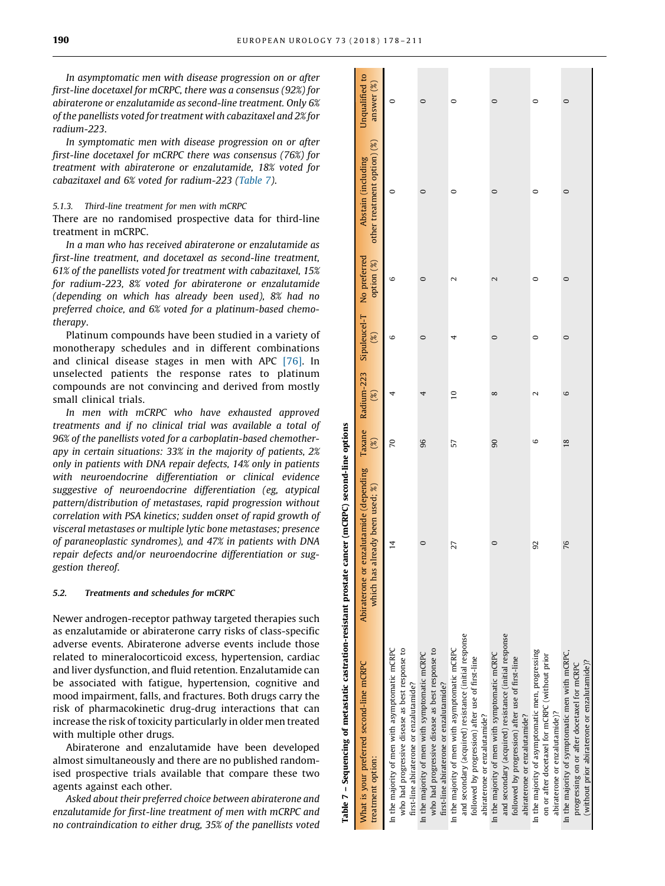*In asymptomatic men with disease progression on or after first-line docetaxel for mCRPC, there was a consensus (92%) for abiraterone or enzalutamide as second-line treatment. Only 6% of the panellists voted for treatment with cabazitaxel and 2% for radium-223.*

*In symptomatic men with disease progression on or after first-line docetaxel for mCRPC there was consensus (76%) for treatment with abiraterone or enzalutamide, 18% voted for cabazitaxel and 6% voted for radium-223 (Table 7).*

#### 5.1.3. Third-line treatment for men with mCRPC

There are no randomised prospective data for third-line treatment in mCRPC.

*In a man who has received abiraterone or enzalutamide as first-line treatment, and docetaxel as second-line treatment, 61% of the panellists voted for treatment with cabazitaxel, 15% for radium-223, 8% voted for abiraterone or enzalutamide (depending on which has already been used), 8% had no preferred choice, and 6% voted for a platinum-based chemotherapy.*

Platinum compounds have been studied in a variety of monotherapy schedules and in different combinations and clinical disease stages in men with APC [76]. In unselected patients the response rates to platinum compounds are not convincing and derived from mostly small clinical trials.

*In men with mCRPC who have exhausted approved treatments and if no clinical trial was available a total of 96% of the panellists voted for a carboplatin-based chemotherapy in certain situations: 33% in the majority of patients, 2% only in patients with DNA repair defects, 14% only in patients with neuroendocrine differentiation or clinical evidence suggestive of neuroendocrine differentiation (eg, atypical pattern/distribution of metastases, rapid progression without correlation with PSA kinetics; sudden onset of rapid growth of visceral metastases or multiple lytic bone metastases; presence of paraneoplastic syndromes), and 47% in patients with DNA repair defects and/or neuroendocrine differentiation or suggestion thereof.*

### 5.2. Treatments and schedules for mCRPC

Newer androgen-receptor pathway targeted therapies such as enzalutamide or abiraterone carry risks of class-specific adverse events. Abiraterone adverse events include those related to mineralocorticoid excess, hypertension, cardiac and liver dysfunction, and fluid retention. Enzalutamide can be associated with fatigue, hypertension, cognitive and mood impairment, falls, and fractures. Both drugs carry the risk of pharmacokinetic drug-drug interactions that can increase the risk of toxicity particularly in older men treated with multiple other drugs.

Abiraterone and enzalutamide have been developed almost simultaneously and there are no published randomised prospective trials available that compare these two agents against each other.

*Asked about their preferred choice between abiraterone and enzalutamide for first-line treatment of men with mCRPC and no contraindication to either drug, 35% of the panellists voted*

**Table 7 – Sequencing of metastatic castration-resistant prostate cancer (mCRPC) second-line options**

| What is your preferred second-line mCRPC treatment option: | Abiraterone or enzalutamide (depending which has already been used; %) | Taxane (%) | Radium-223 (%) | Sipuleucel-T (%) | No preferred option (%) | Abstain (including other treatment option) (%) | Unqualified to answer (%) |
|---|---|---|---|---|---|---|---|
| In the majority of men with asymptomatic mCRPC who had progressive disease as best response to first-line abiraterone or enzalutamide? | 14 | 70 | 4 | 6 | 6 | 0 | 0 |
| In the majority of men with symptomatic mCRPC who had progressive disease as best response to first-line abiraterone or enzalutamide? | 0 | 96 | 4 | 0 | 0 | 0 | 0 |
| In the majority of men with asymptomatic mCRPC and secondary (acquired) resistance (initial response followed by progression) after use of first-line abiraterone or enzalutamide? | 27 | 57 | 10 | 4 | 2 | 0 | 0 |
| In the majority of men with symptomatic mCRPC and secondary (acquired) resistance (initial response followed by progression) after use of first-line abiraterone or enzalutamide? | 0 | 90 | 8 | 0 | 2 | 0 | 0 |
| In the majority of asymptomatic men, progressing on or after docetaxel for mCRPC (without prior abiraterone or enzalutamide)? | 92 | 6 | 2 | 0 | 0 | 0 | 0 |
| In the majority of symptomatic men with mCRPC, progressing on or after docetaxel for mCRPC (without prior abiraterone or enzalutamide)? | 76 | 18 | 6 | 0 | 0 | 0 | 0 |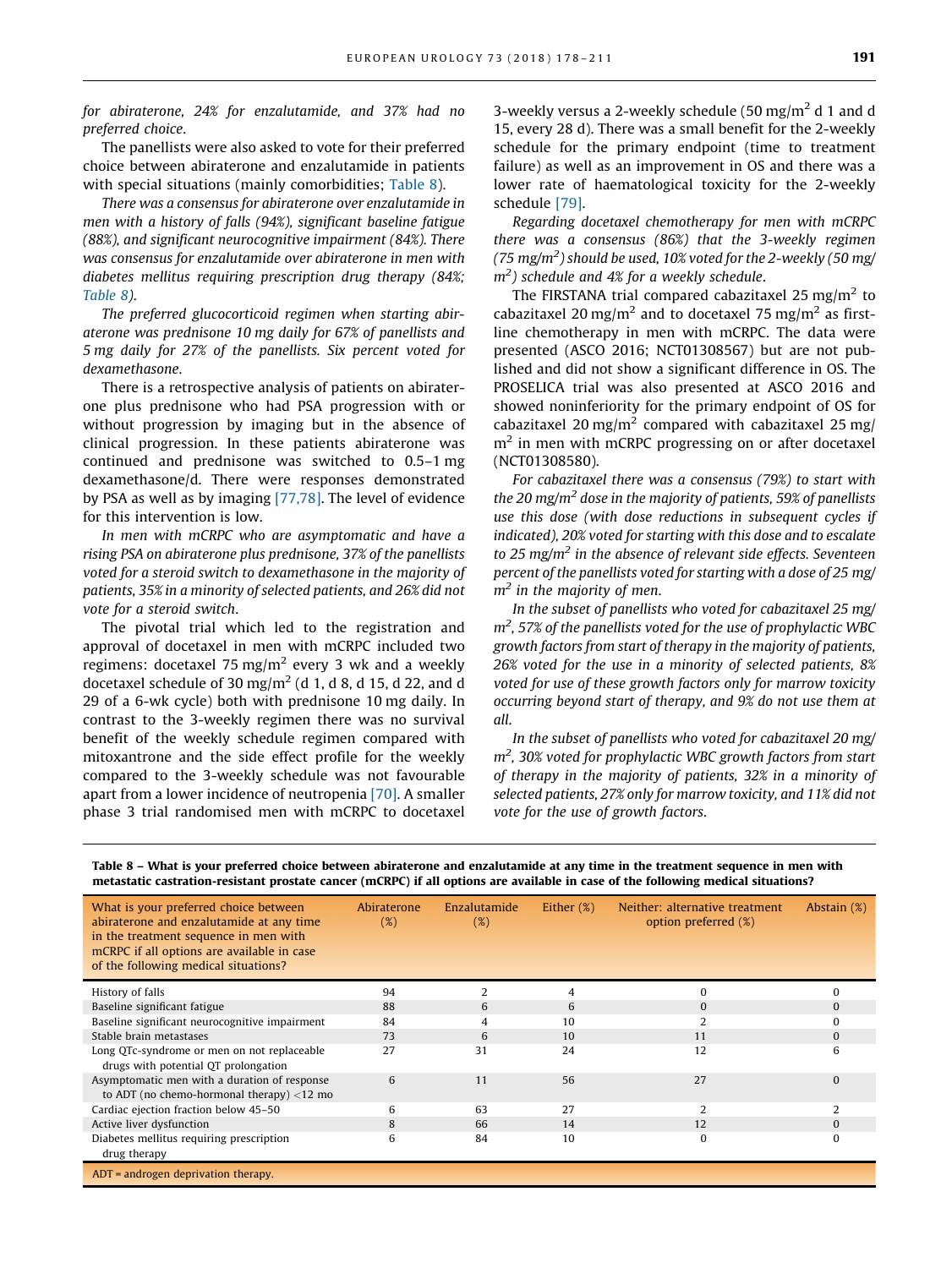*for abiraterone, 24% for enzalutamide, and 37% had no preferred choice.*

The panellists were also asked to vote for their preferred choice between abiraterone and enzalutamide in patients with special situations (mainly comorbidities; Table 8).

*There was a consensus for abiraterone over enzalutamide in men with a history of falls (94%), significant baseline fatigue (88%), and significant neurocognitive impairment (84%). There was consensus for enzalutamide over abiraterone in men with diabetes mellitus requiring prescription drug therapy (84%; Table 8).*

*The preferred glucocorticoid regimen when starting abiraterone was prednisone 10 mg daily for 67% of panellists and 5 mg daily for 27% of the panellists. Six percent voted for dexamethasone.*

There is a retrospective analysis of patients on abiraterone plus prednisone who had PSA progression with or without progression by imaging but in the absence of clinical progression. In these patients abiraterone was continued and prednisone was switched to 0.5–1 mg dexamethasone/d. There were responses demonstrated by PSA as well as by imaging [77,78]. The level of evidence for this intervention is low.

*In men with mCRPC who are asymptomatic and have a rising PSA on abiraterone plus prednisone, 37% of the panellists voted for a steroid switch to dexamethasone in the majority of patients, 35% in a minority of selected patients, and 26% did not vote for a steroid switch.*

The pivotal trial which led to the registration and approval of docetaxel in men with mCRPC included two regimens: docetaxel 75 mg/m$^2$ every 3 wk and a weekly docetaxel schedule of 30 mg/m$^2$ (d 1, d 8, d 15, d 22, and d 29 of a 6-wk cycle) both with prednisone 10 mg daily. In contrast to the 3-weekly regimen there was no survival benefit of the weekly schedule regimen compared with mitoxantrone and the side effect profile for the weekly compared to the 3-weekly schedule was not favourable apart from a lower incidence of neutropenia [70]. A smaller phase 3 trial randomised men with mCRPC to docetaxel 3-weekly versus a 2-weekly schedule (50 mg/m$^2$ d 1 and d 15, every 28 d). There was a small benefit for the 2-weekly schedule for the primary endpoint (time to treatment failure) as well as an improvement in OS and there was a lower rate of haematological toxicity for the 2-weekly schedule [79].

*Regarding docetaxel chemotherapy for men with mCRPC there was a consensus (86%) that the 3-weekly regimen (75 mg/m$^2$) should be used, 10% voted for the 2-weekly (50 mg/m$^2$) schedule and 4% for a weekly schedule.*

The FIRSTANA trial compared cabazitaxel 25 mg/m$^2$ to cabazitaxel 20 mg/m$^2$ and to docetaxel 75 mg/m$^2$ as first-line chemotherapy in men with mCRPC. The data were presented (ASCO 2016; NCT01308567) but are not published and did not show a significant difference in OS. The PROSELICA trial was also presented at ASCO 2016 and showed noninferiority for the primary endpoint of OS for cabazitaxel 20 mg/m$^2$ compared with cabazitaxel 25 mg/m$^2$ in men with mCRPC progressing on or after docetaxel (NCT01308580).

*For cabazitaxel there was a consensus (79%) to start with the 20 mg/m$^2$ dose in the majority of patients, 59% of panellists use this dose (with dose reductions in subsequent cycles if indicated), 20% voted for starting with this dose and to escalate to 25 mg/m$^2$ in the absence of relevant side effects. Seventeen percent of the panellists voted for starting with a dose of 25 mg/m$^2$ in the majority of men.*

*In the subset of panellists who voted for cabazitaxel 25 mg/m$^2$, 57% of the panellists voted for the use of prophylactic WBC growth factors from start of therapy in the majority of patients, 26% voted for the use in a minority of selected patients, 8% voted for use of these growth factors only for marrow toxicity occurring beyond start of therapy, and 9% do not use them at all.*

*In the subset of panellists who voted for cabazitaxel 20 mg/m$^2$, 30% voted for prophylactic WBC growth factors from start of therapy in the majority of patients, 32% in a minority of selected patients, 27% only for marrow toxicity, and 11% did not vote for the use of growth factors.*

**Table 8 – What is your preferred choice between abiraterone and enzalutamide at any time in the treatment sequence in men with metastatic castration-resistant prostate cancer (mCRPC) if all options are available in case of the following medical situations?**

| What is your preferred choice between abiraterone and enzalutamide at any time in the treatment sequence in men with mCRPC if all options are available in case of the following medical situations? | Abiraterone (%) | Enzalutamide (%) | Either (%) | Neither: alternative treatment option preferred (%) | Abstain (%) |
|---|---|---|---|---|---|
| History of falls | 94 | 2 | 4 | 0 | 0 |
| Baseline significant fatigue | 88 | 6 | 6 | 0 | 0 |
| Baseline significant neurocognitive impairment | 84 | 4 | 10 | 2 | 0 |
| Stable brain metastases | 73 | 6 | 10 | 11 | 0 |
| Long QTc-syndrome or men on not replaceable drugs with potential QT prolongation | 27 | 31 | 24 | 12 | 6 |
| Asymptomatic men with a duration of response to ADT (no chemo-hormonal therapy) <12 mo | 6 | 11 | 56 | 27 | 0 |
| Cardiac ejection fraction below 45–50 | 6 | 63 | 27 | 2 | 2 |
| Active liver dysfunction | 8 | 66 | 14 | 12 | 0 |
| Diabetes mellitus requiring prescription drug therapy | 6 | 84 | 10 | 0 | 0 |

ADT = androgen deprivation therapy.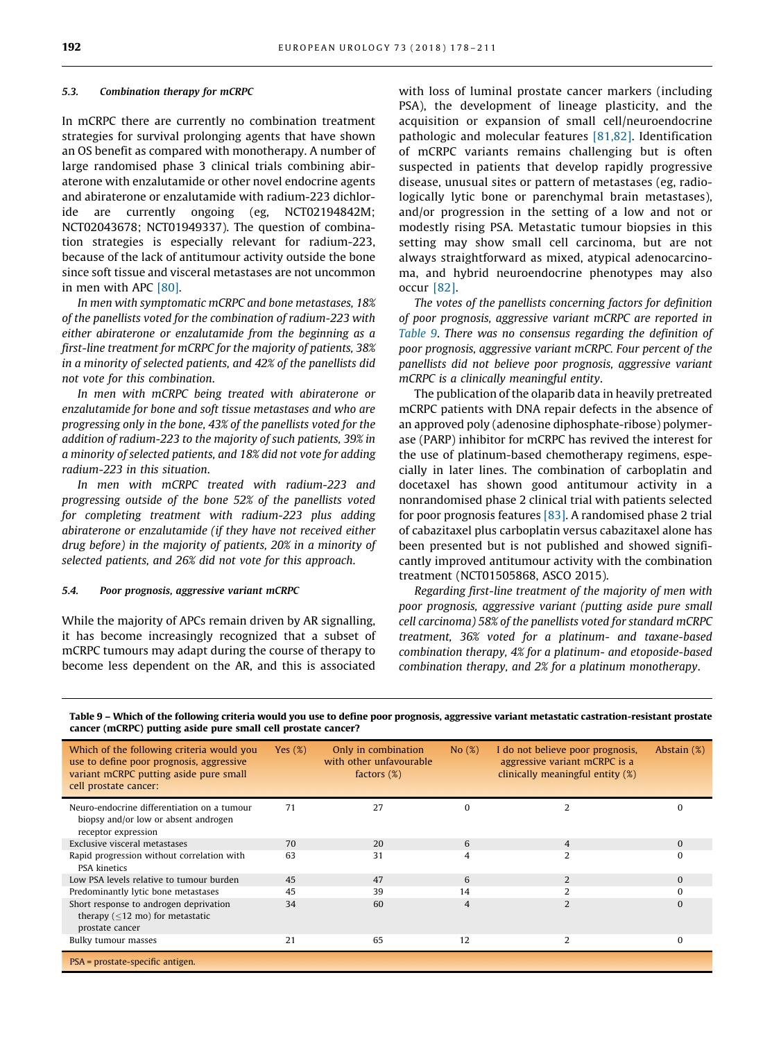### 5.3. Combination therapy for mCRPC

In mCRPC there are currently no combination treatment strategies for survival prolonging agents that have shown an OS benefit as compared with monotherapy. A number of large randomised phase 3 clinical trials combining abiraterone with enzalutamide or other novel endocrine agents and abiraterone or enzalutamide with radium-223 dichloride are currently ongoing (eg, NCT02194842M; NCT02043678; NCT01949337). The question of combination strategies is especially relevant for radium-223, because of the lack of antitumour activity outside the bone since soft tissue and visceral metastases are not uncommon in men with APC [80].

*In men with symptomatic mCRPC and bone metastases, 18% of the panellists voted for the combination of radium-223 with either abiraterone or enzalutamide from the beginning as a first-line treatment for mCRPC for the majority of patients, 38% in a minority of selected patients, and 42% of the panellists did not vote for this combination.*

*In men with mCRPC being treated with abiraterone or enzalutamide for bone and soft tissue metastases and who are progressing only in the bone, 43% of the panellists voted for the addition of radium-223 to the majority of such patients, 39% in a minority of selected patients, and 18% did not vote for adding radium-223 in this situation.*

*In men with mCRPC treated with radium-223 and progressing outside of the bone 52% of the panellists voted for completing treatment with radium-223 plus adding abiraterone or enzalutamide (if they have not received either drug before) in the majority of patients, 20% in a minority of selected patients, and 26% did not vote for this approach.*

### 5.4. Poor prognosis, aggressive variant mCRPC

While the majority of APCs remain driven by AR signalling, it has become increasingly recognized that a subset of mCRPC tumours may adapt during the course of therapy to become less dependent on the AR, and this is associated with loss of luminal prostate cancer markers (including PSA), the development of lineage plasticity, and the acquisition or expansion of small cell/neuroendocrine pathologic and molecular features [81,82]. Identification of mCRPC variants remains challenging but is often suspected in patients that develop rapidly progressive disease, unusual sites or pattern of metastases (eg, radiologically lytic bone or parenchymal brain metastases), and/or progression in the setting of a low and not or modestly rising PSA. Metastatic tumour biopsies in this setting may show small cell carcinoma, but are not always straightforward as mixed, atypical adenocarcinoma, and hybrid neuroendocrine phenotypes may also occur [82].

*The votes of the panellists concerning factors for definition of poor prognosis, aggressive variant mCRPC are reported in Table 9. There was no consensus regarding the definition of poor prognosis, aggressive variant mCRPC. Four percent of the panellists did not believe poor prognosis, aggressive variant mCRPC is a clinically meaningful entity.*

The publication of the olaparib data in heavily pretreated mCRPC patients with DNA repair defects in the absence of an approved poly (adenosine diphosphate-ribose) polymerase (PARP) inhibitor for mCRPC has revived the interest for the use of platinum-based chemotherapy regimens, especially in later lines. The combination of carboplatin and docetaxel has shown good antitumour activity in a nonrandomised phase 2 clinical trial with patients selected for poor prognosis features [83]. A randomised phase 2 trial of cabazitaxel plus carboplatin versus cabazitaxel alone has been presented but is not published and showed significantly improved antitumour activity with the combination treatment (NCT01505868, ASCO 2015).

*Regarding first-line treatment of the majority of men with poor prognosis, aggressive variant (putting aside pure small cell carcinoma) 58% of the panellists voted for standard mCRPC treatment, 36% voted for a platinum- and taxane-based combination therapy, 4% for a platinum- and etoposide-based combination therapy, and 2% for a platinum monotherapy.*

**Table 9 – Which of the following criteria would you use to define poor prognosis, aggressive variant metastatic castration-resistant prostate cancer (mCRPC) putting aside pure small cell prostate cancer?**

| Which of the following criteria would you use to define poor prognosis, aggressive variant mCRPC putting aside pure small cell prostate cancer: | Yes (%) | Only in combination with other unfavourable factors (%) | No (%) | I do not believe poor prognosis, aggressive variant mCRPC is a clinically meaningful entity (%) | Abstain (%) |
|---|---|---|---|---|---|
| Neuro-endocrine differentiation on a tumour biopsy and/or low or absent androgen receptor expression | 71 | 27 | 0 | 2 | 0 |
| Exclusive visceral metastases | 70 | 20 | 6 | 4 | 0 |
| Rapid progression without correlation with PSA kinetics | 63 | 31 | 4 | 2 | 0 |
| Low PSA levels relative to tumour burden | 45 | 47 | 6 | 2 | 0 |
| Predominantly lytic bone metastases | 45 | 39 | 14 | 2 | 0 |
| Short response to androgen deprivation therapy (≤12 mo) for metastatic prostate cancer | 34 | 60 | 4 | 2 | 0 |
| Bulky tumour masses | 21 | 65 | 12 | 2 | 0 |

PSA = prostate-specific antigen.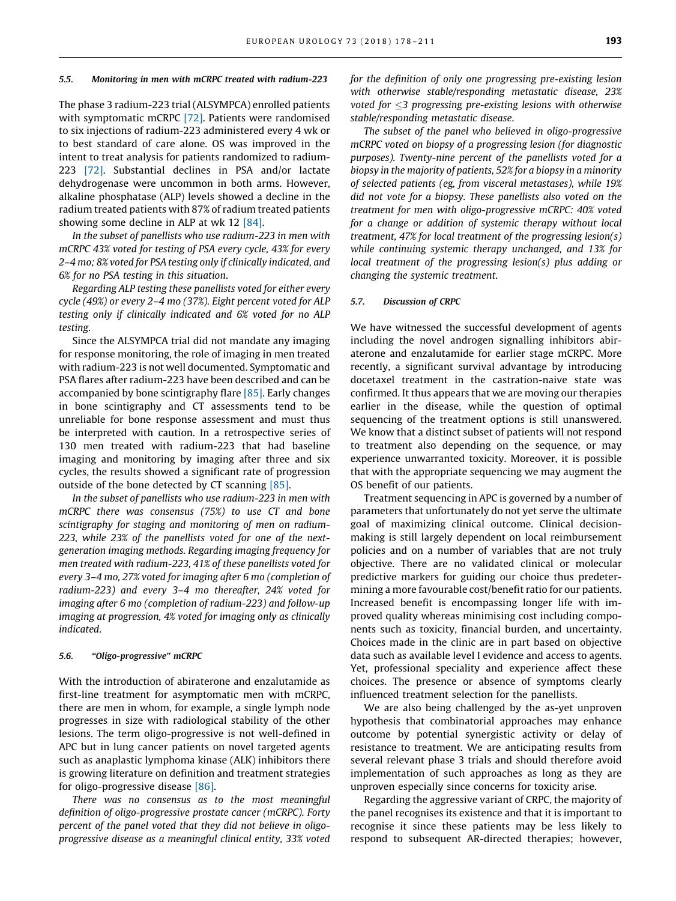### 5.5. Monitoring in men with mCRPC treated with radium-223

The phase 3 radium-223 trial (ALSYMPCA) enrolled patients with symptomatic mCRPC [72]. Patients were randomised to six injections of radium-223 administered every 4 wk or to best standard of care alone. OS was improved in the intent to treat analysis for patients randomized to radium-223 [72]. Substantial declines in PSA and/or lactate dehydrogenase were uncommon in both arms. However, alkaline phosphatase (ALP) levels showed a decline in the radium treated patients with 87% of radium treated patients showing some decline in ALP at wk 12 [84].

*In the subset of panellists who use radium-223 in men with mCRPC 43% voted for testing of PSA every cycle, 43% for every 2–4 mo; 8% voted for PSA testing only if clinically indicated, and 6% for no PSA testing in this situation.*

*Regarding ALP testing these panellists voted for either every cycle (49%) or every 2–4 mo (37%). Eight percent voted for ALP testing only if clinically indicated and 6% voted for no ALP testing.*

Since the ALSYMPCA trial did not mandate any imaging for response monitoring, the role of imaging in men treated with radium-223 is not well documented. Symptomatic and PSA flares after radium-223 have been described and can be accompanied by bone scintigraphy flare [85]. Early changes in bone scintigraphy and CT assessments tend to be unreliable for bone response assessment and must thus be interpreted with caution. In a retrospective series of 130 men treated with radium-223 that had baseline imaging and monitoring by imaging after three and six cycles, the results showed a significant rate of progression outside of the bone detected by CT scanning [85].

*In the subset of panellists who use radium-223 in men with mCRPC there was consensus (75%) to use CT and bone scintigraphy for staging and monitoring of men on radium-223, while 23% of the panellists voted for one of the next-generation imaging methods. Regarding imaging frequency for men treated with radium-223, 41% of these panellists voted for every 3–4 mo, 27% voted for imaging after 6 mo (completion of radium-223) and every 3–4 mo thereafter, 24% voted for imaging after 6 mo (completion of radium-223) and follow-up imaging at progression, 4% voted for imaging only as clinically indicated.*

### 5.6. "Oligo-progressive" mCRPC

With the introduction of abiraterone and enzalutamide as first-line treatment for asymptomatic men with mCRPC, there are men in whom, for example, a single lymph node progresses in size with radiological stability of the other lesions. The term oligo-progressive is not well-defined in APC but in lung cancer patients on novel targeted agents such as anaplastic lymphoma kinase (ALK) inhibitors there is growing literature on definition and treatment strategies for oligo-progressive disease [86].

*There was no consensus as to the most meaningful definition of oligo-progressive prostate cancer (mCRPC). Forty percent of the panel voted that they did not believe in oligo-progressive disease as a meaningful clinical entity, 33% voted for the definition of only one progressing pre-existing lesion with otherwise stable/responding metastatic disease, 23% voted for ≤3 progressing pre-existing lesions with otherwise stable/responding metastatic disease.*

*The subset of the panel who believed in oligo-progressive mCRPC voted on biopsy of a progressing lesion (for diagnostic purposes). Twenty-nine percent of the panellists voted for a biopsy in the majority of patients, 52% for a biopsy in a minority of selected patients (eg, from visceral metastases), while 19% did not vote for a biopsy. These panellists also voted on the treatment for men with oligo-progressive mCRPC: 40% voted for a change or addition of systemic therapy without local treatment, 47% for local treatment of the progressing lesion(s) while continuing systemic therapy unchanged, and 13% for local treatment of the progressing lesion(s) plus adding or changing the systemic treatment.*

### 5.7. Discussion of CRPC

We have witnessed the successful development of agents including the novel androgen signalling inhibitors abiraterone and enzalutamide for earlier stage mCRPC. More recently, a significant survival advantage by introducing docetaxel treatment in the castration-naive state was confirmed. It thus appears that we are moving our therapies earlier in the disease, while the question of optimal sequencing of the treatment options is still unanswered. We know that a distinct subset of patients will not respond to treatment also depending on the sequence, or may experience unwarranted toxicity. Moreover, it is possible that with the appropriate sequencing we may augment the OS benefit of our patients.

Treatment sequencing in APC is governed by a number of parameters that unfortunately do not yet serve the ultimate goal of maximizing clinical outcome. Clinical decision-making is still largely dependent on local reimbursement policies and on a number of variables that are not truly objective. There are no validated clinical or molecular predictive markers for guiding our choice thus predetermining a more favourable cost/benefit ratio for our patients. Increased benefit is encompassing longer life with improved quality whereas minimising cost including components such as toxicity, financial burden, and uncertainty. Choices made in the clinic are in part based on objective data such as available level I evidence and access to agents. Yet, professional speciality and experience affect these choices. The presence or absence of symptoms clearly influenced treatment selection for the panellists.

We are also being challenged by the as-yet unproven hypothesis that combinatorial approaches may enhance outcome by potential synergistic activity or delay of resistance to treatment. We are anticipating results from several relevant phase 3 trials and should therefore avoid implementation of such approaches as long as they are unproven especially since concerns for toxicity arise.

Regarding the aggressive variant of CRPC, the majority of the panel recognises its existence and that it is important to recognise it since these patients may be less likely to respond to subsequent AR-directed therapies; however,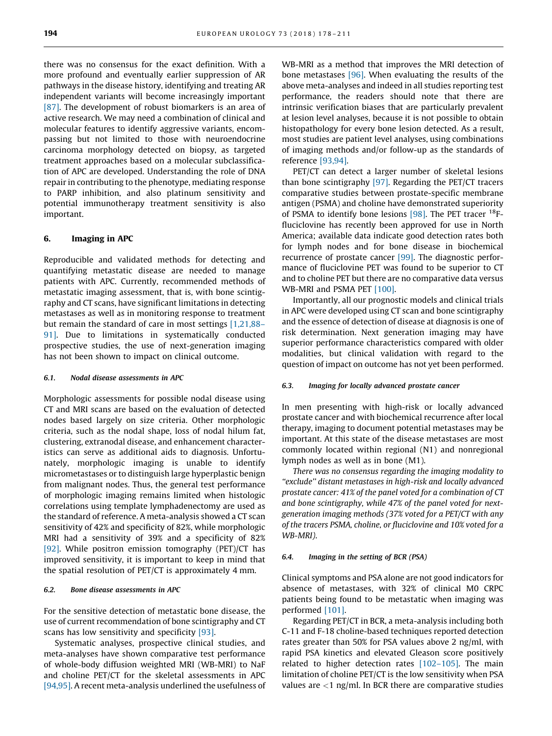there was no consensus for the exact definition. With a more profound and eventually earlier suppression of AR pathways in the disease history, identifying and treating AR independent variants will become increasingly important [87]. The development of robust biomarkers is an area of active research. We may need a combination of clinical and molecular features to identify aggressive variants, encompassing but not limited to those with neuroendocrine carcinoma morphology detected on biopsy, as targeted treatment approaches based on a molecular subclassification of APC are developed. Understanding the role of DNA repair in contributing to the phenotype, mediating response to PARP inhibition, and also platinum sensitivity and potential immunotherapy treatment sensitivity is also important.

## 6. Imaging in APC

Reproducible and validated methods for detecting and quantifying metastatic disease are needed to manage patients with APC. Currently, recommended methods of metastatic imaging assessment, that is, with bone scintigraphy and CT scans, have significant limitations in detecting metastases as well as in monitoring response to treatment but remain the standard of care in most settings [1,21,88–91]. Due to limitations in systematically conducted prospective studies, the use of next-generation imaging has not been shown to impact on clinical outcome.

### 6.1. Nodal disease assessments in APC

Morphologic assessments for possible nodal disease using CT and MRI scans are based on the evaluation of detected nodes based largely on size criteria. Other morphologic criteria, such as the nodal shape, loss of nodal hilum fat, clustering, extranodal disease, and enhancement characteristics can serve as additional aids to diagnosis. Unfortunately, morphologic imaging is unable to identify micrometastases or to distinguish large hyperplastic benign from malignant nodes. Thus, the general test performance of morphologic imaging remains limited when histologic correlations using template lymphadenectomy are used as the standard of reference. A meta-analysis showed a CT scan sensitivity of 42% and specificity of 82%, while morphologic MRI had a sensitivity of 39% and a specificity of 82% [92]. While positron emission tomography (PET)/CT has improved sensitivity, it is important to keep in mind that the spatial resolution of PET/CT is approximately 4 mm.

### 6.2. Bone disease assessments in APC

For the sensitive detection of metastatic bone disease, the use of current recommendation of bone scintigraphy and CT scans has low sensitivity and specificity [93].

Systematic analyses, prospective clinical studies, and meta-analyses have shown comparative test performance of whole-body diffusion weighted MRI (WB-MRI) to NaF and choline PET/CT for the skeletal assessments in APC [94,95]. A recent meta-analysis underlined the usefulness of WB-MRI as a method that improves the MRI detection of bone metastases [96]. When evaluating the results of the above meta-analyses and indeed in all studies reporting test performance, the readers should note that there are intrinsic verification biases that are particularly prevalent at lesion level analyses, because it is not possible to obtain histopathology for every bone lesion detected. As a result, most studies are patient level analyses, using combinations of imaging methods and/or follow-up as the standards of reference [93,94].

PET/CT can detect a larger number of skeletal lesions than bone scintigraphy [97]. Regarding the PET/CT tracers comparative studies between prostate-specific membrane antigen (PSMA) and choline have demonstrated superiority of PSMA to identify bone lesions [98]. The PET tracer $^{18}$F-fluciclovine has recently been approved for use in North America; available data indicate good detection rates both for lymph nodes and for bone disease in biochemical recurrence of prostate cancer [99]. The diagnostic performance of fluciclovine PET was found to be superior to CT and to choline PET but there are no comparative data versus WB-MRI and PSMA PET [100].

Importantly, all our prognostic models and clinical trials in APC were developed using CT scan and bone scintigraphy and the essence of detection of disease at diagnosis is one of risk determination. Next generation imaging may have superior performance characteristics compared with older modalities, but clinical validation with regard to the question of impact on outcome has not yet been performed.

### 6.3. Imaging for locally advanced prostate cancer

In men presenting with high-risk or locally advanced prostate cancer and with biochemical recurrence after local therapy, imaging to document potential metastases may be important. At this state of the disease metastases are most commonly located within regional (N1) and nonregional lymph nodes as well as in bone (M1).

*There was no consensus regarding the imaging modality to "exclude" distant metastases in high-risk and locally advanced prostate cancer: 41% of the panel voted for a combination of CT and bone scintigraphy, while 47% of the panel voted for next-generation imaging methods (37% voted for a PET/CT with any of the tracers PSMA, choline, or fluciclovine and 10% voted for a WB-MRI).*

### 6.4. Imaging in the setting of BCR (PSA)

Clinical symptoms and PSA alone are not good indicators for absence of metastases, with 32% of clinical M0 CRPC patients being found to be metastatic when imaging was performed [101].

Regarding PET/CT in BCR, a meta-analysis including both C-11 and F-18 choline-based techniques reported detection rates greater than 50% for PSA values above 2 ng/ml, with rapid PSA kinetics and elevated Gleason score positively related to higher detection rates [102–105]. The main limitation of choline PET/CT is the low sensitivity when PSA values are <1 ng/ml. In BCR there are comparative studies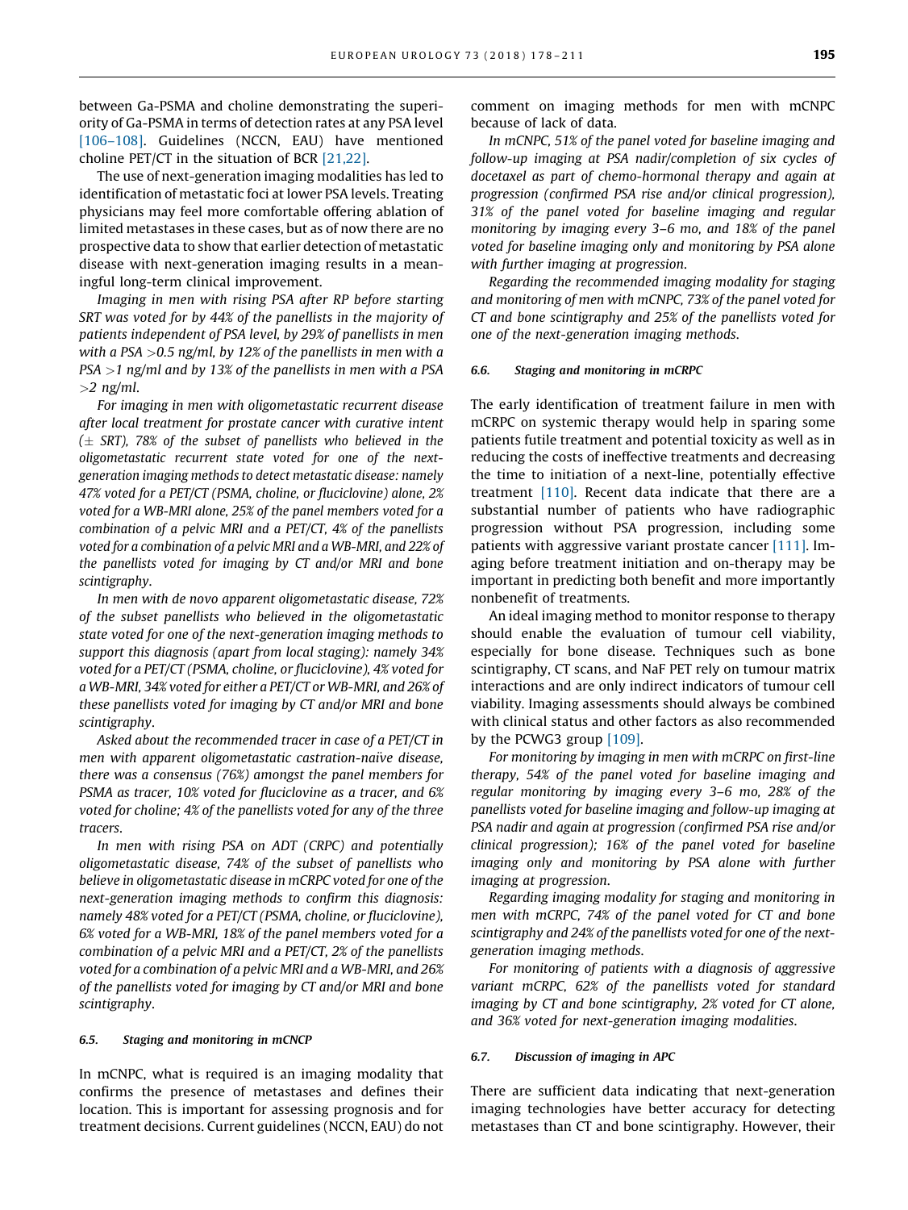between Ga-PSMA and choline demonstrating the superiority of Ga-PSMA in terms of detection rates at any PSA level [106–108]. Guidelines (NCCN, EAU) have mentioned choline PET/CT in the situation of BCR [21,22].

The use of next-generation imaging modalities has led to identification of metastatic foci at lower PSA levels. Treating physicians may feel more comfortable offering ablation of limited metastases in these cases, but as of now there are no prospective data to show that earlier detection of metastatic disease with next-generation imaging results in a meaningful long-term clinical improvement.

*Imaging in men with rising PSA after RP before starting SRT was voted for by 44% of the panellists in the majority of patients independent of PSA level, by 29% of panellists in men with a PSA >0.5 ng/ml, by 12% of the panellists in men with a PSA >1 ng/ml and by 13% of the panellists in men with a PSA >2 ng/ml.*

*For imaging in men with oligometastatic recurrent disease after local treatment for prostate cancer with curative intent (± SRT), 78% of the subset of panellists who believed in the oligometastatic recurrent state voted for one of the next-generation imaging methods to detect metastatic disease: namely 47% voted for a PET/CT (PSMA, choline, or fluciclovine) alone, 2% voted for a WB-MRI alone, 25% of the panel members voted for a combination of a pelvic MRI and a PET/CT, 4% of the panellists voted for a combination of a pelvic MRI and a WB-MRI, and 22% of the panellists voted for imaging by CT and/or MRI and bone scintigraphy.*

*In men with de novo apparent oligometastatic disease, 72% of the subset panellists who believed in the oligometastatic state voted for one of the next-generation imaging methods to support this diagnosis (apart from local staging): namely 34% voted for a PET/CT (PSMA, choline, or fluciclovine), 4% voted for a WB-MRI, 34% voted for either a PET/CT or WB-MRI, and 26% of these panellists voted for imaging by CT and/or MRI and bone scintigraphy.*

*Asked about the recommended tracer in case of a PET/CT in men with apparent oligometastatic castration-naïve disease, there was a consensus (76%) amongst the panel members for PSMA as tracer, 10% voted for fluciclovine as a tracer, and 6% voted for choline; 4% of the panellists voted for any of the three tracers.*

*In men with rising PSA on ADT (CRPC) and potentially oligometastatic disease, 74% of the subset of panellists who believe in oligometastatic disease in mCRPC voted for one of the next-generation imaging methods to confirm this diagnosis: namely 48% voted for a PET/CT (PSMA, choline, or fluciclovine), 6% voted for a WB-MRI, 18% of the panel members voted for a combination of a pelvic MRI and a PET/CT, 2% of the panellists voted for a combination of a pelvic MRI and a WB-MRI, and 26% of the panellists voted for imaging by CT and/or MRI and bone scintigraphy.*

### 6.5. Staging and monitoring in mCNCP

In mCNPC, what is required is an imaging modality that confirms the presence of metastases and defines their location. This is important for assessing prognosis and for treatment decisions. Current guidelines (NCCN, EAU) do not comment on imaging methods for men with mCNPC because of lack of data.

*In mCNPC, 51% of the panel voted for baseline imaging and follow-up imaging at PSA nadir/completion of six cycles of docetaxel as part of chemo-hormonal therapy and again at progression (confirmed PSA rise and/or clinical progression), 31% of the panel voted for baseline imaging and regular monitoring by imaging every 3–6 mo, and 18% of the panel voted for baseline imaging only and monitoring by PSA alone with further imaging at progression.*

*Regarding the recommended imaging modality for staging and monitoring of men with mCNPC, 73% of the panel voted for CT and bone scintigraphy and 25% of the panellists voted for one of the next-generation imaging methods.*

### 6.6. Staging and monitoring in mCRPC

The early identification of treatment failure in men with mCRPC on systemic therapy would help in sparing some patients futile treatment and potential toxicity as well as in reducing the costs of ineffective treatments and decreasing the time to initiation of a next-line, potentially effective treatment [110]. Recent data indicate that there are a substantial number of patients who have radiographic progression without PSA progression, including some patients with aggressive variant prostate cancer [111]. Imaging before treatment initiation and on-therapy may be important in predicting both benefit and more importantly nonbenefit of treatments.

An ideal imaging method to monitor response to therapy should enable the evaluation of tumour cell viability, especially for bone disease. Techniques such as bone scintigraphy, CT scans, and NaF PET rely on tumour matrix interactions and are only indirect indicators of tumour cell viability. Imaging assessments should always be combined with clinical status and other factors as also recommended by the PCWG3 group [109].

*For monitoring by imaging in men with mCRPC on first-line therapy, 54% of the panel voted for baseline imaging and regular monitoring by imaging every 3–6 mo, 28% of the panellists voted for baseline imaging and follow-up imaging at PSA nadir and again at progression (confirmed PSA rise and/or clinical progression); 16% of the panel voted for baseline imaging only and monitoring by PSA alone with further imaging at progression.*

*Regarding imaging modality for staging and monitoring in men with mCRPC, 74% of the panel voted for CT and bone scintigraphy and 24% of the panellists voted for one of the next-generation imaging methods.*

*For monitoring of patients with a diagnosis of aggressive variant mCRPC, 62% of the panellists voted for standard imaging by CT and bone scintigraphy, 2% voted for CT alone, and 36% voted for next-generation imaging modalities.*

### 6.7. Discussion of imaging in APC

There are sufficient data indicating that next-generation imaging technologies have better accuracy for detecting metastases than CT and bone scintigraphy. However, their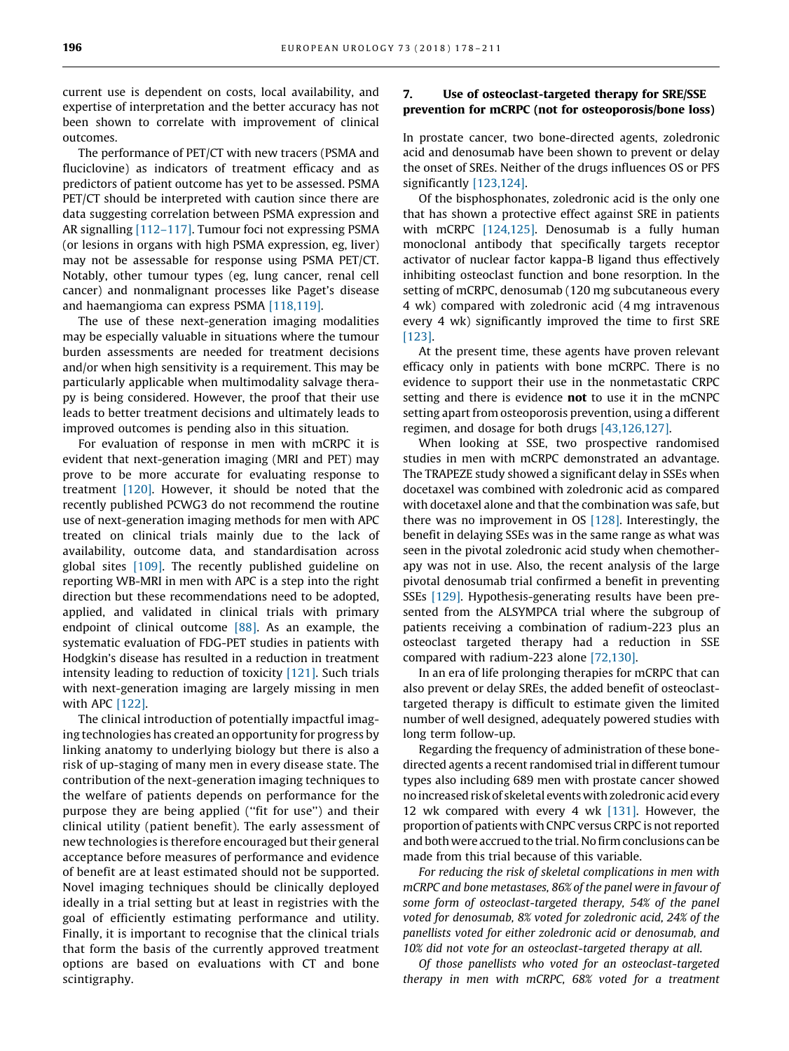current use is dependent on costs, local availability, and expertise of interpretation and the better accuracy has not been shown to correlate with improvement of clinical outcomes.

The performance of PET/CT with new tracers (PSMA and fluciclovine) as indicators of treatment efficacy and as predictors of patient outcome has yet to be assessed. PSMA PET/CT should be interpreted with caution since there are data suggesting correlation between PSMA expression and AR signalling [112–117]. Tumour foci not expressing PSMA (or lesions in organs with high PSMA expression, eg, liver) may not be assessable for response using PSMA PET/CT. Notably, other tumour types (eg, lung cancer, renal cell cancer) and nonmalignant processes like Paget's disease and haemangioma can express PSMA [118,119].

The use of these next-generation imaging modalities may be especially valuable in situations where the tumour burden assessments are needed for treatment decisions and/or when high sensitivity is a requirement. This may be particularly applicable when multimodality salvage therapy is being considered. However, the proof that their use leads to better treatment decisions and ultimately leads to improved outcomes is pending also in this situation.

For evaluation of response in men with mCRPC it is evident that next-generation imaging (MRI and PET) may prove to be more accurate for evaluating response to treatment [120]. However, it should be noted that the recently published PCWG3 do not recommend the routine use of next-generation imaging methods for men with APC treated on clinical trials mainly due to the lack of availability, outcome data, and standardisation across global sites [109]. The recently published guideline on reporting WB-MRI in men with APC is a step into the right direction but these recommendations need to be adopted, applied, and validated in clinical trials with primary endpoint of clinical outcome [88]. As an example, the systematic evaluation of FDG-PET studies in patients with Hodgkin's disease has resulted in a reduction in treatment intensity leading to reduction of toxicity [121]. Such trials with next-generation imaging are largely missing in men with APC [122].

The clinical introduction of potentially impactful imaging technologies has created an opportunity for progress by linking anatomy to underlying biology but there is also a risk of up-staging of many men in every disease state. The contribution of the next-generation imaging techniques to the welfare of patients depends on performance for the purpose they are being applied ("fit for use") and their clinical utility (patient benefit). The early assessment of new technologies is therefore encouraged but their general acceptance before measures of performance and evidence of benefit are at least estimated should not be supported. Novel imaging techniques should be clinically deployed ideally in a trial setting but at least in registries with the goal of efficiently estimating performance and utility. Finally, it is important to recognise that the clinical trials that form the basis of the currently approved treatment options are based on evaluations with CT and bone scintigraphy.

## 7. Use of osteoclast-targeted therapy for SRE/SSE prevention for mCRPC (not for osteoporosis/bone loss)

In prostate cancer, two bone-directed agents, zoledronic acid and denosumab have been shown to prevent or delay the onset of SREs. Neither of the drugs influences OS or PFS significantly [123,124].

Of the bisphosphonates, zoledronic acid is the only one that has shown a protective effect against SRE in patients with mCRPC [124,125]. Denosumab is a fully human monoclonal antibody that specifically targets receptor activator of nuclear factor kappa-B ligand thus effectively inhibiting osteoclast function and bone resorption. In the setting of mCRPC, denosumab (120 mg subcutaneous every 4 wk) compared with zoledronic acid (4 mg intravenous every 4 wk) significantly improved the time to first SRE [123].

At the present time, these agents have proven relevant efficacy only in patients with bone mCRPC. There is no evidence to support their use in the nonmetastatic CRPC setting and there is evidence **not** to use it in the mCNPC setting apart from osteoporosis prevention, using a different regimen, and dosage for both drugs [43,126,127].

When looking at SSE, two prospective randomised studies in men with mCRPC demonstrated an advantage. The TRAPEZE study showed a significant delay in SSEs when docetaxel was combined with zoledronic acid as compared with docetaxel alone and that the combination was safe, but there was no improvement in OS [128]. Interestingly, the benefit in delaying SSEs was in the same range as what was seen in the pivotal zoledronic acid study when chemotherapy was not in use. Also, the recent analysis of the large pivotal denosumab trial confirmed a benefit in preventing SSEs [129]. Hypothesis-generating results have been presented from the ALSYMPCA trial where the subgroup of patients receiving a combination of radium-223 plus an osteoclast targeted therapy had a reduction in SSE compared with radium-223 alone [72,130].

In an era of life prolonging therapies for mCRPC that can also prevent or delay SREs, the added benefit of osteoclast-targeted therapy is difficult to estimate given the limited number of well designed, adequately powered studies with long term follow-up.

Regarding the frequency of administration of these bone-directed agents a recent randomised trial in different tumour types also including 689 men with prostate cancer showed no increased risk of skeletal events with zoledronic acid every 12 wk compared with every 4 wk [131]. However, the proportion of patients with CNPC versus CRPC is not reported and both were accrued to the trial. No firm conclusions can be made from this trial because of this variable.

*For reducing the risk of skeletal complications in men with mCRPC and bone metastases, 86% of the panel were in favour of some form of osteoclast-targeted therapy, 54% of the panel voted for denosumab, 8% voted for zoledronic acid, 24% of the panellists voted for either zoledronic acid or denosumab, and 10% did not vote for an osteoclast-targeted therapy at all.*

*Of those panellists who voted for an osteoclast-targeted therapy in men with mCRPC, 68% voted for a treatment*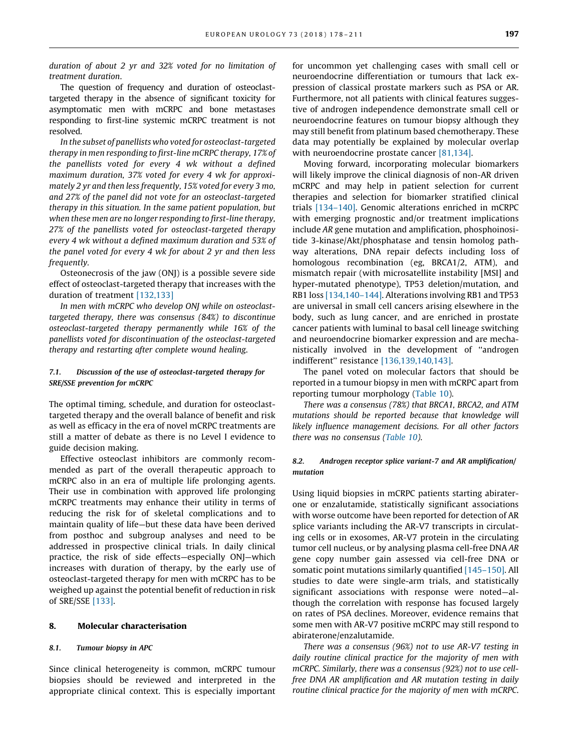*duration of about 2 yr and 32% voted for no limitation of treatment duration.*

The question of frequency and duration of osteoclast-targeted therapy in the absence of significant toxicity for asymptomatic men with mCRPC and bone metastases responding to first-line systemic mCRPC treatment is not resolved.

*In the subset of panellists who voted for osteoclast-targeted therapy in men responding to first-line mCRPC therapy, 17% of the panellists voted for every 4 wk without a defined maximum duration, 37% voted for every 4 wk for approximately 2 yr and then less frequently, 15% voted for every 3 mo, and 27% of the panel did not vote for an osteoclast-targeted therapy in this situation. In the same patient population, but when these men are no longer responding to first-line therapy, 27% of the panellists voted for osteoclast-targeted therapy every 4 wk without a defined maximum duration and 53% of the panel voted for every 4 wk for about 2 yr and then less frequently.*

Osteonecrosis of the jaw (ONJ) is a possible severe side effect of osteoclast-targeted therapy that increases with the duration of treatment [132,133]

*In men with mCRPC who develop ONJ while on osteoclast-targeted therapy, there was consensus (84%) to discontinue osteoclast-targeted therapy permanently while 16% of the panellists voted for discontinuation of the osteoclast-targeted therapy and restarting after complete wound healing.*

### 7.1. *Discussion of the use of osteoclast-targeted therapy for SRE/SSE prevention for mCRPC*

The optimal timing, schedule, and duration for osteoclast-targeted therapy and the overall balance of benefit and risk as well as efficacy in the era of novel mCRPC treatments are still a matter of debate as there is no Level I evidence to guide decision making.

Effective osteoclast inhibitors are commonly recommended as part of the overall therapeutic approach to mCRPC also in an era of multiple life prolonging agents. Their use in combination with approved life prolonging mCRPC treatments may enhance their utility in terms of reducing the risk for of skeletal complications and to maintain quality of life—but these data have been derived from posthoc and subgroup analyses and need to be addressed in prospective clinical trials. In daily clinical practice, the risk of side effects—especially ONJ—which increases with duration of therapy, by the early use of osteoclast-targeted therapy for men with mCRPC has to be weighed up against the potential benefit of reduction in risk of SRE/SSE [133].

## 8. Molecular characterisation

### 8.1. *Tumour biopsy in APC*

Since clinical heterogeneity is common, mCRPC tumour biopsies should be reviewed and interpreted in the appropriate clinical context. This is especially important for uncommon yet challenging cases with small cell or neuroendocrine differentiation or tumours that lack expression of classical prostate markers such as PSA or AR. Furthermore, not all patients with clinical features suggestive of androgen independence demonstrate small cell or neuroendocrine features on tumour biopsy although they may still benefit from platinum based chemotherapy. These data may potentially be explained by molecular overlap with neuroendocrine prostate cancer [81,134].

Moving forward, incorporating molecular biomarkers will likely improve the clinical diagnosis of non-AR driven mCRPC and may help in patient selection for current therapies and selection for biomarker stratified clinical trials [134–140]. Genomic alterations enriched in mCRPC with emerging prognostic and/or treatment implications include *AR* gene mutation and amplification, phosphoinositide 3-kinase/Akt/phosphatase and tensin homolog pathway alterations, DNA repair defects including loss of homologous recombination (eg, BRCA1/2, ATM), and mismatch repair (with microsatellite instability [MSI] and hyper-mutated phenotype), TP53 deletion/mutation, and RB1 loss [134,140–144]. Alterations involving RB1 and TP53 are universal in small cell cancers arising elsewhere in the body, such as lung cancer, and are enriched in prostate cancer patients with luminal to basal cell lineage switching and neuroendocrine biomarker expression and are mechanistically involved in the development of ''androgen indifferent'' resistance [136,139,140,143].

The panel voted on molecular factors that should be reported in a tumour biopsy in men with mCRPC apart from reporting tumour morphology (Table 10).

*There was a consensus (78%) that BRCA1, BRCA2, and ATM mutations should be reported because that knowledge will likely influence management decisions. For all other factors there was no consensus (Table 10).*

### 8.2. *Androgen receptor splice variant-7 and AR amplification/mutation*

Using liquid biopsies in mCRPC patients starting abiraterone or enzalutamide, statistically significant associations with worse outcome have been reported for detection of AR splice variants including the AR-V7 transcripts in circulating cells or in exosomes, AR-V7 protein in the circulating tumor cell nucleus, or by analysing plasma cell-free DNA *AR* gene copy number gain assessed via cell-free DNA or somatic point mutations similarly quantified [145–150]. All studies to date were single-arm trials, and statistically significant associations with response were noted—although the correlation with response has focused largely on rates of PSA declines. Moreover, evidence remains that some men with AR-V7 positive mCRPC may still respond to abiraterone/enzalutamide.

*There was a consensus (96%) not to use AR-V7 testing in daily routine clinical practice for the majority of men with mCRPC. Similarly, there was a consensus (92%) not to use cell-free DNA AR amplification and AR mutation testing in daily routine clinical practice for the majority of men with mCRPC.*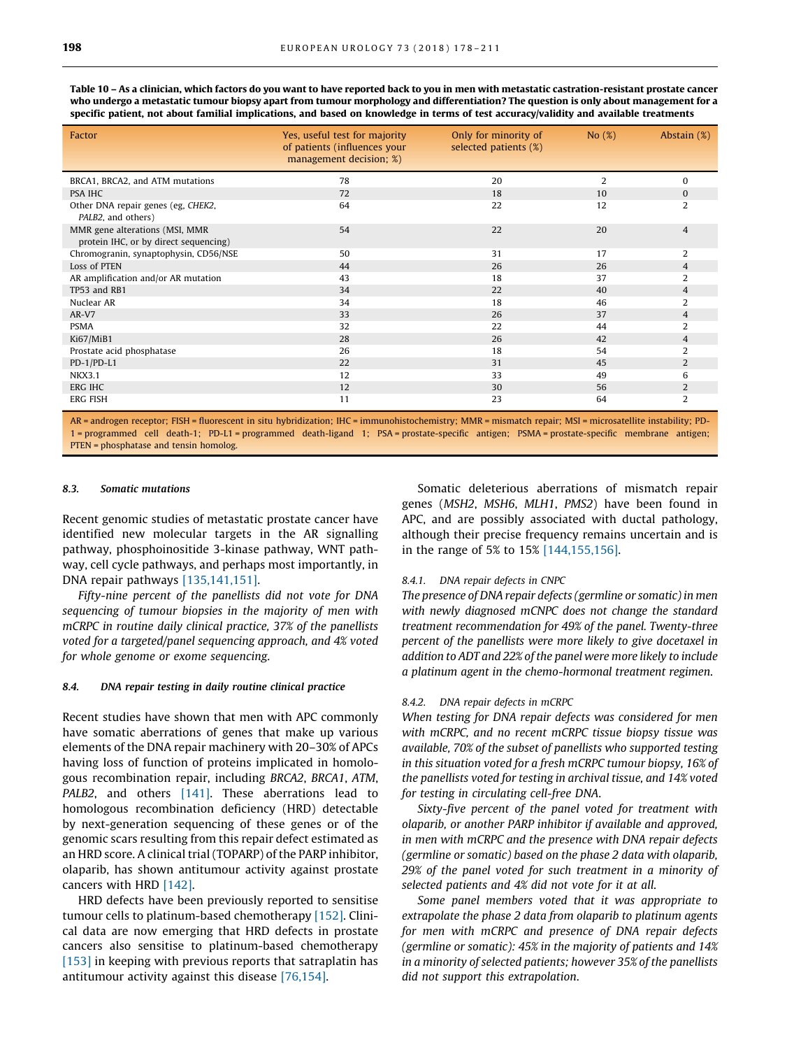**Table 10 – As a clinician, which factors do you want to have reported back to you in men with metastatic castration-resistant prostate cancer who undergo a metastatic tumour biopsy apart from tumour morphology and differentiation? The question is only about management for a specific patient, not about familial implications, and based on knowledge in terms of test accuracy/validity and available treatments**

| Factor | Yes, useful test for majority of patients (influences your management decision; %) | Only for minority of selected patients (%) | No (%) | Abstain (%) |
|---|---|---|---|---|
| BRCA1, BRCA2, and ATM mutations | 78 | 20 | 2 | 0 |
| PSA IHC | 72 | 18 | 10 | 0 |
| Other DNA repair genes (eg, *CHEK2*, *PALB2*, and others) | 64 | 22 | 12 | 2 |
| MMR gene alterations (MSI, MMR protein IHC, or by direct sequencing) | 54 | 22 | 20 | 4 |
| Chromogranin, synaptophysin, CD56/NSE | 50 | 31 | 17 | 2 |
| Loss of PTEN | 44 | 26 | 26 | 4 |
| AR amplification and/or AR mutation | 43 | 18 | 37 | 2 |
| TP53 and RB1 | 34 | 22 | 40 | 4 |
| Nuclear AR | 34 | 18 | 46 | 2 |
| AR-V7 | 33 | 26 | 37 | 4 |
| PSMA | 32 | 22 | 44 | 2 |
| Ki67/MiB1 | 28 | 26 | 42 | 4 |
| Prostate acid phosphatase | 26 | 18 | 54 | 2 |
| PD-1/PD-L1 | 22 | 31 | 45 | 2 |
| NKX3.1 | 12 | 33 | 49 | 6 |
| ERG IHC | 12 | 30 | 56 | 2 |
| ERG FISH | 11 | 23 | 64 | 2 |

AR = androgen receptor; FISH = fluorescent in situ hybridization; IHC = immunohistochemistry; MMR = mismatch repair; MSI = microsatellite instability; PD-1 = programmed cell death-1; PD-L1 = programmed death-ligand 1; PSA = prostate-specific antigen; PSMA = prostate-specific membrane antigen; PTEN = phosphatase and tensin homolog.

### 8.3. *Somatic mutations*

Recent genomic studies of metastatic prostate cancer have identified new molecular targets in the AR signalling pathway, phosphoinositide 3-kinase pathway, WNT pathway, cell cycle pathways, and perhaps most importantly, in DNA repair pathways [135,141,151].

*Fifty-nine percent of the panellists did not vote for DNA sequencing of tumour biopsies in the majority of men with mCRPC in routine daily clinical practice, 37% of the panellists voted for a targeted/panel sequencing approach, and 4% voted for whole genome or exome sequencing.*

### 8.4. *DNA repair testing in daily routine clinical practice*

Recent studies have shown that men with APC commonly have somatic aberrations of genes that make up various elements of the DNA repair machinery with 20–30% of APCs having loss of function of proteins implicated in homologous recombination repair, including *BRCA2*, *BRCA1*, *ATM*, *PALB2*, and others [141]. These aberrations lead to homologous recombination deficiency (HRD) detectable by next-generation sequencing of these genes or of the genomic scars resulting from this repair defect estimated as an HRD score. A clinical trial (TOPARP) of the PARP inhibitor, olaparib, has shown antitumour activity against prostate cancers with HRD [142].

HRD defects have been previously reported to sensitise tumour cells to platinum-based chemotherapy [152]. Clinical data are now emerging that HRD defects in prostate cancers also sensitise to platinum-based chemotherapy [153] in keeping with previous reports that satraplatin has antitumour activity against this disease [76,154].

Somatic deleterious aberrations of mismatch repair genes (*MSH2*, *MSH6*, *MLH1*, *PMS2*) have been found in APC, and are possibly associated with ductal pathology, although their precise frequency remains uncertain and is in the range of 5% to 15% [144,155,156].

#### 8.4.1. *DNA repair defects in CNPC*

*The presence of DNA repair defects (germline or somatic) in men with newly diagnosed mCNPC does not change the standard treatment recommendation for 49% of the panel. Twenty-three percent of the panellists were more likely to give docetaxel in addition to ADT and 22% of the panel were more likely to include a platinum agent in the chemo-hormonal treatment regimen.*

#### 8.4.2. *DNA repair defects in mCRPC*

*When testing for DNA repair defects was considered for men with mCRPC, and no recent mCRPC tissue biopsy tissue was available, 70% of the subset of panellists who supported testing in this situation voted for a fresh mCRPC tumour biopsy, 16% of the panellists voted for testing in archival tissue, and 14% voted for testing in circulating cell-free DNA.*

*Sixty-five percent of the panel voted for treatment with olaparib, or another PARP inhibitor if available and approved, in men with mCRPC and the presence with DNA repair defects (germline or somatic) based on the phase 2 data with olaparib, 29% of the panel voted for such treatment in a minority of selected patients and 4% did not vote for it at all.*

*Some panel members voted that it was appropriate to extrapolate the phase 2 data from olaparib to platinum agents for men with mCRPC and presence of DNA repair defects (germline or somatic): 45% in the majority of patients and 14% in a minority of selected patients; however 35% of the panellists did not support this extrapolation.*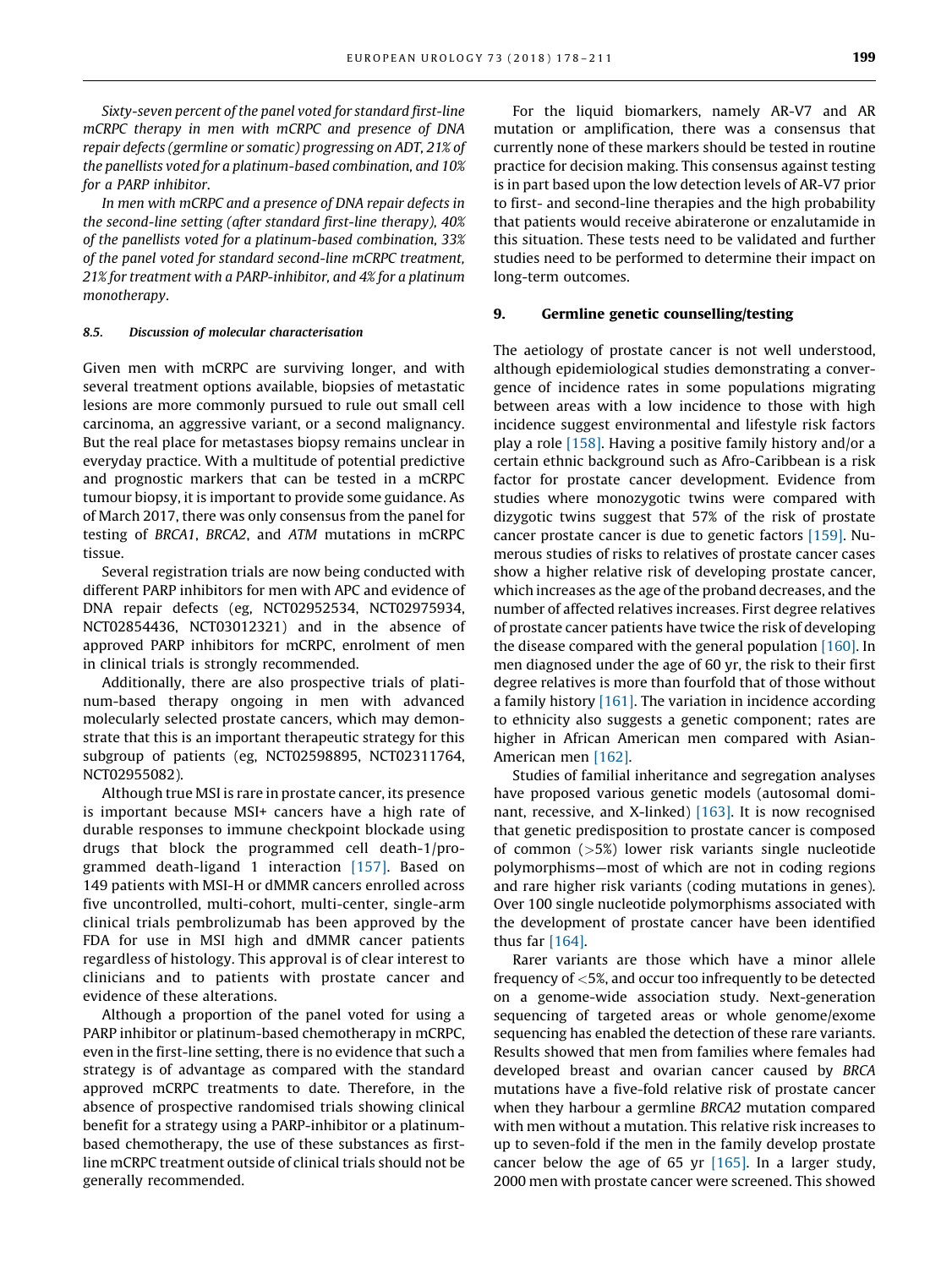*Sixty-seven percent of the panel voted for standard first-line mCRPC therapy in men with mCRPC and presence of DNA repair defects (germline or somatic) progressing on ADT, 21% of the panellists voted for a platinum-based combination, and 10% for a PARP inhibitor.*

*In men with mCRPC and a presence of DNA repair defects in the second-line setting (after standard first-line therapy), 40% of the panellists voted for a platinum-based combination, 33% of the panel voted for standard second-line mCRPC treatment, 21% for treatment with a PARP-inhibitor, and 4% for a platinum monotherapy.*

### 8.5. Discussion of molecular characterisation

Given men with mCRPC are surviving longer, and with several treatment options available, biopsies of metastatic lesions are more commonly pursued to rule out small cell carcinoma, an aggressive variant, or a second malignancy. But the real place for metastases biopsy remains unclear in everyday practice. With a multitude of potential predictive and prognostic markers that can be tested in a mCRPC tumour biopsy, it is important to provide some guidance. As of March 2017, there was only consensus from the panel for testing of *BRCA1*, *BRCA2*, and *ATM* mutations in mCRPC tissue.

Several registration trials are now being conducted with different PARP inhibitors for men with APC and evidence of DNA repair defects (eg, NCT02952534, NCT02975934, NCT02854436, NCT03012321) and in the absence of approved PARP inhibitors for mCRPC, enrolment of men in clinical trials is strongly recommended.

Additionally, there are also prospective trials of platinum-based therapy ongoing in men with advanced molecularly selected prostate cancers, which may demonstrate that this is an important therapeutic strategy for this subgroup of patients (eg, NCT02598895, NCT02311764, NCT02955082).

Although true MSI is rare in prostate cancer, its presence is important because MSI+ cancers have a high rate of durable responses to immune checkpoint blockade using drugs that block the programmed cell death-1/programmed death-ligand 1 interaction [157]. Based on 149 patients with MSI-H or dMMR cancers enrolled across five uncontrolled, multi-cohort, multi-center, single-arm clinical trials pembrolizumab has been approved by the FDA for use in MSI high and dMMR cancer patients regardless of histology. This approval is of clear interest to clinicians and to patients with prostate cancer and evidence of these alterations.

Although a proportion of the panel voted for using a PARP inhibitor or platinum-based chemotherapy in mCRPC, even in the first-line setting, there is no evidence that such a strategy is of advantage as compared with the standard approved mCRPC treatments to date. Therefore, in the absence of prospective randomised trials showing clinical benefit for a strategy using a PARP-inhibitor or a platinum-based chemotherapy, the use of these substances as first-line mCRPC treatment outside of clinical trials should not be generally recommended.

For the liquid biomarkers, namely AR-V7 and AR mutation or amplification, there was a consensus that currently none of these markers should be tested in routine practice for decision making. This consensus against testing is in part based upon the low detection levels of AR-V7 prior to first- and second-line therapies and the high probability that patients would receive abiraterone or enzalutamide in this situation. These tests need to be validated and further studies need to be performed to determine their impact on long-term outcomes.

## 9. Germline genetic counselling/testing

The aetiology of prostate cancer is not well understood, although epidemiological studies demonstrating a convergence of incidence rates in some populations migrating between areas with a low incidence to those with high incidence suggest environmental and lifestyle risk factors play a role [158]. Having a positive family history and/or a certain ethnic background such as Afro-Caribbean is a risk factor for prostate cancer development. Evidence from studies where monozygotic twins were compared with dizygotic twins suggest that 57% of the risk of prostate cancer prostate cancer is due to genetic factors [159]. Numerous studies of risks to relatives of prostate cancer cases show a higher relative risk of developing prostate cancer, which increases as the age of the proband decreases, and the number of affected relatives increases. First degree relatives of prostate cancer patients have twice the risk of developing the disease compared with the general population [160]. In men diagnosed under the age of 60 yr, the risk to their first degree relatives is more than fourfold that of those without a family history [161]. The variation in incidence according to ethnicity also suggests a genetic component; rates are higher in African American men compared with Asian-American men [162].

Studies of familial inheritance and segregation analyses have proposed various genetic models (autosomal dominant, recessive, and X-linked) [163]. It is now recognised that genetic predisposition to prostate cancer is composed of common (>5%) lower risk variants single nucleotide polymorphisms—most of which are not in coding regions and rare higher risk variants (coding mutations in genes). Over 100 single nucleotide polymorphisms associated with the development of prostate cancer have been identified thus far [164].

Rarer variants are those which have a minor allele frequency of <5%, and occur too infrequently to be detected on a genome-wide association study. Next-generation sequencing of targeted areas or whole genome/exome sequencing has enabled the detection of these rare variants. Results showed that men from families where females had developed breast and ovarian cancer caused by *BRCA* mutations have a five-fold relative risk of prostate cancer when they harbour a germline *BRCA2* mutation compared with men without a mutation. This relative risk increases to up to seven-fold if the men in the family develop prostate cancer below the age of 65 yr [165]. In a larger study, 2000 men with prostate cancer were screened. This showed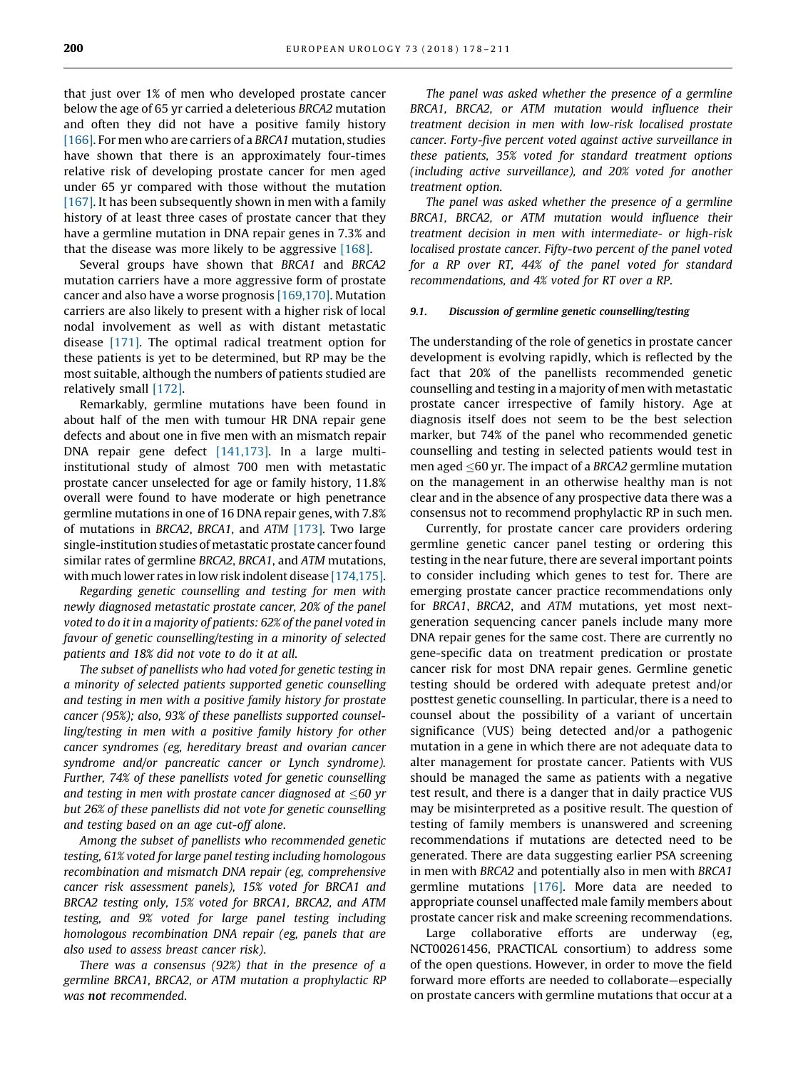that just over 1% of men who developed prostate cancer below the age of 65 yr carried a deleterious *BRCA2* mutation and often they did not have a positive family history [166]. For men who are carriers of a *BRCA1* mutation, studies have shown that there is an approximately four-times relative risk of developing prostate cancer for men aged under 65 yr compared with those without the mutation [167]. It has been subsequently shown in men with a family history of at least three cases of prostate cancer that they have a germline mutation in DNA repair genes in 7.3% and that the disease was more likely to be aggressive [168].

Several groups have shown that *BRCA1* and *BRCA2* mutation carriers have a more aggressive form of prostate cancer and also have a worse prognosis [169,170]. Mutation carriers are also likely to present with a higher risk of local nodal involvement as well as with distant metastatic disease [171]. The optimal radical treatment option for these patients is yet to be determined, but RP may be the most suitable, although the numbers of patients studied are relatively small [172].

Remarkably, germline mutations have been found in about half of the men with tumour HR DNA repair gene defects and about one in five men with an mismatch repair DNA repair gene defect [141,173]. In a large multi-institutional study of almost 700 men with metastatic prostate cancer unselected for age or family history, 11.8% overall were found to have moderate or high penetrance germline mutations in one of 16 DNA repair genes, with 7.8% of mutations in *BRCA2*, *BRCA1*, and *ATM* [173]. Two large single-institution studies of metastatic prostate cancer found similar rates of germline *BRCA2*, *BRCA1*, and *ATM* mutations, with much lower rates in low risk indolent disease [174,175].

*Regarding genetic counselling and testing for men with newly diagnosed metastatic prostate cancer, 20% of the panel voted to do it in a majority of patients: 62% of the panel voted in favour of genetic counselling/testing in a minority of selected patients and 18% did not vote to do it at all.*

*The subset of panellists who had voted for genetic testing in a minority of selected patients supported genetic counselling and testing in men with a positive family history for prostate cancer (95%); also, 93% of these panellists supported counselling/testing in men with a positive family history for other cancer syndromes (eg, hereditary breast and ovarian cancer syndrome and/or pancreatic cancer or Lynch syndrome). Further, 74% of these panellists voted for genetic counselling and testing in men with prostate cancer diagnosed at ≤60 yr but 26% of these panellists did not vote for genetic counselling and testing based on an age cut-off alone.*

*Among the subset of panellists who recommended genetic testing, 61% voted for large panel testing including homologous recombination and mismatch DNA repair (eg, comprehensive cancer risk assessment panels), 15% voted for BRCA1 and BRCA2 testing only, 15% voted for BRCA1, BRCA2, and ATM testing, and 9% voted for large panel testing including homologous recombination DNA repair (eg, panels that are also used to assess breast cancer risk).*

*There was a consensus (92%) that in the presence of a germline BRCA1, BRCA2, or ATM mutation a prophylactic RP was* ***not*** *recommended.*

*The panel was asked whether the presence of a germline BRCA1, BRCA2, or ATM mutation would influence their treatment decision in men with low-risk localised prostate cancer. Forty-five percent voted against active surveillance in these patients, 35% voted for standard treatment options (including active surveillance), and 20% voted for another treatment option.*

*The panel was asked whether the presence of a germline BRCA1, BRCA2, or ATM mutation would influence their treatment decision in men with intermediate- or high-risk localised prostate cancer. Fifty-two percent of the panel voted for a RP over RT, 44% of the panel voted for standard recommendations, and 4% voted for RT over a RP.*

#### 9.1. Discussion of germline genetic counselling/testing

The understanding of the role of genetics in prostate cancer development is evolving rapidly, which is reflected by the fact that 20% of the panellists recommended genetic counselling and testing in a majority of men with metastatic prostate cancer irrespective of family history. Age at diagnosis itself does not seem to be the best selection marker, but 74% of the panel who recommended genetic counselling and testing in selected patients would test in men aged ≤60 yr. The impact of a *BRCA2* germline mutation on the management in an otherwise healthy man is not clear and in the absence of any prospective data there was a consensus not to recommend prophylactic RP in such men.

Currently, for prostate cancer care providers ordering germline genetic cancer panel testing or ordering this testing in the near future, there are several important points to consider including which genes to test for. There are emerging prostate cancer practice recommendations only for *BRCA1*, *BRCA2*, and *ATM* mutations, yet most next-generation sequencing cancer panels include many more DNA repair genes for the same cost. There are currently no gene-specific data on treatment predication or prostate cancer risk for most DNA repair genes. Germline genetic testing should be ordered with adequate pretest and/or posttest genetic counselling. In particular, there is a need to counsel about the possibility of a variant of uncertain significance (VUS) being detected and/or a pathogenic mutation in a gene in which there are not adequate data to alter management for prostate cancer. Patients with VUS should be managed the same as patients with a negative test result, and there is a danger that in daily practice VUS may be misinterpreted as a positive result. The question of testing of family members is unanswered and screening recommendations if mutations are detected need to be generated. There are data suggesting earlier PSA screening in men with *BRCA2* and potentially also in men with *BRCA1* germline mutations [176]. More data are needed to appropriate counsel unaffected male family members about prostate cancer risk and make screening recommendations.

Large collaborative efforts are underway (eg, NCT00261456, PRACTICAL consortium) to address some of the open questions. However, in order to move the field forward more efforts are needed to collaborate—especially on prostate cancers with germline mutations that occur at a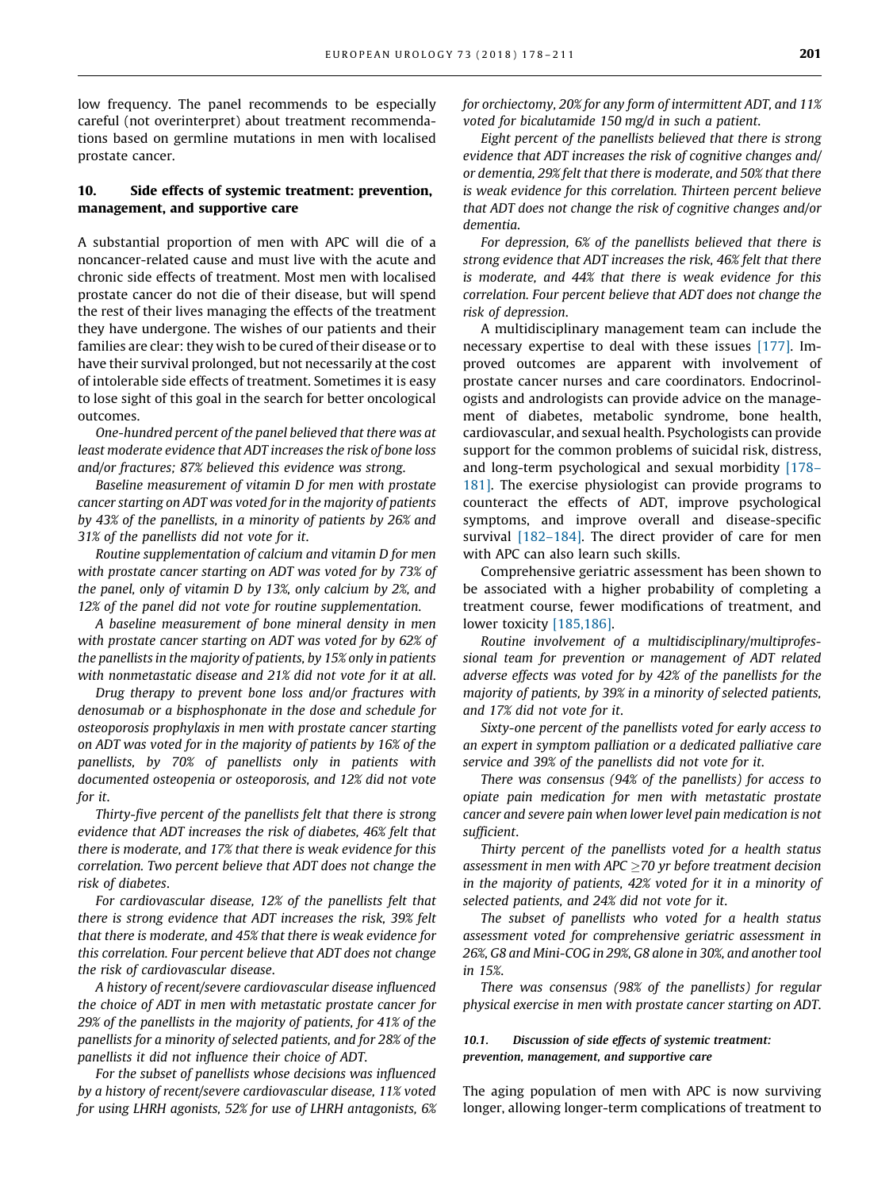low frequency. The panel recommends to be especially careful (not overinterpret) about treatment recommendations based on germline mutations in men with localised prostate cancer.

## 10. Side effects of systemic treatment: prevention, management, and supportive care

A substantial proportion of men with APC will die of a noncancer-related cause and must live with the acute and chronic side effects of treatment. Most men with localised prostate cancer do not die of their disease, but will spend the rest of their lives managing the effects of the treatment they have undergone. The wishes of our patients and their families are clear: they wish to be cured of their disease or to have their survival prolonged, but not necessarily at the cost of intolerable side effects of treatment. Sometimes it is easy to lose sight of this goal in the search for better oncological outcomes.

*One-hundred percent of the panel believed that there was at least moderate evidence that ADT increases the risk of bone loss and/or fractures; 87% believed this evidence was strong.*

*Baseline measurement of vitamin D for men with prostate cancer starting on ADT was voted for in the majority of patients by 43% of the panellists, in a minority of patients by 26% and 31% of the panellists did not vote for it.*

*Routine supplementation of calcium and vitamin D for men with prostate cancer starting on ADT was voted for by 73% of the panel, only of vitamin D by 13%, only calcium by 2%, and 12% of the panel did not vote for routine supplementation.*

*A baseline measurement of bone mineral density in men with prostate cancer starting on ADT was voted for by 62% of the panellists in the majority of patients, by 15% only in patients with nonmetastatic disease and 21% did not vote for it at all.*

*Drug therapy to prevent bone loss and/or fractures with denosumab or a bisphosphonate in the dose and schedule for osteoporosis prophylaxis in men with prostate cancer starting on ADT was voted for in the majority of patients by 16% of the panellists, by 70% of panellists only in patients with documented osteopenia or osteoporosis, and 12% did not vote for it.*

*Thirty-five percent of the panellists felt that there is strong evidence that ADT increases the risk of diabetes, 46% felt that there is moderate, and 17% that there is weak evidence for this correlation. Two percent believe that ADT does not change the risk of diabetes.*

*For cardiovascular disease, 12% of the panellists felt that there is strong evidence that ADT increases the risk, 39% felt that there is moderate, and 45% that there is weak evidence for this correlation. Four percent believe that ADT does not change the risk of cardiovascular disease.*

*A history of recent/severe cardiovascular disease influenced the choice of ADT in men with metastatic prostate cancer for 29% of the panellists in the majority of patients, for 41% of the panellists for a minority of selected patients, and for 28% of the panellists it did not influence their choice of ADT.*

*For the subset of panellists whose decisions was influenced by a history of recent/severe cardiovascular disease, 11% voted for using LHRH agonists, 52% for use of LHRH antagonists, 6% for orchiectomy, 20% for any form of intermittent ADT, and 11% voted for bicalutamide 150 mg/d in such a patient.*

*Eight percent of the panellists believed that there is strong evidence that ADT increases the risk of cognitive changes and/or dementia, 29% felt that there is moderate, and 50% that there is weak evidence for this correlation. Thirteen percent believe that ADT does not change the risk of cognitive changes and/or dementia.*

*For depression, 6% of the panellists believed that there is strong evidence that ADT increases the risk, 46% felt that there is moderate, and 44% that there is weak evidence for this correlation. Four percent believe that ADT does not change the risk of depression.*

A multidisciplinary management team can include the necessary expertise to deal with these issues [177]. Improved outcomes are apparent with involvement of prostate cancer nurses and care coordinators. Endocrinologists and andrologists can provide advice on the management of diabetes, metabolic syndrome, bone health, cardiovascular, and sexual health. Psychologists can provide support for the common problems of suicidal risk, distress, and long-term psychological and sexual morbidity [178–181]. The exercise physiologist can provide programs to counteract the effects of ADT, improve psychological symptoms, and improve overall and disease-specific survival [182–184]. The direct provider of care for men with APC can also learn such skills.

Comprehensive geriatric assessment has been shown to be associated with a higher probability of completing a treatment course, fewer modifications of treatment, and lower toxicity [185,186].

*Routine involvement of a multidisciplinary/multiprofessional team for prevention or management of ADT related adverse effects was voted for by 42% of the panellists for the majority of patients, by 39% in a minority of selected patients, and 17% did not vote for it.*

*Sixty-one percent of the panellists voted for early access to an expert in symptom palliation or a dedicated palliative care service and 39% of the panellists did not vote for it.*

*There was consensus (94% of the panellists) for access to opiate pain medication for men with metastatic prostate cancer and severe pain when lower level pain medication is not sufficient.*

*Thirty percent of the panellists voted for a health status assessment in men with APC ≥70 yr before treatment decision in the majority of patients, 42% voted for it in a minority of selected patients, and 24% did not vote for it.*

*The subset of panellists who voted for a health status assessment voted for comprehensive geriatric assessment in 26%, G8 and Mini-COG in 29%, G8 alone in 30%, and another tool in 15%.*

*There was consensus (98% of the panellists) for regular physical exercise in men with prostate cancer starting on ADT.*

### 10.1. *Discussion of side effects of systemic treatment: prevention, management, and supportive care*

The aging population of men with APC is now surviving longer, allowing longer-term complications of treatment to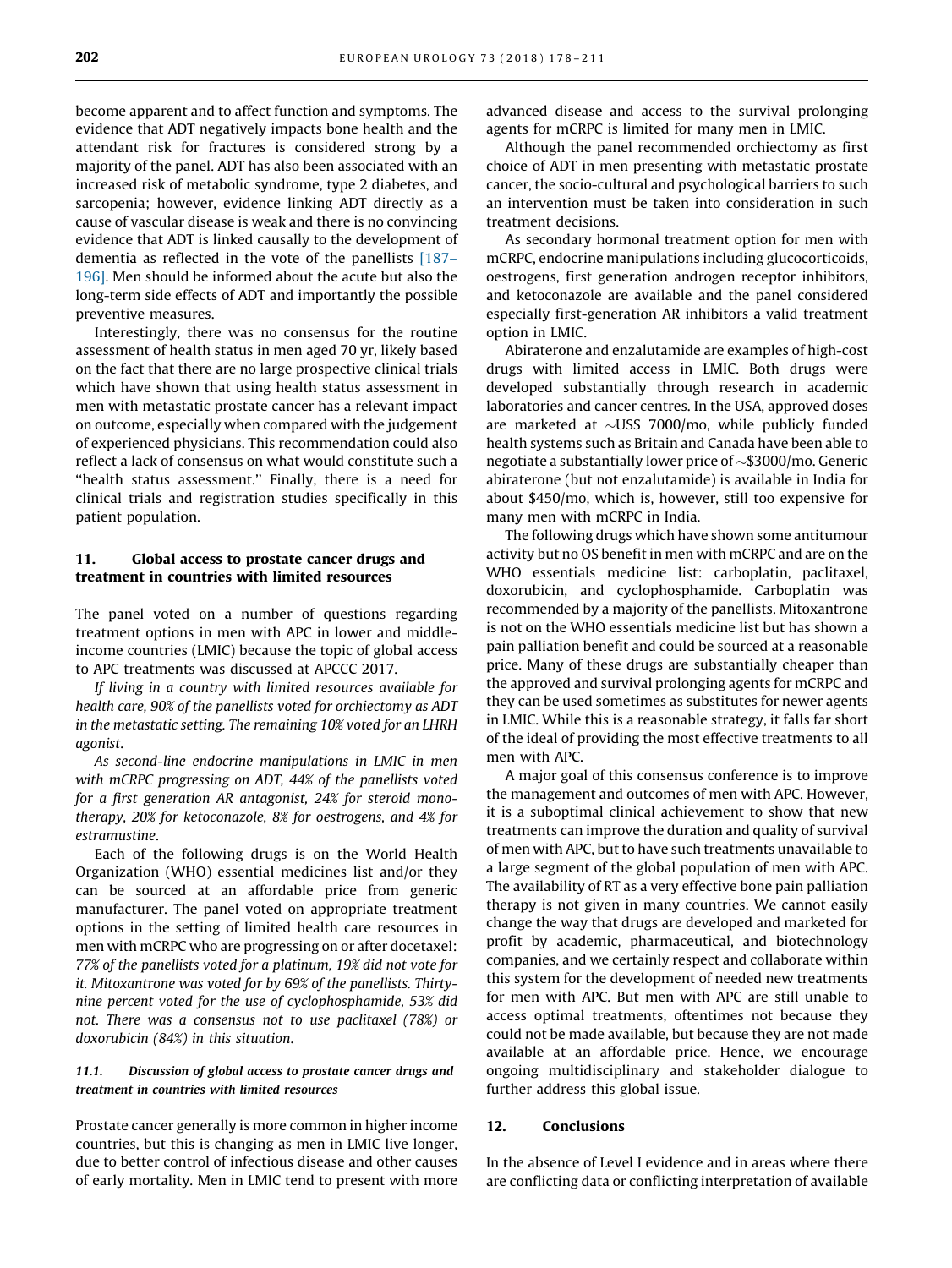become apparent and to affect function and symptoms. The evidence that ADT negatively impacts bone health and the attendant risk for fractures is considered strong by a majority of the panel. ADT has also been associated with an increased risk of metabolic syndrome, type 2 diabetes, and sarcopenia; however, evidence linking ADT directly as a cause of vascular disease is weak and there is no convincing evidence that ADT is linked causally to the development of dementia as reflected in the vote of the panellists [187–196]. Men should be informed about the acute but also the long-term side effects of ADT and importantly the possible preventive measures.

Interestingly, there was no consensus for the routine assessment of health status in men aged 70 yr, likely based on the fact that there are no large prospective clinical trials which have shown that using health status assessment in men with metastatic prostate cancer has a relevant impact on outcome, especially when compared with the judgement of experienced physicians. This recommendation could also reflect a lack of consensus on what would constitute such a "health status assessment." Finally, there is a need for clinical trials and registration studies specifically in this patient population.

## 11. Global access to prostate cancer drugs and treatment in countries with limited resources

The panel voted on a number of questions regarding treatment options in men with APC in lower and middle-income countries (LMIC) because the topic of global access to APC treatments was discussed at APCCC 2017.

*If living in a country with limited resources available for health care, 90% of the panellists voted for orchiectomy as ADT in the metastatic setting. The remaining 10% voted for an LHRH agonist.*

*As second-line endocrine manipulations in LMIC in men with mCRPC progressing on ADT, 44% of the panellists voted for a first generation AR antagonist, 24% for steroid monotherapy, 20% for ketoconazole, 8% for oestrogens, and 4% for estramustine.*

Each of the following drugs is on the World Health Organization (WHO) essential medicines list and/or they can be sourced at an affordable price from generic manufacturer. The panel voted on appropriate treatment options in the setting of limited health care resources in men with mCRPC who are progressing on or after docetaxel: *77% of the panellists voted for a platinum, 19% did not vote for it. Mitoxantrone was voted for by 69% of the panellists. Thirty-nine percent voted for the use of cyclophosphamide, 53% did not. There was a consensus not to use paclitaxel (78%) or doxorubicin (84%) in this situation.*

### 11.1. Discussion of global access to prostate cancer drugs and treatment in countries with limited resources

Prostate cancer generally is more common in higher income countries, but this is changing as men in LMIC live longer, due to better control of infectious disease and other causes of early mortality. Men in LMIC tend to present with more advanced disease and access to the survival prolonging agents for mCRPC is limited for many men in LMIC.

Although the panel recommended orchiectomy as first choice of ADT in men presenting with metastatic prostate cancer, the socio-cultural and psychological barriers to such an intervention must be taken into consideration in such treatment decisions.

As secondary hormonal treatment option for men with mCRPC, endocrine manipulations including glucocorticoids, oestrogens, first generation androgen receptor inhibitors, and ketoconazole are available and the panel considered especially first-generation AR inhibitors a valid treatment option in LMIC.

Abiraterone and enzalutamide are examples of high-cost drugs with limited access in LMIC. Both drugs were developed substantially through research in academic laboratories and cancer centres. In the USA, approved doses are marketed at ~US$ 7000/mo, while publicly funded health systems such as Britain and Canada have been able to negotiate a substantially lower price of ~$3000/mo. Generic abiraterone (but not enzalutamide) is available in India for about $450/mo, which is, however, still too expensive for many men with mCRPC in India.

The following drugs which have shown some antitumour activity but no OS benefit in men with mCRPC and are on the WHO essentials medicine list: carboplatin, paclitaxel, doxorubicin, and cyclophosphamide. Carboplatin was recommended by a majority of the panellists. Mitoxantrone is not on the WHO essentials medicine list but has shown a pain palliation benefit and could be sourced at a reasonable price. Many of these drugs are substantially cheaper than the approved and survival prolonging agents for mCRPC and they can be used sometimes as substitutes for newer agents in LMIC. While this is a reasonable strategy, it falls far short of the ideal of providing the most effective treatments to all men with APC.

A major goal of this consensus conference is to improve the management and outcomes of men with APC. However, it is a suboptimal clinical achievement to show that new treatments can improve the duration and quality of survival of men with APC, but to have such treatments unavailable to a large segment of the global population of men with APC. The availability of RT as a very effective bone pain palliation therapy is not given in many countries. We cannot easily change the way that drugs are developed and marketed for profit by academic, pharmaceutical, and biotechnology companies, and we certainly respect and collaborate within this system for the development of needed new treatments for men with APC. But men with APC are still unable to access optimal treatments, oftentimes not because they could not be made available, but because they are not made available at an affordable price. Hence, we encourage ongoing multidisciplinary and stakeholder dialogue to further address this global issue.

## 12. Conclusions

In the absence of Level I evidence and in areas where there are conflicting data or conflicting interpretation of available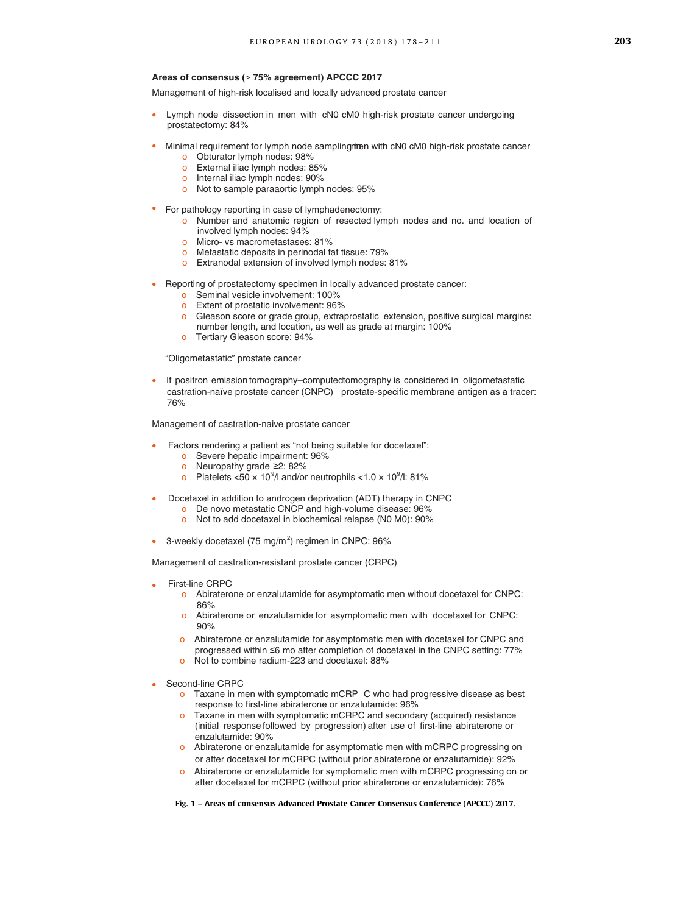**Areas of consensus (≥ 75% agreement) APCCC 2017**

Management of high-risk localised and locally advanced prostate cancer

- Lymph node dissection in men with cN0 cM0 high-risk prostate cancer undergoing prostatectomy: 84%

- Minimal requirement for lymph node sampling in men with cN0 cM0 high-risk prostate cancer
  - Obturator lymph nodes: 98%
  - External iliac lymph nodes: 85%
  - Internal iliac lymph nodes: 90%
  - Not to sample paraaortic lymph nodes: 95%

- For pathology reporting in case of lymphadenectomy:
  - Number and anatomic region of resected lymph nodes and no. and location of involved lymph nodes: 94%
  - Micro- vs macrometastases: 81%
  - Metastatic deposits in perinodal fat tissue: 79%
  - Extranodal extension of involved lymph nodes: 81%

- Reporting of prostatectomy specimen in locally advanced prostate cancer:
  - Seminal vesicle involvement: 100%
  - Extent of prostatic involvement: 96%
  - Gleason score or grade group, extraprostatic extension, positive surgical margins: number length, and location, as well as grade at margin: 100%
  - Tertiary Gleason score: 94%

"Oligometastatic" prostate cancer

- If positron emission tomography–computed tomography is considered in oligometastatic castration-naïve prostate cancer (CNPC) prostate-specific membrane antigen as a tracer: 76%

Management of castration-naive prostate cancer

- Factors rendering a patient as "not being suitable for docetaxel":
  - Severe hepatic impairment: 96%
  - Neuropathy grade ≥2: 82%
  - Platelets $<50 \times 10^9$/l and/or neutrophils $<1.0 \times 10^9$/l: 81%

- Docetaxel in addition to androgen deprivation (ADT) therapy in CNPC
  - De novo metastatic CNCP and high-volume disease: 96%
  - Not to add docetaxel in biochemical relapse (N0 M0): 90%

- 3-weekly docetaxel (75 mg/m$^2$) regimen in CNPC: 96%

Management of castration-resistant prostate cancer (CRPC)

- First-line CRPC
  - Abiraterone or enzalutamide for asymptomatic men without docetaxel for CNPC: 86%
  - Abiraterone or enzalutamide for asymptomatic men with docetaxel for CNPC: 90%
  - Abiraterone or enzalutamide for asymptomatic men with docetaxel for CNPC and progressed within ≤6 mo after completion of docetaxel in the CNPC setting: 77%
  - Not to combine radium-223 and docetaxel: 88%

- Second-line CRPC
  - Taxane in men with symptomatic mCRPC who had progressive disease as best response to first-line abiraterone or enzalutamide: 96%
  - Taxane in men with symptomatic mCRPC and secondary (acquired) resistance (initial response followed by progression) after use of first-line abiraterone or enzalutamide: 90%
  - Abiraterone or enzalutamide for asymptomatic men with mCRPC progressing on or after docetaxel for mCRPC (without prior abiraterone or enzalutamide): 92%
  - Abiraterone or enzalutamide for symptomatic men with mCRPC progressing on or after docetaxel for mCRPC (without prior abiraterone or enzalutamide): 76%

**Fig. 1 – Areas of consensus Advanced Prostate Cancer Consensus Conference (APCCC) 2017.**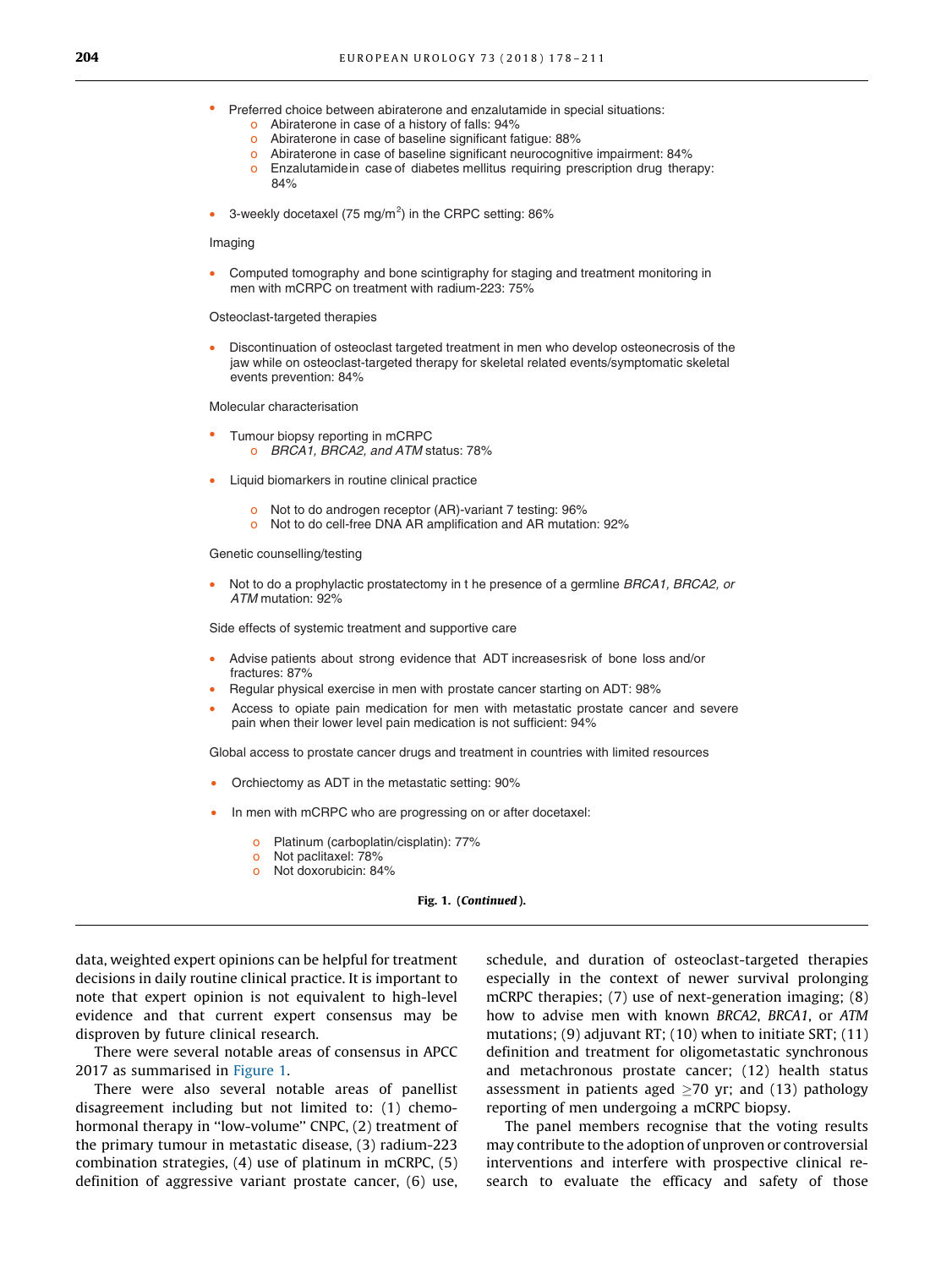- Preferred choice between abiraterone and enzalutamide in special situations:
    - Abiraterone in case of a history of falls: 94%
    - Abiraterone in case of baseline significant fatigue: 88%
    - Abiraterone in case of baseline significant neurocognitive impairment: 84%
    - Enzalutamide in case of diabetes mellitus requiring prescription drug therapy: 84%

- 3-weekly docetaxel (75 mg/m$^2$) in the CRPC setting: 86%

Imaging

- Computed tomography and bone scintigraphy for staging and treatment monitoring in men with mCRPC on treatment with radium-223: 75%

Osteoclast-targeted therapies

- Discontinuation of osteoclast targeted treatment in men who develop osteonecrosis of the jaw while on osteoclast-targeted therapy for skeletal related events/symptomatic skeletal events prevention: 84%

Molecular characterisation

- Tumour biopsy reporting in mCRPC
    - *BRCA1, BRCA2, and ATM* status: 78%

- Liquid biomarkers in routine clinical practice
    - Not to do androgen receptor (AR)-variant 7 testing: 96%
    - Not to do cell-free DNA AR amplification and AR mutation: 92%

Genetic counselling/testing

- Not to do a prophylactic prostatectomy in the presence of a germline *BRCA1, BRCA2, or ATM* mutation: 92%

Side effects of systemic treatment and supportive care

- Advise patients about strong evidence that ADT increases risk of bone loss and/or fractures: 87%
- Regular physical exercise in men with prostate cancer starting on ADT: 98%
- Access to opiate pain medication for men with metastatic prostate cancer and severe pain when their lower level pain medication is not sufficient: 94%

Global access to prostate cancer drugs and treatment in countries with limited resources

- Orchiectomy as ADT in the metastatic setting: 90%

- In men with mCRPC who are progressing on or after docetaxel:
    - Platinum (carboplatin/cisplatin): 77%
    - Not paclitaxel: 78%
    - Not doxorubicin: 84%

**Fig. 1. (*Continued*).**

data, weighted expert opinions can be helpful for treatment decisions in daily routine clinical practice. It is important to note that expert opinion is not equivalent to high-level evidence and that current expert consensus may be disproven by future clinical research.

There were several notable areas of consensus in APCC 2017 as summarised in Figure 1.

There were also several notable areas of panellist disagreement including but not limited to: (1) chemohormonal therapy in "low-volume" CNPC, (2) treatment of the primary tumour in metastatic disease, (3) radium-223 combination strategies, (4) use of platinum in mCRPC, (5) definition of aggressive variant prostate cancer, (6) use, schedule, and duration of osteoclast-targeted therapies especially in the context of newer survival prolonging mCRPC therapies; (7) use of next-generation imaging; (8) how to advise men with known *BRCA2*, *BRCA1*, or *ATM* mutations; (9) adjuvant RT; (10) when to initiate SRT; (11) definition and treatment for oligometastatic synchronous and metachronous prostate cancer; (12) health status assessment in patients aged $\geq$70 yr; and (13) pathology reporting of men undergoing a mCRPC biopsy.

The panel members recognise that the voting results may contribute to the adoption of unproven or controversial interventions and interfere with prospective clinical research to evaluate the efficacy and safety of those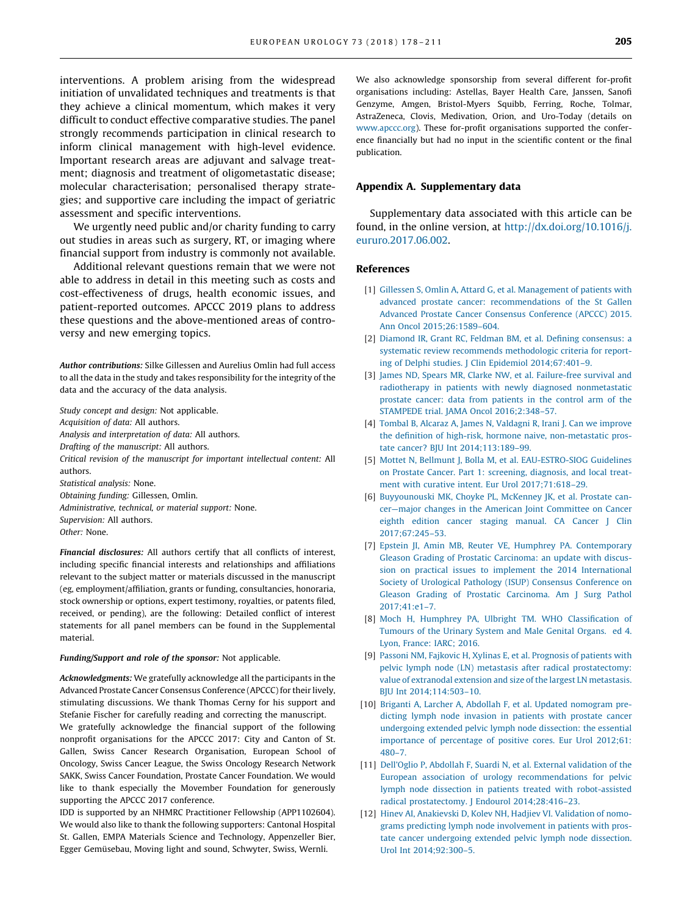interventions. A problem arising from the widespread initiation of unvalidated techniques and treatments is that they achieve a clinical momentum, which makes it very difficult to conduct effective comparative studies. The panel strongly recommends participation in clinical research to inform clinical management with high-level evidence. Important research areas are adjuvant and salvage treatment; diagnosis and treatment of oligometastatic disease; molecular characterisation; personalised therapy strategies; and supportive care including the impact of geriatric assessment and specific interventions.

We urgently need public and/or charity funding to carry out studies in areas such as surgery, RT, or imaging where financial support from industry is commonly not available.

Additional relevant questions remain that we were not able to address in detail in this meeting such as costs and cost-effectiveness of drugs, health economic issues, and patient-reported outcomes. APCCC 2019 plans to address these questions and the above-mentioned areas of controversy and new emerging topics.

***Author contributions:*** Silke Gillessen and Aurelius Omlin had full access to all the data in the study and takes responsibility for the integrity of the data and the accuracy of the data analysis.

*Study concept and design:* Not applicable.
*Acquisition of data:* All authors.
*Analysis and interpretation of data:* All authors.
*Drafting of the manuscript:* All authors.
*Critical revision of the manuscript for important intellectual content:* All authors.
*Statistical analysis:* None.
*Obtaining funding:* Gillessen, Omlin.
*Administrative, technical, or material support:* None.
*Supervision:* All authors.
*Other:* None.

***Financial disclosures:*** All authors certify that all conflicts of interest, including specific financial interests and relationships and affiliations relevant to the subject matter or materials discussed in the manuscript (eg, employment/affiliation, grants or funding, consultancies, honoraria, stock ownership or options, expert testimony, royalties, or patents filed, received, or pending), are the following: Detailed conflict of interest statements for all panel members can be found in the Supplemental material.

***Funding/Support and role of the sponsor:*** Not applicable.

***Acknowledgments:*** We gratefully acknowledge all the participants in the Advanced Prostate Cancer Consensus Conference (APCCC) for their lively, stimulating discussions. We thank Thomas Cerny for his support and Stefanie Fischer for carefully reading and correcting the manuscript.
We gratefully acknowledge the financial support of the following nonprofit organisations for the APCCC 2017: City and Canton of St. Gallen, Swiss Cancer Research Organisation, European School of Oncology, Swiss Cancer League, the Swiss Oncology Research Network SAKK, Swiss Cancer Foundation, Prostate Cancer Foundation. We would like to thank especially the Movember Foundation for generously supporting the APCCC 2017 conference.
IDD is supported by an NHMRC Practitioner Fellowship (APP1102604). We would also like to thank the following supporters: Cantonal Hospital St. Gallen, EMPA Materials Science and Technology, Appenzeller Bier, Egger Gemüsebau, Moving light and sound, Schwyter, Swiss, Wernli.
We also acknowledge sponsorship from several different for-profit organisations including: Astellas, Bayer Health Care, Janssen, Sanofi Genzyme, Amgen, Bristol-Myers Squibb, Ferring, Roche, Tolmar, AstraZeneca, Clovis, Medivation, Orion, and Uro-Today (details on www.apccc.org). These for-profit organisations supported the conference financially but had no input in the scientific content or the final publication.

## Appendix A. Supplementary data

Supplementary data associated with this article can be found, in the online version, at http://dx.doi.org/10.1016/j.eururo.2017.06.002.

## References

[1] Gillessen S, Omlin A, Attard G, et al. Management of patients with advanced prostate cancer: recommendations of the St Gallen Advanced Prostate Cancer Consensus Conference (APCCC) 2015. Ann Oncol 2015;26:1589–604.

[2] Diamond IR, Grant RC, Feldman BM, et al. Defining consensus: a systematic review recommends methodologic criteria for reporting of Delphi studies. J Clin Epidemiol 2014;67:401–9.

[3] James ND, Spears MR, Clarke NW, et al. Failure-free survival and radiotherapy in patients with newly diagnosed nonmetastatic prostate cancer: data from patients in the control arm of the STAMPEDE trial. JAMA Oncol 2016;2:348–57.

[4] Tombal B, Alcaraz A, James N, Valdagni R, Irani J. Can we improve the definition of high-risk, hormone naive, non-metastatic prostate cancer? BJU Int 2014;113:189–99.

[5] Mottet N, Bellmunt J, Bolla M, et al. EAU-ESTRO-SIOG Guidelines on Prostate Cancer. Part 1: screening, diagnosis, and local treatment with curative intent. Eur Urol 2017;71:618–29.

[6] Buyyounouski MK, Choyke PL, McKenney JK, et al. Prostate cancer—major changes in the American Joint Committee on Cancer eighth edition cancer staging manual. CA Cancer J Clin 2017;67:245–53.

[7] Epstein JI, Amin MB, Reuter VE, Humphrey PA. Contemporary Gleason Grading of Prostatic Carcinoma: an update with discussion on practical issues to implement the 2014 International Society of Urological Pathology (ISUP) Consensus Conference on Gleason Grading of Prostatic Carcinoma. Am J Surg Pathol 2017;41:e1–7.

[8] Moch H, Humphrey PA, Ulbright TM. WHO Classification of Tumours of the Urinary System and Male Genital Organs. ed 4. Lyon, France: IARC; 2016.

[9] Passoni NM, Fajkovic H, Xylinas E, et al. Prognosis of patients with pelvic lymph node (LN) metastasis after radical prostatectomy: value of extranodal extension and size of the largest LN metastasis. BJU Int 2014;114:503–10.

[10] Briganti A, Larcher A, Abdollah F, et al. Updated nomogram predicting lymph node invasion in patients with prostate cancer undergoing extended pelvic lymph node dissection: the essential importance of percentage of positive cores. Eur Urol 2012;61:480–7.

[11] Dell'Oglio P, Abdollah F, Suardi N, et al. External validation of the European association of urology recommendations for pelvic lymph node dissection in patients treated with robot-assisted radical prostatectomy. J Endourol 2014;28:416–23.

[12] Hinev AI, Anakievski D, Kolev NH, Hadjiev VI. Validation of nomograms predicting lymph node involvement in patients with prostate cancer undergoing extended pelvic lymph node dissection. Urol Int 2014;92:300–5.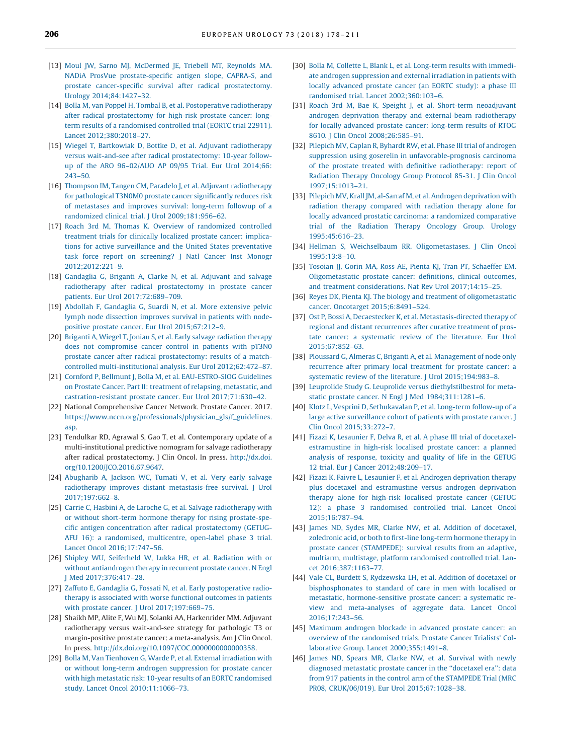[13] Moul JW, Sarno MJ, McDermed JE, Triebell MT, Reynolds MA. NADiA ProsVue prostate-specific antigen slope, CAPRA-S, and prostate cancer-specific survival after radical prostatectomy. Urology 2014;84:1427–32.

[14] Bolla M, van Poppel H, Tombal B, et al. Postoperative radiotherapy after radical prostatectomy for high-risk prostate cancer: long-term results of a randomised controlled trial (EORTC trial 22911). Lancet 2012;380:2018–27.

[15] Wiegel T, Bartkowiak D, Bottke D, et al. Adjuvant radiotherapy versus wait-and-see after radical prostatectomy: 10-year follow-up of the ARO 96–02/AUO AP 09/95 Trial. Eur Urol 2014;66:243–50.

[16] Thompson IM, Tangen CM, Paradelo J, et al. Adjuvant radiotherapy for pathological T3N0M0 prostate cancer significantly reduces risk of metastases and improves survival: long-term followup of a randomized clinical trial. J Urol 2009;181:956–62.

[17] Roach 3rd M, Thomas K. Overview of randomized controlled treatment trials for clinically localized prostate cancer: implications for active surveillance and the United States preventative task force report on screening? J Natl Cancer Inst Monogr 2012;2012:221–9.

[18] Gandaglia G, Briganti A, Clarke N, et al. Adjuvant and salvage radiotherapy after radical prostatectomy in prostate cancer patients. Eur Urol 2017;72:689–709.

[19] Abdollah F, Gandaglia G, Suardi N, et al. More extensive pelvic lymph node dissection improves survival in patients with node-positive prostate cancer. Eur Urol 2015;67:212–9.

[20] Briganti A, Wiegel T, Joniau S, et al. Early salvage radiation therapy does not compromise cancer control in patients with pT3N0 prostate cancer after radical prostatectomy: results of a match-controlled multi-institutional analysis. Eur Urol 2012;62:472–87.

[21] Cornford P, Bellmunt J, Bolla M, et al. EAU-ESTRO-SIOG Guidelines on Prostate Cancer. Part II: treatment of relapsing, metastatic, and castration-resistant prostate cancer. Eur Urol 2017;71:630–42.

[22] National Comprehensive Cancer Network. Prostate Cancer. 2017. https://www.nccn.org/professionals/physician_gls/f_guidelines.asp.

[23] Tendulkar RD, Agrawal S, Gao T, et al. Contemporary update of a multi-institutional predictive nomogram for salvage radiotherapy after radical prostatectomy. J Clin Oncol. In press. http://dx.doi.org/10.1200/JCO.2016.67.9647.

[24] Abugharib A, Jackson WC, Tumati V, et al. Very early salvage radiotherapy improves distant metastasis-free survival. J Urol 2017;197:662–8.

[25] Carrie C, Hasbini A, de Laroche G, et al. Salvage radiotherapy with or without short-term hormone therapy for rising prostate-specific antigen concentration after radical prostatectomy (GETUG-AFU 16): a randomised, multicentre, open-label phase 3 trial. Lancet Oncol 2016;17:747–56.

[26] Shipley WU, Seiferheld W, Lukka HR, et al. Radiation with or without antiandrogen therapy in recurrent prostate cancer. N Engl J Med 2017;376:417–28.

[27] Zaffuto E, Gandaglia G, Fossati N, et al. Early postoperative radiotherapy is associated with worse functional outcomes in patients with prostate cancer. J Urol 2017;197:669–75.

[28] Shaikh MP, Alite F, Wu MJ, Solanki AA, Harkenrider MM. Adjuvant radiotherapy versus wait-and-see strategy for pathologic T3 or margin-positive prostate cancer: a meta-analysis. Am J Clin Oncol. In press. http://dx.doi.org/10.1097/COC.0000000000000358.

[29] Bolla M, Van Tienhoven G, Warde P, et al. External irradiation with or without long-term androgen suppression for prostate cancer with high metastatic risk: 10-year results of an EORTC randomised study. Lancet Oncol 2010;11:1066–73.

[30] Bolla M, Collette L, Blank L, et al. Long-term results with immediate androgen suppression and external irradiation in patients with locally advanced prostate cancer (an EORTC study): a phase III randomised trial. Lancet 2002;360:103–6.

[31] Roach 3rd M, Bae K, Speight J, et al. Short-term neoadjuvant androgen deprivation therapy and external-beam radiotherapy for locally advanced prostate cancer: long-term results of RTOG 8610. J Clin Oncol 2008;26:585–91.

[32] Pilepich MV, Caplan R, Byhardt RW, et al. Phase III trial of androgen suppression using goserelin in unfavorable-prognosis carcinoma of the prostate treated with definitive radiotherapy: report of Radiation Therapy Oncology Group Protocol 85-31. J Clin Oncol 1997;15:1013–21.

[33] Pilepich MV, Krall JM, al-Sarraf M, et al. Androgen deprivation with radiation therapy compared with radiation therapy alone for locally advanced prostatic carcinoma: a randomized comparative trial of the Radiation Therapy Oncology Group. Urology 1995;45:616–23.

[34] Hellman S, Weichselbaum RR. Oligometastases. J Clin Oncol 1995;13:8–10.

[35] Tosoian JJ, Gorin MA, Ross AE, Pienta KJ, Tran PT, Schaeffer EM. Oligometastatic prostate cancer: definitions, clinical outcomes, and treatment considerations. Nat Rev Urol 2017;14:15–25.

[36] Reyes DK, Pienta KJ. The biology and treatment of oligometastatic cancer. Oncotarget 2015;6:8491–524.

[37] Ost P, Bossi A, Decaestecker K, et al. Metastasis-directed therapy of regional and distant recurrences after curative treatment of prostate cancer: a systematic review of the literature. Eur Urol 2015;67:852–63.

[38] Ploussard G, Almeras C, Briganti A, et al. Management of node only recurrence after primary local treatment for prostate cancer: a systematic review of the literature. J Urol 2015;194:983–8.

[39] Leuprolide Study G. Leuprolide versus diethylstilbestrol for metastatic prostate cancer. N Engl J Med 1984;311:1281–6.

[40] Klotz L, Vesprini D, Sethukavalan P, et al. Long-term follow-up of a large active surveillance cohort of patients with prostate cancer. J Clin Oncol 2015;33:272–7.

[41] Fizazi K, Lesaunier F, Delva R, et al. A phase III trial of docetaxel-estramustine in high-risk localised prostate cancer: a planned analysis of response, toxicity and quality of life in the GETUG 12 trial. Eur J Cancer 2012;48:209–17.

[42] Fizazi K, Faivre L, Lesaunier F, et al. Androgen deprivation therapy plus docetaxel and estramustine versus androgen deprivation therapy alone for high-risk localised prostate cancer (GETUG 12): a phase 3 randomised controlled trial. Lancet Oncol 2015;16:787–94.

[43] James ND, Sydes MR, Clarke NW, et al. Addition of docetaxel, zoledronic acid, or both to first-line long-term hormone therapy in prostate cancer (STAMPEDE): survival results from an adaptive, multiarm, multistage, platform randomised controlled trial. Lancet 2016;387:1163–77.

[44] Vale CL, Burdett S, Rydzewska LH, et al. Addition of docetaxel or bisphosphonates to standard of care in men with localised or metastatic, hormone-sensitive prostate cancer: a systematic review and meta-analyses of aggregate data. Lancet Oncol 2016;17:243–56.

[45] Maximum androgen blockade in advanced prostate cancer: an overview of the randomised trials. Prostate Cancer Trialists' Collaborative Group. Lancet 2000;355:1491–8.

[46] James ND, Spears MR, Clarke NW, et al. Survival with newly diagnosed metastatic prostate cancer in the "docetaxel era": data from 917 patients in the control arm of the STAMPEDE Trial (MRC PR08, CRUK/06/019). Eur Urol 2015;67:1028–38.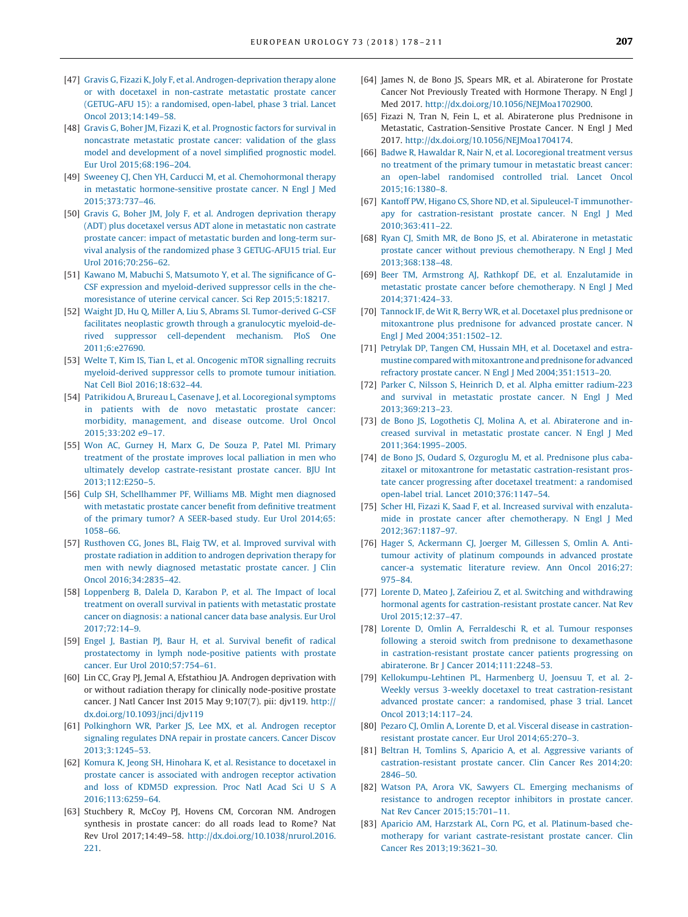[47] Gravis G, Fizazi K, Joly F, et al. Androgen-deprivation therapy alone or with docetaxel in non-castrate metastatic prostate cancer (GETUG-AFU 15): a randomised, open-label, phase 3 trial. Lancet Oncol 2013;14:149–58.

[48] Gravis G, Boher JM, Fizazi K, et al. Prognostic factors for survival in noncastrate metastatic prostate cancer: validation of the glass model and development of a novel simplified prognostic model. Eur Urol 2015;68:196–204.

[49] Sweeney CJ, Chen YH, Carducci M, et al. Chemohormonal therapy in metastatic hormone-sensitive prostate cancer. N Engl J Med 2015;373:737–46.

[50] Gravis G, Boher JM, Joly F, et al. Androgen deprivation therapy (ADT) plus docetaxel versus ADT alone in metastatic non castrate prostate cancer: impact of metastatic burden and long-term survival analysis of the randomized phase 3 GETUG-AFU15 trial. Eur Urol 2016;70:256–62.

[51] Kawano M, Mabuchi S, Matsumoto Y, et al. The significance of G-CSF expression and myeloid-derived suppressor cells in the chemoresistance of uterine cervical cancer. Sci Rep 2015;5:18217.

[52] Waight JD, Hu Q, Miller A, Liu S, Abrams SI. Tumor-derived G-CSF facilitates neoplastic growth through a granulocytic myeloid-derived suppressor cell-dependent mechanism. PloS One 2011;6:e27690.

[53] Welte T, Kim IS, Tian L, et al. Oncogenic mTOR signalling recruits myeloid-derived suppressor cells to promote tumour initiation. Nat Cell Biol 2016;18:632–44.

[54] Patrikidou A, Brureau L, Casenave J, et al. Locoregional symptoms in patients with de novo metastatic prostate cancer: morbidity, management, and disease outcome. Urol Oncol 2015;33:202 e9–17.

[55] Won AC, Gurney H, Marx G, De Souza P, Patel MI. Primary treatment of the prostate improves local palliation in men who ultimately develop castrate-resistant prostate cancer. BJU Int 2013;112:E250–5.

[56] Culp SH, Schellhammer PF, Williams MB. Might men diagnosed with metastatic prostate cancer benefit from definitive treatment of the primary tumor? A SEER-based study. Eur Urol 2014;65:1058–66.

[57] Rusthoven CG, Jones BL, Flaig TW, et al. Improved survival with prostate radiation in addition to androgen deprivation therapy for men with newly diagnosed metastatic prostate cancer. J Clin Oncol 2016;34:2835–42.

[58] Loppenberg B, Dalela D, Karabon P, et al. The Impact of local treatment on overall survival in patients with metastatic prostate cancer on diagnosis: a national cancer data base analysis. Eur Urol 2017;72:14–9.

[59] Engel J, Bastian PJ, Baur H, et al. Survival benefit of radical prostatectomy in lymph node-positive patients with prostate cancer. Eur Urol 2010;57:754–61.

[60] Lin CC, Gray PJ, Jemal A, Efstathiou JA. Androgen deprivation with or without radiation therapy for clinically node-positive prostate cancer. J Natl Cancer Inst 2015 May 9;107(7). pii: djv119. http://dx.doi.org/10.1093/jnci/djv119

[61] Polkinghorn WR, Parker JS, Lee MX, et al. Androgen receptor signaling regulates DNA repair in prostate cancers. Cancer Discov 2013;3:1245–53.

[62] Komura K, Jeong SH, Hinohara K, et al. Resistance to docetaxel in prostate cancer is associated with androgen receptor activation and loss of KDM5D expression. Proc Natl Acad Sci U S A 2016;113:6259–64.

[63] Stuchbery R, McCoy PJ, Hovens CM, Corcoran NM. Androgen synthesis in prostate cancer: do all roads lead to Rome? Nat Rev Urol 2017;14:49–58. http://dx.doi.org/10.1038/nrurol.2016.221.

[64] James N, de Bono JS, Spears MR, et al. Abiraterone for Prostate Cancer Not Previously Treated with Hormone Therapy. N Engl J Med 2017. http://dx.doi.org/10.1056/NEJMoa1702900.

[65] Fizazi N, Tran N, Fein L, et al. Abiraterone plus Prednisone in Metastatic, Castration-Sensitive Prostate Cancer. N Engl J Med 2017. http://dx.doi.org/10.1056/NEJMoa1704174.

[66] Badwe R, Hawaldar R, Nair N, et al. Locoregional treatment versus no treatment of the primary tumour in metastatic breast cancer: an open-label randomised controlled trial. Lancet Oncol 2015;16:1380–8.

[67] Kantoff PW, Higano CS, Shore ND, et al. Sipuleucel-T immunotherapy for castration-resistant prostate cancer. N Engl J Med 2010;363:411–22.

[68] Ryan CJ, Smith MR, de Bono JS, et al. Abiraterone in metastatic prostate cancer without previous chemotherapy. N Engl J Med 2013;368:138–48.

[69] Beer TM, Armstrong AJ, Rathkopf DE, et al. Enzalutamide in metastatic prostate cancer before chemotherapy. N Engl J Med 2014;371:424–33.

[70] Tannock IF, de Wit R, Berry WR, et al. Docetaxel plus prednisone or mitoxantrone plus prednisone for advanced prostate cancer. N Engl J Med 2004;351:1502–12.

[71] Petrylak DP, Tangen CM, Hussain MH, et al. Docetaxel and estramustine compared with mitoxantrone and prednisone for advanced refractory prostate cancer. N Engl J Med 2004;351:1513–20.

[72] Parker C, Nilsson S, Heinrich D, et al. Alpha emitter radium-223 and survival in metastatic prostate cancer. N Engl J Med 2013;369:213–23.

[73] de Bono JS, Logothetis CJ, Molina A, et al. Abiraterone and increased survival in metastatic prostate cancer. N Engl J Med 2011;364:1995–2005.

[74] de Bono JS, Oudard S, Ozguroglu M, et al. Prednisone plus cabazitaxel or mitoxantrone for metastatic castration-resistant prostate cancer progressing after docetaxel treatment: a randomised open-label trial. Lancet 2010;376:1147–54.

[75] Scher HI, Fizazi K, Saad F, et al. Increased survival with enzalutamide in prostate cancer after chemotherapy. N Engl J Med 2012;367:1187–97.

[76] Hager S, Ackermann CJ, Joerger M, Gillessen S, Omlin A. Anti-tumour activity of platinum compounds in advanced prostate cancer-a systematic literature review. Ann Oncol 2016;27:975–84.

[77] Lorente D, Mateo J, Zafeiriou Z, et al. Switching and withdrawing hormonal agents for castration-resistant prostate cancer. Nat Rev Urol 2015;12:37–47.

[78] Lorente D, Omlin A, Ferraldeschi R, et al. Tumour responses following a steroid switch from prednisone to dexamethasone in castration-resistant prostate cancer patients progressing on abiraterone. Br J Cancer 2014;111:2248–53.

[79] Kellokumpu-Lehtinen PL, Harmenberg U, Joensuu T, et al. 2-Weekly versus 3-weekly docetaxel to treat castration-resistant advanced prostate cancer: a randomised, phase 3 trial. Lancet Oncol 2013;14:117–24.

[80] Pezaro CJ, Omlin A, Lorente D, et al. Visceral disease in castration-resistant prostate cancer. Eur Urol 2014;65:270–3.

[81] Beltran H, Tomlins S, Aparicio A, et al. Aggressive variants of castration-resistant prostate cancer. Clin Cancer Res 2014;20:2846–50.

[82] Watson PA, Arora VK, Sawyers CL. Emerging mechanisms of resistance to androgen receptor inhibitors in prostate cancer. Nat Rev Cancer 2015;15:701–11.

[83] Aparicio AM, Harzstark AL, Corn PG, et al. Platinum-based chemotherapy for variant castrate-resistant prostate cancer. Clin Cancer Res 2013;19:3621–30.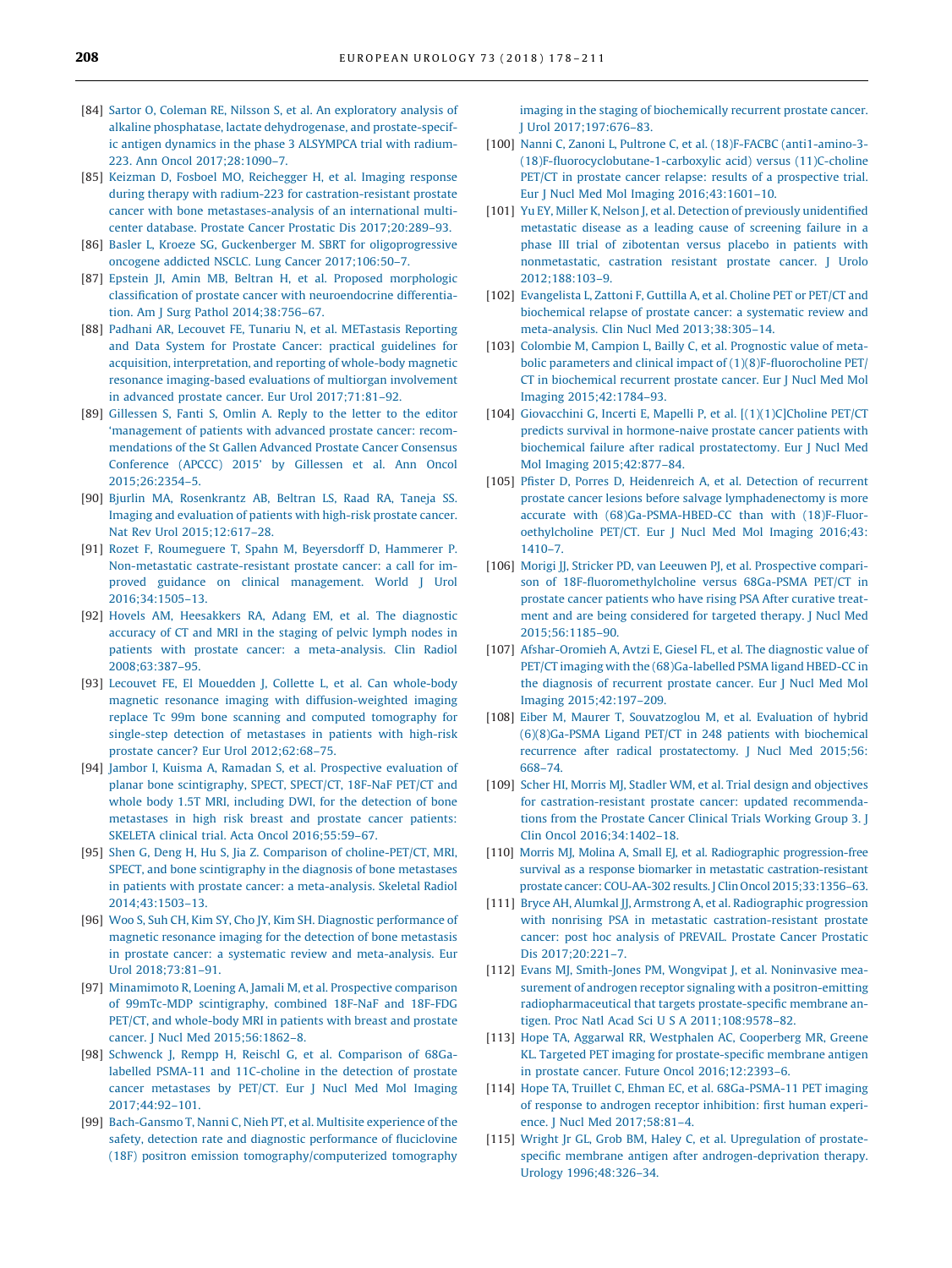[84] Sartor O, Coleman RE, Nilsson S, et al. An exploratory analysis of alkaline phosphatase, lactate dehydrogenase, and prostate-specific antigen dynamics in the phase 3 ALSYMPCA trial with radium-223. Ann Oncol 2017;28:1090–7.

[85] Keizman D, Fosboel MO, Reichegger H, et al. Imaging response during therapy with radium-223 for castration-resistant prostate cancer with bone metastases-analysis of an international multicenter database. Prostate Cancer Prostatic Dis 2017;20:289–93.

[86] Basler L, Kroeze SG, Guckenberger M. SBRT for oligoprogressive oncogene addicted NSCLC. Lung Cancer 2017;106:50–7.

[87] Epstein JI, Amin MB, Beltran H, et al. Proposed morphologic classification of prostate cancer with neuroendocrine differentiation. Am J Surg Pathol 2014;38:756–67.

[88] Padhani AR, Lecouvet FE, Tunariu N, et al. METastasis Reporting and Data System for Prostate Cancer: practical guidelines for acquisition, interpretation, and reporting of whole-body magnetic resonance imaging-based evaluations of multiorgan involvement in advanced prostate cancer. Eur Urol 2017;71:81–92.

[89] Gillessen S, Fanti S, Omlin A. Reply to the letter to the editor 'management of patients with advanced prostate cancer: recommendations of the St Gallen Advanced Prostate Cancer Consensus Conference (APCCC) 2015' by Gillessen et al. Ann Oncol 2015;26:2354–5.

[90] Bjurlin MA, Rosenkrantz AB, Beltran LS, Raad RA, Taneja SS. Imaging and evaluation of patients with high-risk prostate cancer. Nat Rev Urol 2015;12:617–28.

[91] Rozet F, Roumeguere T, Spahn M, Beyersdorff D, Hammerer P. Non-metastatic castrate-resistant prostate cancer: a call for improved guidance on clinical management. World J Urol 2016;34:1505–13.

[92] Hovels AM, Heesakkers RA, Adang EM, et al. The diagnostic accuracy of CT and MRI in the staging of pelvic lymph nodes in patients with prostate cancer: a meta-analysis. Clin Radiol 2008;63:387–95.

[93] Lecouvet FE, El Mouedden J, Collette L, et al. Can whole-body magnetic resonance imaging with diffusion-weighted imaging replace Tc 99m bone scanning and computed tomography for single-step detection of metastases in patients with high-risk prostate cancer? Eur Urol 2012;62:68–75.

[94] Jambor I, Kuisma A, Ramadan S, et al. Prospective evaluation of planar bone scintigraphy, SPECT, SPECT/CT, 18F-NaF PET/CT and whole body 1.5T MRI, including DWI, for the detection of bone metastases in high risk breast and prostate cancer patients: SKELETA clinical trial. Acta Oncol 2016;55:59–67.

[95] Shen G, Deng H, Hu S, Jia Z. Comparison of choline-PET/CT, MRI, SPECT, and bone scintigraphy in the diagnosis of bone metastases in patients with prostate cancer: a meta-analysis. Skeletal Radiol 2014;43:1503–13.

[96] Woo S, Suh CH, Kim SY, Cho JY, Kim SH. Diagnostic performance of magnetic resonance imaging for the detection of bone metastasis in prostate cancer: a systematic review and meta-analysis. Eur Urol 2018;73:81–91.

[97] Minamimoto R, Loening A, Jamali M, et al. Prospective comparison of 99mTc-MDP scintigraphy, combined 18F-NaF and 18F-FDG PET/CT, and whole-body MRI in patients with breast and prostate cancer. J Nucl Med 2015;56:1862–8.

[98] Schwenck J, Rempp H, Reischl G, et al. Comparison of 68Ga-labelled PSMA-11 and 11C-choline in the detection of prostate cancer metastases by PET/CT. Eur J Nucl Med Mol Imaging 2017;44:92–101.

[99] Bach-Gansmo T, Nanni C, Nieh PT, et al. Multisite experience of the safety, detection rate and diagnostic performance of fluciclovine (18F) positron emission tomography/computerized tomography imaging in the staging of biochemically recurrent prostate cancer. J Urol 2017;197:676–83.

[100] Nanni C, Zanoni L, Pultrone C, et al. (18)F-FACBC (anti1-amino-3-(18)F-fluorocyclobutane-1-carboxylic acid) versus (11)C-choline PET/CT in prostate cancer relapse: results of a prospective trial. Eur J Nucl Med Mol Imaging 2016;43:1601–10.

[101] Yu EY, Miller K, Nelson J, et al. Detection of previously unidentified metastatic disease as a leading cause of screening failure in a phase III trial of zibotentan versus placebo in patients with nonmetastatic, castration resistant prostate cancer. J Urolo 2012;188:103–9.

[102] Evangelista L, Zattoni F, Guttilla A, et al. Choline PET or PET/CT and biochemical relapse of prostate cancer: a systematic review and meta-analysis. Clin Nucl Med 2013;38:305–14.

[103] Colombie M, Campion L, Bailly C, et al. Prognostic value of metabolic parameters and clinical impact of (1)(8)F-fluorocholine PET/CT in biochemical recurrent prostate cancer. Eur J Nucl Med Mol Imaging 2015;42:1784–93.

[104] Giovacchini G, Incerti E, Mapelli P, et al. [(1)(1)C]Choline PET/CT predicts survival in hormone-naive prostate cancer patients with biochemical failure after radical prostatectomy. Eur J Nucl Med Mol Imaging 2015;42:877–84.

[105] Pfister D, Porres D, Heidenreich A, et al. Detection of recurrent prostate cancer lesions before salvage lymphadenectomy is more accurate with (68)Ga-PSMA-HBED-CC than with (18)F-Fluoroethylcholine PET/CT. Eur J Nucl Med Mol Imaging 2016;43:1410–7.

[106] Morigi JJ, Stricker PD, van Leeuwen PJ, et al. Prospective comparison of 18F-fluoromethylcholine versus 68Ga-PSMA PET/CT in prostate cancer patients who have rising PSA After curative treatment and are being considered for targeted therapy. J Nucl Med 2015;56:1185–90.

[107] Afshar-Oromieh A, Avtzi E, Giesel FL, et al. The diagnostic value of PET/CT imaging with the (68)Ga-labelled PSMA ligand HBED-CC in the diagnosis of recurrent prostate cancer. Eur J Nucl Med Mol Imaging 2015;42:197–209.

[108] Eiber M, Maurer T, Souvatzoglou M, et al. Evaluation of hybrid (6)(8)Ga-PSMA Ligand PET/CT in 248 patients with biochemical recurrence after radical prostatectomy. J Nucl Med 2015;56:668–74.

[109] Scher HI, Morris MJ, Stadler WM, et al. Trial design and objectives for castration-resistant prostate cancer: updated recommendations from the Prostate Cancer Clinical Trials Working Group 3. J Clin Oncol 2016;34:1402–18.

[110] Morris MJ, Molina A, Small EJ, et al. Radiographic progression-free survival as a response biomarker in metastatic castration-resistant prostate cancer: COU-AA-302 results. J Clin Oncol 2015;33:1356–63.

[111] Bryce AH, Alumkal JJ, Armstrong A, et al. Radiographic progression with nonrising PSA in metastatic castration-resistant prostate cancer: post hoc analysis of PREVAIL. Prostate Cancer Prostatic Dis 2017;20:221–7.

[112] Evans MJ, Smith-Jones PM, Wongvipat J, et al. Noninvasive measurement of androgen receptor signaling with a positron-emitting radiopharmaceutical that targets prostate-specific membrane antigen. Proc Natl Acad Sci U S A 2011;108:9578–82.

[113] Hope TA, Aggarwal RR, Westphalen AC, Cooperberg MR, Greene KL. Targeted PET imaging for prostate-specific membrane antigen in prostate cancer. Future Oncol 2016;12:2393–6.

[114] Hope TA, Truillet C, Ehman EC, et al. 68Ga-PSMA-11 PET imaging of response to androgen receptor inhibition: first human experience. J Nucl Med 2017;58:81–4.

[115] Wright Jr GL, Grob BM, Haley C, et al. Upregulation of prostate-specific membrane antigen after androgen-deprivation therapy. Urology 1996;48:326–34.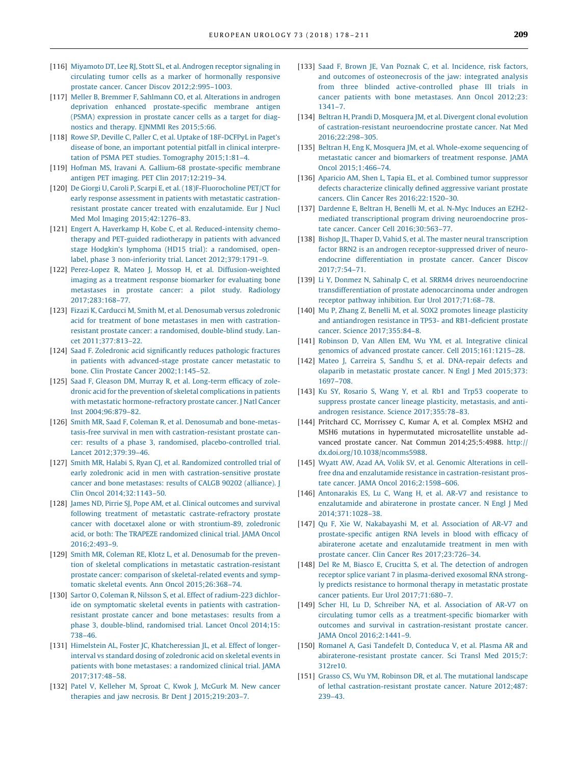[116] Miyamoto DT, Lee RJ, Stott SL, et al. Androgen receptor signaling in circulating tumor cells as a marker of hormonally responsive prostate cancer. Cancer Discov 2012;2:995–1003.

[117] Meller B, Bremmer F, Sahlmann CO, et al. Alterations in androgen deprivation enhanced prostate-specific membrane antigen (PSMA) expression in prostate cancer cells as a target for diagnostics and therapy. EJNMMI Res 2015;5:66.

[118] Rowe SP, Deville C, Paller C, et al. Uptake of 18F-DCFPyL in Paget's disease of bone, an important potential pitfall in clinical interpretation of PSMA PET studies. Tomography 2015;1:81–4.

[119] Hofman MS, Iravani A. Gallium-68 prostate-specific membrane antigen PET imaging. PET Clin 2017;12:219–34.

[120] De Giorgi U, Caroli P, Scarpi E, et al. (18)F-Fluorocholine PET/CT for early response assessment in patients with metastatic castration-resistant prostate cancer treated with enzalutamide. Eur J Nucl Med Mol Imaging 2015;42:1276–83.

[121] Engert A, Haverkamp H, Kobe C, et al. Reduced-intensity chemotherapy and PET-guided radiotherapy in patients with advanced stage Hodgkin's lymphoma (HD15 trial): a randomised, open-label, phase 3 non-inferiority trial. Lancet 2012;379:1791–9.

[122] Perez-Lopez R, Mateo J, Mossop H, et al. Diffusion-weighted imaging as a treatment response biomarker for evaluating bone metastases in prostate cancer: a pilot study. Radiology 2017;283:168–77.

[123] Fizazi K, Carducci M, Smith M, et al. Denosumab versus zoledronic acid for treatment of bone metastases in men with castration-resistant prostate cancer: a randomised, double-blind study. Lancet 2011;377:813–22.

[124] Saad F. Zoledronic acid significantly reduces pathologic fractures in patients with advanced-stage prostate cancer metastatic to bone. Clin Prostate Cancer 2002;1:145–52.

[125] Saad F, Gleason DM, Murray R, et al. Long-term efficacy of zoledronic acid for the prevention of skeletal complications in patients with metastatic hormone-refractory prostate cancer. J Natl Cancer Inst 2004;96:879–82.

[126] Smith MR, Saad F, Coleman R, et al. Denosumab and bone-metastasis-free survival in men with castration-resistant prostate cancer: results of a phase 3, randomised, placebo-controlled trial. Lancet 2012;379:39–46.

[127] Smith MR, Halabi S, Ryan CJ, et al. Randomized controlled trial of early zoledronic acid in men with castration-sensitive prostate cancer and bone metastases: results of CALGB 90202 (alliance). J Clin Oncol 2014;32:1143–50.

[128] James ND, Pirrie SJ, Pope AM, et al. Clinical outcomes and survival following treatment of metastatic castrate-refractory prostate cancer with docetaxel alone or with strontium-89, zoledronic acid, or both: The TRAPEZE randomized clinical trial. JAMA Oncol 2016;2:493–9.

[129] Smith MR, Coleman RE, Klotz L, et al. Denosumab for the prevention of skeletal complications in metastatic castration-resistant prostate cancer: comparison of skeletal-related events and symptomatic skeletal events. Ann Oncol 2015;26:368–74.

[130] Sartor O, Coleman R, Nilsson S, et al. Effect of radium-223 dichloride on symptomatic skeletal events in patients with castration-resistant prostate cancer and bone metastases: results from a phase 3, double-blind, randomised trial. Lancet Oncol 2014;15:738–46.

[131] Himelstein AL, Foster JC, Khatcheressian JL, et al. Effect of longer-interval vs standard dosing of zoledronic acid on skeletal events in patients with bone metastases: a randomized clinical trial. JAMA 2017;317:48–58.

[132] Patel V, Kelleher M, Sproat C, Kwok J, McGurk M. New cancer therapies and jaw necrosis. Br Dent J 2015;219:203–7.

[133] Saad F, Brown JE, Van Poznak C, et al. Incidence, risk factors, and outcomes of osteonecrosis of the jaw: integrated analysis from three blinded active-controlled phase III trials in cancer patients with bone metastases. Ann Oncol 2012;23:1341–7.

[134] Beltran H, Prandi D, Mosquera JM, et al. Divergent clonal evolution of castration-resistant neuroendocrine prostate cancer. Nat Med 2016;22:298–305.

[135] Beltran H, Eng K, Mosquera JM, et al. Whole-exome sequencing of metastatic cancer and biomarkers of treatment response. JAMA Oncol 2015;1:466–74.

[136] Aparicio AM, Shen L, Tapia EL, et al. Combined tumor suppressor defects characterize clinically defined aggressive variant prostate cancers. Clin Cancer Res 2016;22:1520–30.

[137] Dardenne E, Beltran H, Benelli M, et al. N-Myc Induces an EZH2-mediated transcriptional program driving neuroendocrine prostate cancer. Cancer Cell 2016;30:563–77.

[138] Bishop JL, Thaper D, Vahid S, et al. The master neural transcription factor BRN2 is an androgen receptor-suppressed driver of neuroendocrine differentiation in prostate cancer. Cancer Discov 2017;7:54–71.

[139] Li Y, Donmez N, Sahinalp C, et al. SRRM4 drives neuroendocrine transdifferentiation of prostate adenocarcinoma under androgen receptor pathway inhibition. Eur Urol 2017;71:68–78.

[140] Mu P, Zhang Z, Benelli M, et al. SOX2 promotes lineage plasticity and antiandrogen resistance in TP53- and RB1-deficient prostate cancer. Science 2017;355:84–8.

[141] Robinson D, Van Allen EM, Wu YM, et al. Integrative clinical genomics of advanced prostate cancer. Cell 2015;161:1215–28.

[142] Mateo J, Carreira S, Sandhu S, et al. DNA-repair defects and olaparib in metastatic prostate cancer. N Engl J Med 2015;373:1697–708.

[143] Ku SY, Rosario S, Wang Y, et al. Rb1 and Trp53 cooperate to suppress prostate cancer lineage plasticity, metastasis, and antiandrogen resistance. Science 2017;355:78–83.

[144] Pritchard CC, Morrissey C, Kumar A, et al. Complex MSH2 and MSH6 mutations in hypermutated microsatellite unstable advanced prostate cancer. Nat Commun 2014;25;5:4988. http://dx.doi.org/10.1038/ncomms5988.

[145] Wyatt AW, Azad AA, Volik SV, et al. Genomic Alterations in cell-free dna and enzalutamide resistance in castration-resistant prostate cancer. JAMA Oncol 2016;2:1598–606.

[146] Antonarakis ES, Lu C, Wang H, et al. AR-V7 and resistance to enzalutamide and abiraterone in prostate cancer. N Engl J Med 2014;371:1028–38.

[147] Qu F, Xie W, Nakabayashi M, et al. Association of AR-V7 and prostate-specific antigen RNA levels in blood with efficacy of abiraterone acetate and enzalutamide treatment in men with prostate cancer. Clin Cancer Res 2017;23:726–34.

[148] Del Re M, Biasco E, Crucitta S, et al. The detection of androgen receptor splice variant 7 in plasma-derived exosomal RNA strongly predicts resistance to hormonal therapy in metastatic prostate cancer patients. Eur Urol 2017;71:680–7.

[149] Scher HI, Lu D, Schreiber NA, et al. Association of AR-V7 on circulating tumor cells as a treatment-specific biomarker with outcomes and survival in castration-resistant prostate cancer. JAMA Oncol 2016;2:1441–9.

[150] Romanel A, Gasi Tandefelt D, Conteduca V, et al. Plasma AR and abiraterone-resistant prostate cancer. Sci Transl Med 2015;7:312re10.

[151] Grasso CS, Wu YM, Robinson DR, et al. The mutational landscape of lethal castration-resistant prostate cancer. Nature 2012;487:239–43.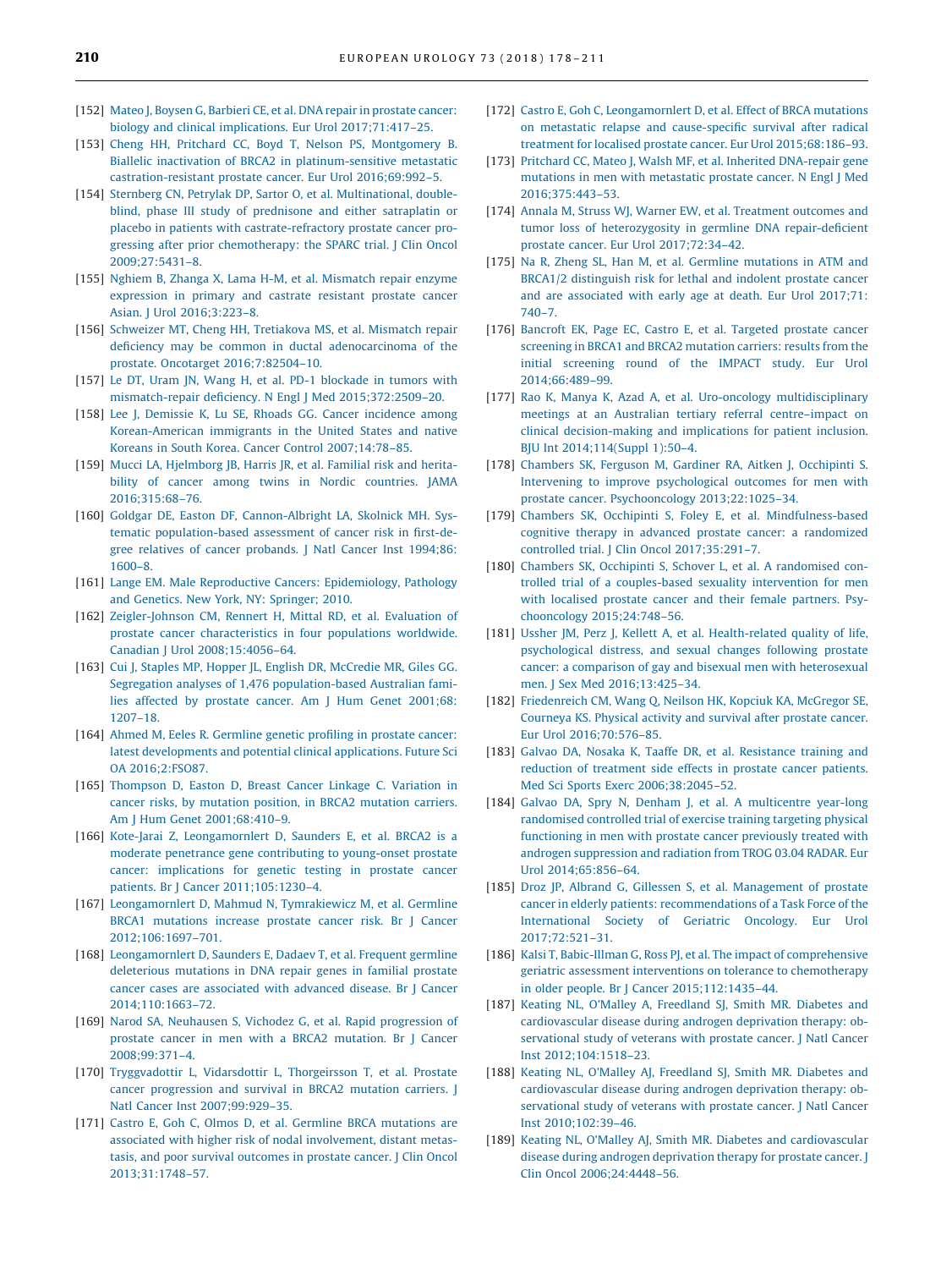[152] Mateo J, Boysen G, Barbieri CE, et al. DNA repair in prostate cancer: biology and clinical implications. Eur Urol 2017;71:417–25.

[153] Cheng HH, Pritchard CC, Boyd T, Nelson PS, Montgomery B. Biallelic inactivation of BRCA2 in platinum-sensitive metastatic castration-resistant prostate cancer. Eur Urol 2016;69:992–5.

[154] Sternberg CN, Petrylak DP, Sartor O, et al. Multinational, double-blind, phase III study of prednisone and either satraplatin or placebo in patients with castrate-refractory prostate cancer progressing after prior chemotherapy: the SPARC trial. J Clin Oncol 2009;27:5431–8.

[155] Nghiem B, Zhanga X, Lama H-M, et al. Mismatch repair enzyme expression in primary and castrate resistant prostate cancer Asian. J Urol 2016;3:223–8.

[156] Schweizer MT, Cheng HH, Tretiakova MS, et al. Mismatch repair deficiency may be common in ductal adenocarcinoma of the prostate. Oncotarget 2016;7:82504–10.

[157] Le DT, Uram JN, Wang H, et al. PD-1 blockade in tumors with mismatch-repair deficiency. N Engl J Med 2015;372:2509–20.

[158] Lee J, Demissie K, Lu SE, Rhoads GG. Cancer incidence among Korean-American immigrants in the United States and native Koreans in South Korea. Cancer Control 2007;14:78–85.

[159] Mucci LA, Hjelmborg JB, Harris JR, et al. Familial risk and heritability of cancer among twins in Nordic countries. JAMA 2016;315:68–76.

[160] Goldgar DE, Easton DF, Cannon-Albright LA, Skolnick MH. Systematic population-based assessment of cancer risk in first-degree relatives of cancer probands. J Natl Cancer Inst 1994;86:1600–8.

[161] Lange EM. Male Reproductive Cancers: Epidemiology, Pathology and Genetics. New York, NY: Springer; 2010.

[162] Zeigler-Johnson CM, Rennert H, Mittal RD, et al. Evaluation of prostate cancer characteristics in four populations worldwide. Canadian J Urol 2008;15:4056–64.

[163] Cui J, Staples MP, Hopper JL, English DR, McCredie MR, Giles GG. Segregation analyses of 1,476 population-based Australian families affected by prostate cancer. Am J Hum Genet 2001;68:1207–18.

[164] Ahmed M, Eeles R. Germline genetic profiling in prostate cancer: latest developments and potential clinical applications. Future Sci OA 2016;2:FSO87.

[165] Thompson D, Easton D, Breast Cancer Linkage C. Variation in cancer risks, by mutation position, in BRCA2 mutation carriers. Am J Hum Genet 2001;68:410–9.

[166] Kote-Jarai Z, Leongamornlert D, Saunders E, et al. BRCA2 is a moderate penetrance gene contributing to young-onset prostate cancer: implications for genetic testing in prostate cancer patients. Br J Cancer 2011;105:1230–4.

[167] Leongamornlert D, Mahmud N, Tymrakiewicz M, et al. Germline BRCA1 mutations increase prostate cancer risk. Br J Cancer 2012;106:1697–701.

[168] Leongamornlert D, Saunders E, Dadaev T, et al. Frequent germline deleterious mutations in DNA repair genes in familial prostate cancer cases are associated with advanced disease. Br J Cancer 2014;110:1663–72.

[169] Narod SA, Neuhausen S, Vichodez G, et al. Rapid progression of prostate cancer in men with a BRCA2 mutation. Br J Cancer 2008;99:371–4.

[170] Tryggvadottir L, Vidarsdottir L, Thorgeirsson T, et al. Prostate cancer progression and survival in BRCA2 mutation carriers. J Natl Cancer Inst 2007;99:929–35.

[171] Castro E, Goh C, Olmos D, et al. Germline BRCA mutations are associated with higher risk of nodal involvement, distant metastasis, and poor survival outcomes in prostate cancer. J Clin Oncol 2013;31:1748–57.

[172] Castro E, Goh C, Leongamornlert D, et al. Effect of BRCA mutations on metastatic relapse and cause-specific survival after radical treatment for localised prostate cancer. Eur Urol 2015;68:186–93.

[173] Pritchard CC, Mateo J, Walsh MF, et al. Inherited DNA-repair gene mutations in men with metastatic prostate cancer. N Engl J Med 2016;375:443–53.

[174] Annala M, Struss WJ, Warner EW, et al. Treatment outcomes and tumor loss of heterozygosity in germline DNA repair-deficient prostate cancer. Eur Urol 2017;72:34–42.

[175] Na R, Zheng SL, Han M, et al. Germline mutations in ATM and BRCA1/2 distinguish risk for lethal and indolent prostate cancer and are associated with early age at death. Eur Urol 2017;71:740–7.

[176] Bancroft EK, Page EC, Castro E, et al. Targeted prostate cancer screening in BRCA1 and BRCA2 mutation carriers: results from the initial screening round of the IMPACT study. Eur Urol 2014;66:489–99.

[177] Rao K, Manya K, Azad A, et al. Uro-oncology multidisciplinary meetings at an Australian tertiary referral centre–impact on clinical decision-making and implications for patient inclusion. BJU Int 2014;114(Suppl 1):50–4.

[178] Chambers SK, Ferguson M, Gardiner RA, Aitken J, Occhipinti S. Intervening to improve psychological outcomes for men with prostate cancer. Psychooncology 2013;22:1025–34.

[179] Chambers SK, Occhipinti S, Foley E, et al. Mindfulness-based cognitive therapy in advanced prostate cancer: a randomized controlled trial. J Clin Oncol 2017;35:291–7.

[180] Chambers SK, Occhipinti S, Schover L, et al. A randomised controlled trial of a couples-based sexuality intervention for men with localised prostate cancer and their female partners. Psychooncology 2015;24:748–56.

[181] Ussher JM, Perz J, Kellett A, et al. Health-related quality of life, psychological distress, and sexual changes following prostate cancer: a comparison of gay and bisexual men with heterosexual men. J Sex Med 2016;13:425–34.

[182] Friedenreich CM, Wang Q, Neilson HK, Kopciuk KA, McGregor SE, Courneya KS. Physical activity and survival after prostate cancer. Eur Urol 2016;70:576–85.

[183] Galvao DA, Nosaka K, Taaffe DR, et al. Resistance training and reduction of treatment side effects in prostate cancer patients. Med Sci Sports Exerc 2006;38:2045–52.

[184] Galvao DA, Spry N, Denham J, et al. A multicentre year-long randomised controlled trial of exercise training targeting physical functioning in men with prostate cancer previously treated with androgen suppression and radiation from TROG 03.04 RADAR. Eur Urol 2014;65:856–64.

[185] Droz JP, Albrand G, Gillessen S, et al. Management of prostate cancer in elderly patients: recommendations of a Task Force of the International Society of Geriatric Oncology. Eur Urol 2017;72:521–31.

[186] Kalsi T, Babic-Illman G, Ross PJ, et al. The impact of comprehensive geriatric assessment interventions on tolerance to chemotherapy in older people. Br J Cancer 2015;112:1435–44.

[187] Keating NL, O'Malley A, Freedland SJ, Smith MR. Diabetes and cardiovascular disease during androgen deprivation therapy: observational study of veterans with prostate cancer. J Natl Cancer Inst 2012;104:1518–23.

[188] Keating NL, O'Malley AJ, Freedland SJ, Smith MR. Diabetes and cardiovascular disease during androgen deprivation therapy: observational study of veterans with prostate cancer. J Natl Cancer Inst 2010;102:39–46.

[189] Keating NL, O'Malley AJ, Smith MR. Diabetes and cardiovascular disease during androgen deprivation therapy for prostate cancer. J Clin Oncol 2006;24:4448–56.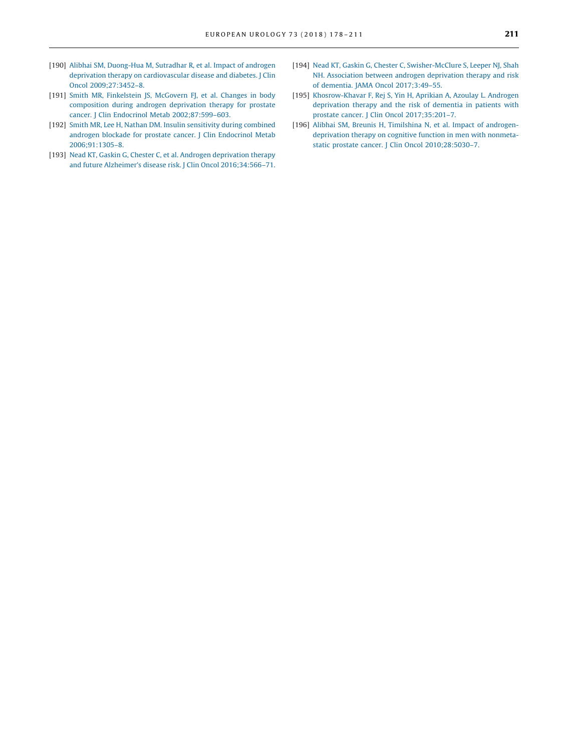[190] Alibhai SM, Duong-Hua M, Sutradhar R, et al. Impact of androgen deprivation therapy on cardiovascular disease and diabetes. J Clin Oncol 2009;27:3452–8.

[191] Smith MR, Finkelstein JS, McGovern FJ, et al. Changes in body composition during androgen deprivation therapy for prostate cancer. J Clin Endocrinol Metab 2002;87:599–603.

[192] Smith MR, Lee H, Nathan DM. Insulin sensitivity during combined androgen blockade for prostate cancer. J Clin Endocrinol Metab 2006;91:1305–8.

[193] Nead KT, Gaskin G, Chester C, et al. Androgen deprivation therapy and future Alzheimer's disease risk. J Clin Oncol 2016;34:566–71.

[194] Nead KT, Gaskin G, Chester C, Swisher-McClure S, Leeper NJ, Shah NH. Association between androgen deprivation therapy and risk of dementia. JAMA Oncol 2017;3:49–55.

[195] Khosrow-Khavar F, Rej S, Yin H, Aprikian A, Azoulay L. Androgen deprivation therapy and the risk of dementia in patients with prostate cancer. J Clin Oncol 2017;35:201–7.

[196] Alibhai SM, Breunis H, Timilshina N, et al. Impact of androgen-deprivation therapy on cognitive function in men with nonmetastatic prostate cancer. J Clin Oncol 2010;28:5030–7.